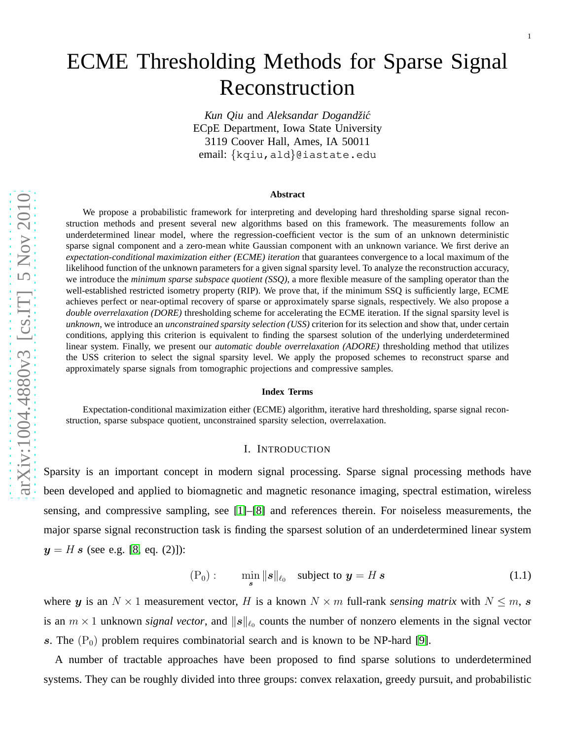# ECME Thresholding Methods for Sparse Signal Reconstruction

*Kun Qiu* and *Aleksandar Dogandžić*
ECpE Department, Iowa State University
3119 Coover Hall, Ames, IA 50011
email: {kqiu,ald}@iastate.edu

### Abstract

We propose a probabilistic framework for interpreting and developing hard thresholding sparse signal reconstruction methods and present several new algorithms based on this framework. The measurements follow an underdetermined linear model, where the regression-coefficient vector is the sum of an unknown deterministic sparse signal component and a zero-mean white Gaussian component with an unknown variance. We first derive an *expectation-conditional maximization either (ECME) iteration* that guarantees convergence to a local maximum of the likelihood function of the unknown parameters for a given signal sparsity level. To analyze the reconstruction accuracy, we introduce the *minimum sparse subspace quotient (SSQ)*, a more flexible measure of the sampling operator than the well-established restricted isometry property (RIP). We prove that, if the minimum SSQ is sufficiently large, ECME achieves perfect or near-optimal recovery of sparse or approximately sparse signals, respectively. We also propose a *double overrelaxation (DORE)* thresholding scheme for accelerating the ECME iteration. If the signal sparsity level is *unknown*, we introduce an *unconstrained sparsity selection (USS)* criterion for its selection and show that, under certain conditions, applying this criterion is equivalent to finding the sparsest solution of the underlying underdetermined linear system. Finally, we present our *automatic double overrelaxation (ADORE)* thresholding method that utilizes the USS criterion to select the signal sparsity level. We apply the proposed schemes to reconstruct sparse and approximately sparse signals from tomographic projections and compressive samples.

### Index Terms

Expectation-conditional maximization either (ECME) algorithm, iterative hard thresholding, sparse signal reconstruction, sparse subspace quotient, unconstrained sparsity selection, overrelaxation.

## I. Introduction

Sparsity is an important concept in modern signal processing. Sparse signal processing methods have been developed and applied to biomagnetic and magnetic resonance imaging, spectral estimation, wireless sensing, and compressive sampling, see [1]–[8] and references therein. For noiseless measurements, the major sparse signal reconstruction task is finding the sparsest solution of an underdetermined linear system $\boldsymbol{y} = H\,\boldsymbol{s}$ (see e.g. [8, eq. (2)]):

$$(\mathrm{P}_0): \qquad \min_{\boldsymbol{s}} \|\boldsymbol{s}\|_{\ell_0} \quad \text{subject to } \boldsymbol{y} = H\,\boldsymbol{s} \tag{1.1}$$

where $\boldsymbol{y}$ is an $N \times 1$ measurement vector, $H$ is a known $N \times m$ full-rank *sensing matrix* with $N \leq m$, $\boldsymbol{s}$ is an $m \times 1$ unknown *signal vector*, and $\|\boldsymbol{s}\|_{\ell_0}$ counts the number of nonzero elements in the signal vector $\boldsymbol{s}$. The $(\mathrm{P}_0)$ problem requires combinatorial search and is known to be NP-hard [9].

A number of tractable approaches have been proposed to find sparse solutions to underdetermined systems. They can be roughly divided into three groups: convex relaxation, greedy pursuit, and probabilistic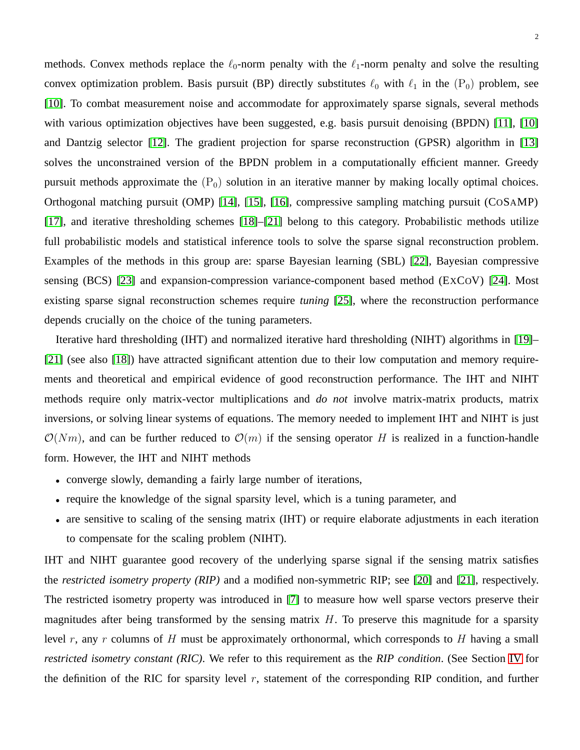methods. Convex methods replace the $\ell_0$-norm penalty with the $\ell_1$-norm penalty and solve the resulting convex optimization problem. Basis pursuit (BP) directly substitutes $\ell_0$ with $\ell_1$ in the $(\mathrm{P}_0)$ problem, see [10]. To combat measurement noise and accommodate for approximately sparse signals, several methods with various optimization objectives have been suggested, e.g. basis pursuit denoising (BPDN) [11], [10] and Dantzig selector [12]. The gradient projection for sparse reconstruction (GPSR) algorithm in [13] solves the unconstrained version of the BPDN problem in a computationally efficient manner. Greedy pursuit methods approximate the $(\mathrm{P}_0)$ solution in an iterative manner by making locally optimal choices. Orthogonal matching pursuit (OMP) [14], [15], [16], compressive sampling matching pursuit (CoSaMP) [17], and iterative thresholding schemes [18]–[21] belong to this category. Probabilistic methods utilize full probabilistic models and statistical inference tools to solve the sparse signal reconstruction problem. Examples of the methods in this group are: sparse Bayesian learning (SBL) [22], Bayesian compressive sensing (BCS) [23] and expansion-compression variance-component based method (ExCoV) [24]. Most existing sparse signal reconstruction schemes require *tuning* [25], where the reconstruction performance depends crucially on the choice of the tuning parameters.

Iterative hard thresholding (IHT) and normalized iterative hard thresholding (NIHT) algorithms in [19]–[21] (see also [18]) have attracted significant attention due to their low computation and memory requirements and theoretical and empirical evidence of good reconstruction performance. The IHT and NIHT methods require only matrix-vector multiplications and *do not* involve matrix-matrix products, matrix inversions, or solving linear systems of equations. The memory needed to implement IHT and NIHT is just $\mathcal{O}(Nm)$, and can be further reduced to $\mathcal{O}(m)$ if the sensing operator $H$ is realized in a function-handle form. However, the IHT and NIHT methods

- converge slowly, demanding a fairly large number of iterations,
- require the knowledge of the signal sparsity level, which is a tuning parameter, and
- are sensitive to scaling of the sensing matrix (IHT) or require elaborate adjustments in each iteration to compensate for the scaling problem (NIHT).

IHT and NIHT guarantee good recovery of the underlying sparse signal if the sensing matrix satisfies the *restricted isometry property (RIP)* and a modified non-symmetric RIP; see [20] and [21], respectively. The restricted isometry property was introduced in [7] to measure how well sparse vectors preserve their magnitudes after being transformed by the sensing matrix $H$. To preserve this magnitude for a sparsity level $r$, any $r$ columns of $H$ must be approximately orthonormal, which corresponds to $H$ having a small *restricted isometry constant (RIC)*. We refer to this requirement as the *RIP condition*. (See Section IV for the definition of the RIC for sparsity level $r$, statement of the corresponding RIP condition, and further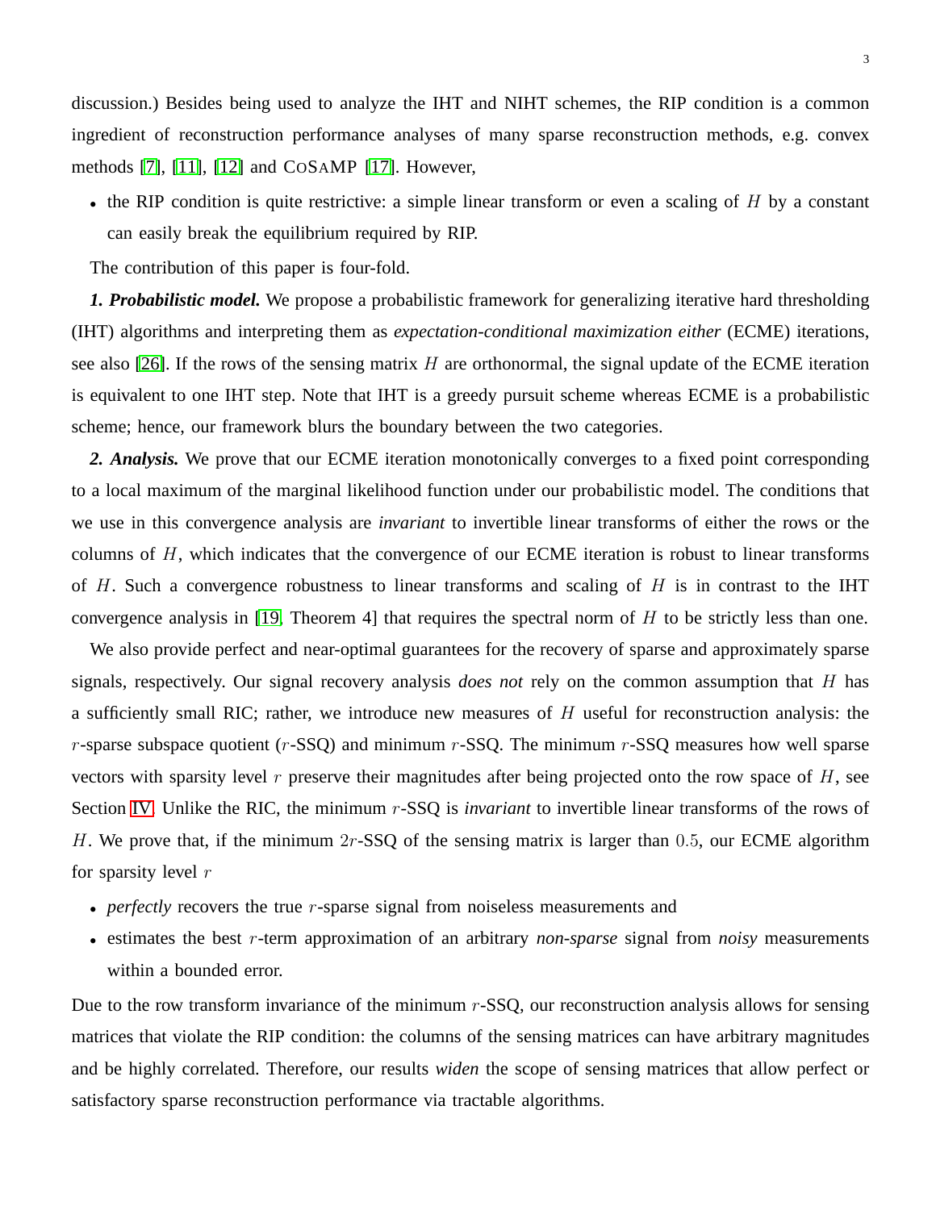discussion.) Besides being used to analyze the IHT and NIHT schemes, the RIP condition is a common ingredient of reconstruction performance analyses of many sparse reconstruction methods, e.g. convex methods [7], [11], [12] and CoSaMP [17]. However,

- the RIP condition is quite restrictive: a simple linear transform or even a scaling of $H$ by a constant can easily break the equilibrium required by RIP.

The contribution of this paper is four-fold.

***1. Probabilistic model.*** We propose a probabilistic framework for generalizing iterative hard thresholding (IHT) algorithms and interpreting them as *expectation-conditional maximization either* (ECME) iterations, see also [26]. If the rows of the sensing matrix $H$ are orthonormal, the signal update of the ECME iteration is equivalent to one IHT step. Note that IHT is a greedy pursuit scheme whereas ECME is a probabilistic scheme; hence, our framework blurs the boundary between the two categories.

***2. Analysis.*** We prove that our ECME iteration monotonically converges to a fixed point corresponding to a local maximum of the marginal likelihood function under our probabilistic model. The conditions that we use in this convergence analysis are *invariant* to invertible linear transforms of either the rows or the columns of $H$, which indicates that the convergence of our ECME iteration is robust to linear transforms of $H$. Such a convergence robustness to linear transforms and scaling of $H$ is in contrast to the IHT convergence analysis in [19, Theorem 4] that requires the spectral norm of $H$ to be strictly less than one.

We also provide perfect and near-optimal guarantees for the recovery of sparse and approximately sparse signals, respectively. Our signal recovery analysis *does not* rely on the common assumption that $H$ has a sufficiently small RIC; rather, we introduce new measures of $H$ useful for reconstruction analysis: the $r$-sparse subspace quotient ($r$-SSQ) and minimum $r$-SSQ. The minimum $r$-SSQ measures how well sparse vectors with sparsity level $r$ preserve their magnitudes after being projected onto the row space of $H$, see Section IV. Unlike the RIC, the minimum $r$-SSQ is *invariant* to invertible linear transforms of the rows of $H$. We prove that, if the minimum $2r$-SSQ of the sensing matrix is larger than $0.5$, our ECME algorithm for sparsity level $r$

- *perfectly* recovers the true $r$-sparse signal from noiseless measurements and
- estimates the best $r$-term approximation of an arbitrary *non-sparse* signal from *noisy* measurements within a bounded error.

Due to the row transform invariance of the minimum $r$-SSQ, our reconstruction analysis allows for sensing matrices that violate the RIP condition: the columns of the sensing matrices can have arbitrary magnitudes and be highly correlated. Therefore, our results *widen* the scope of sensing matrices that allow perfect or satisfactory sparse reconstruction performance via tractable algorithms.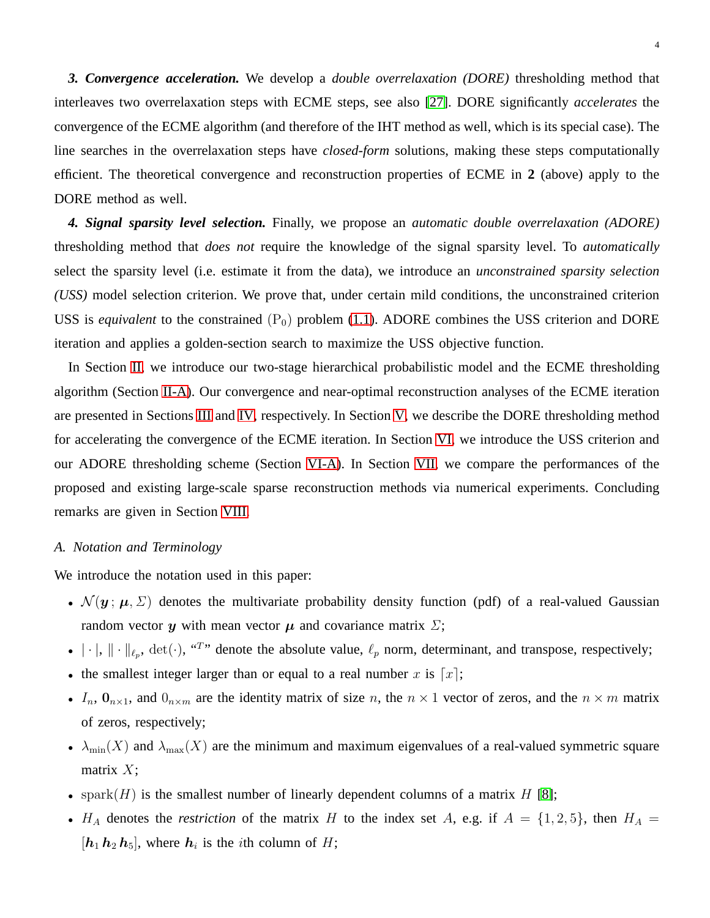***3. Convergence acceleration.*** We develop a *double overrelaxation (DORE)* thresholding method that interleaves two overrelaxation steps with ECME steps, see also [27]. DORE significantly *accelerates* the convergence of the ECME algorithm (and therefore of the IHT method as well, which is its special case). The line searches in the overrelaxation steps have *closed-form* solutions, making these steps computationally efficient. The theoretical convergence and reconstruction properties of ECME in **2** (above) apply to the DORE method as well.

***4. Signal sparsity level selection.*** Finally, we propose an *automatic double overrelaxation (ADORE)* thresholding method that *does not* require the knowledge of the signal sparsity level. To *automatically* select the sparsity level (i.e. estimate it from the data), we introduce an *unconstrained sparsity selection (USS)* model selection criterion. We prove that, under certain mild conditions, the unconstrained criterion USS is *equivalent* to the constrained $(\mathrm{P}_0)$ problem (1.1). ADORE combines the USS criterion and DORE iteration and applies a golden-section search to maximize the USS objective function.

In Section II, we introduce our two-stage hierarchical probabilistic model and the ECME thresholding algorithm (Section II-A). Our convergence and near-optimal reconstruction analyses of the ECME iteration are presented in Sections III and IV, respectively. In Section V, we describe the DORE thresholding method for accelerating the convergence of the ECME iteration. In Section VI, we introduce the USS criterion and our ADORE thresholding scheme (Section VI-A). In Section VII, we compare the performances of the proposed and existing large-scale sparse reconstruction methods via numerical experiments. Concluding remarks are given in Section VIII.

### *A. Notation and Terminology*

We introduce the notation used in this paper:

- $\mathcal{N}(\boldsymbol{y}\,;\,\boldsymbol{\mu},\Sigma)$ denotes the multivariate probability density function (pdf) of a real-valued Gaussian random vector $\boldsymbol{y}$ with mean vector $\boldsymbol{\mu}$ and covariance matrix $\Sigma$;
- $|\cdot|$, $\|\cdot\|_{\ell_p}$, $\det(\cdot)$, "$^T$" denote the absolute value, $\ell_p$ norm, determinant, and transpose, respectively;
- the smallest integer larger than or equal to a real number $x$ is $\lceil x \rceil$;
- $I_n$, $\mathbf{0}_{n\times 1}$, and $0_{n\times m}$ are the identity matrix of size $n$, the $n \times 1$ vector of zeros, and the $n \times m$ matrix of zeros, respectively;
- $\lambda_{\min}(X)$ and $\lambda_{\max}(X)$ are the minimum and maximum eigenvalues of a real-valued symmetric square matrix $X$;
- $\mathrm{spark}(H)$ is the smallest number of linearly dependent columns of a matrix $H$ [8];
- $H_A$ denotes the *restriction* of the matrix $H$ to the index set $A$, e.g. if $A = \{1, 2, 5\}$, then $H_A = [\boldsymbol{h}_1\,\boldsymbol{h}_2\,\boldsymbol{h}_5]$, where $\boldsymbol{h}_i$ is the $i$th column of $H$;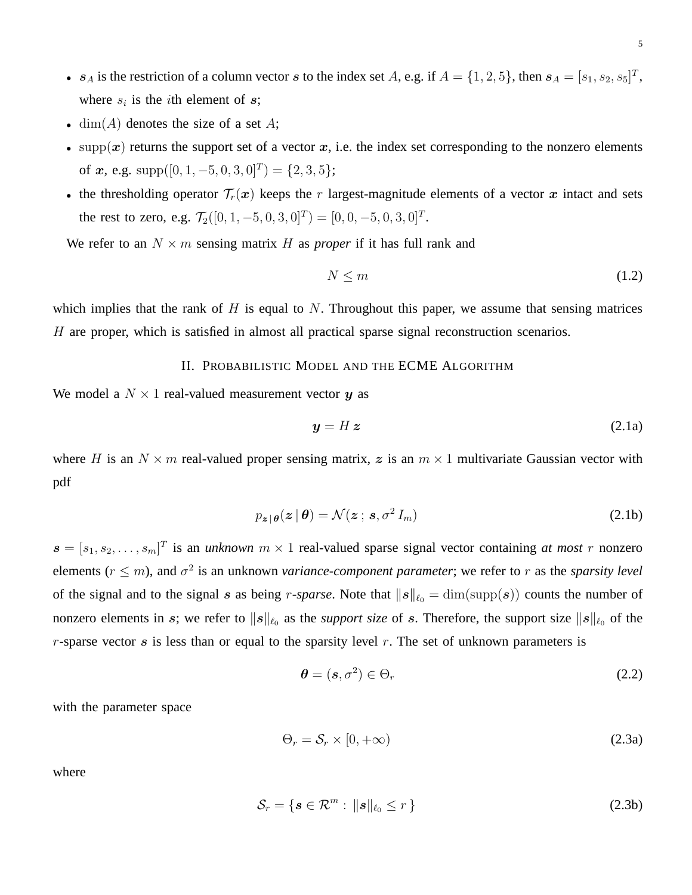- $\boldsymbol{s}_A$ is the restriction of a column vector $\boldsymbol{s}$ to the index set $A$, e.g. if $A = \{1, 2, 5\}$, then $\boldsymbol{s}_A = [s_1, s_2, s_5]^T$, where $s_i$ is the $i$th element of $\boldsymbol{s}$;
- $\dim(A)$ denotes the size of a set $A$;
- $\operatorname{supp}(\boldsymbol{x})$ returns the support set of a vector $\boldsymbol{x}$, i.e. the index set corresponding to the nonzero elements of $\boldsymbol{x}$, e.g. $\operatorname{supp}([0, 1, -5, 0, 3, 0]^T) = \{2, 3, 5\}$;
- the thresholding operator $\mathcal{T}_r(\boldsymbol{x})$ keeps the $r$ largest-magnitude elements of a vector $\boldsymbol{x}$ intact and sets the rest to zero, e.g. $\mathcal{T}_2([0, 1, -5, 0, 3, 0]^T) = [0, 0, -5, 0, 3, 0]^T$.

We refer to an $N \times m$ sensing matrix $H$ as *proper* if it has full rank and

$$N \leq m \tag{1.2}$$

which implies that the rank of $H$ is equal to $N$. Throughout this paper, we assume that sensing matrices $H$ are proper, which is satisfied in almost all practical sparse signal reconstruction scenarios.

## II. Probabilistic Model and the ECME Algorithm

We model a $N \times 1$ real-valued measurement vector $\boldsymbol{y}$ as

$$\boldsymbol{y} = H\,\boldsymbol{z} \tag{2.1a}$$

where $H$ is an $N \times m$ real-valued proper sensing matrix, $\boldsymbol{z}$ is an $m \times 1$ multivariate Gaussian vector with pdf

$$p_{\boldsymbol{z}\,|\,\boldsymbol{\theta}}(\boldsymbol{z}\,|\,\boldsymbol{\theta}) = \mathcal{N}(\boldsymbol{z}\,;\,\boldsymbol{s}, \sigma^2\, I_m) \tag{2.1b}$$

$\boldsymbol{s} = [s_1, s_2, \ldots, s_m]^T$ is an *unknown* $m \times 1$ real-valued sparse signal vector containing *at most* $r$ nonzero elements ($r \leq m$), and $\sigma^2$ is an unknown *variance-component parameter*; we refer to $r$ as the *sparsity level* of the signal and to the signal $\boldsymbol{s}$ as being $r$*-sparse*. Note that $\|\boldsymbol{s}\|_{\ell_0} = \dim(\operatorname{supp}(\boldsymbol{s}))$ counts the number of nonzero elements in $\boldsymbol{s}$; we refer to $\|\boldsymbol{s}\|_{\ell_0}$ as the *support size* of $\boldsymbol{s}$. Therefore, the support size $\|\boldsymbol{s}\|_{\ell_0}$ of the $r$-sparse vector $\boldsymbol{s}$ is less than or equal to the sparsity level $r$. The set of unknown parameters is

$$\boldsymbol{\theta} = (\boldsymbol{s}, \sigma^2) \in \Theta_r \tag{2.2}$$

with the parameter space

$$\Theta_r = \mathcal{S}_r \times [0, +\infty) \tag{2.3a}$$

where

$$\mathcal{S}_r = \{\boldsymbol{s} \in \mathcal{R}^m : \|\boldsymbol{s}\|_{\ell_0} \leq r\} \tag{2.3b}$$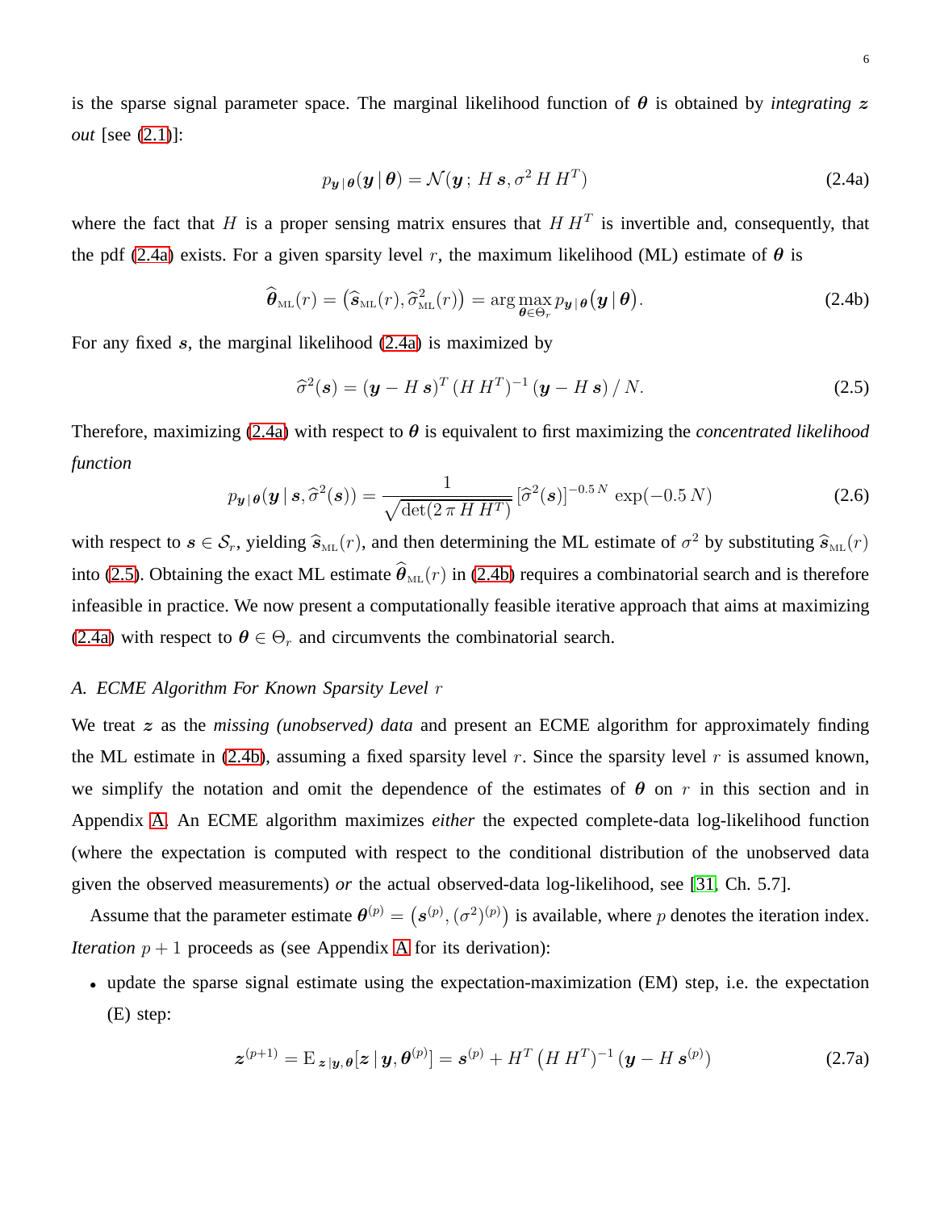is the sparse signal parameter space. The marginal likelihood function of $\boldsymbol{\theta}$ is obtained by *integrating* $\boldsymbol{z}$ *out* [see (2.1)]:

$$p_{\boldsymbol{y}\,|\,\boldsymbol{\theta}}(\boldsymbol{y}\,|\,\boldsymbol{\theta}) = \mathcal{N}(\boldsymbol{y}\,;\, H\,\boldsymbol{s}, \sigma^2\, H\, H^T) \tag{2.4a}$$

where the fact that $H$ is a proper sensing matrix ensures that $H\,H^T$ is invertible and, consequently, that the pdf (2.4a) exists. For a given sparsity level $r$, the maximum likelihood (ML) estimate of $\boldsymbol{\theta}$ is

$$\widehat{\boldsymbol{\theta}}_{\text{ML}}(r) = \big(\widehat{\boldsymbol{s}}_{\text{ML}}(r), \widehat{\sigma}^2_{\text{ML}}(r)\big) = \arg\max_{\boldsymbol{\theta}\in\Theta_r} p_{\boldsymbol{y}\,|\,\boldsymbol{\theta}}\big(\boldsymbol{y}\,|\,\boldsymbol{\theta}\big). \tag{2.4b}$$

For any fixed $\boldsymbol{s}$, the marginal likelihood (2.4a) is maximized by

$$\widehat{\sigma}^2(\boldsymbol{s}) = (\boldsymbol{y} - H\,\boldsymbol{s})^T\,(H\,H^T)^{-1}\,(\boldsymbol{y} - H\,\boldsymbol{s})\,/\,N. \tag{2.5}$$

Therefore, maximizing (2.4a) with respect to $\boldsymbol{\theta}$ is equivalent to first maximizing the *concentrated likelihood function*

$$p_{\boldsymbol{y}\,|\,\boldsymbol{\theta}}(\boldsymbol{y}\,|\,\boldsymbol{s}, \widehat{\sigma}^2(\boldsymbol{s})) = \frac{1}{\sqrt{\det(2\,\pi\,H\,H^T)}}\,[\widehat{\sigma}^2(\boldsymbol{s})]^{-0.5\,N}\,\exp(-0.5\,N) \tag{2.6}$$

with respect to $\boldsymbol{s} \in \mathcal{S}_r$, yielding $\widehat{\boldsymbol{s}}_{\text{ML}}(r)$, and then determining the ML estimate of $\sigma^2$ by substituting $\widehat{\boldsymbol{s}}_{\text{ML}}(r)$ into (2.5). Obtaining the exact ML estimate $\widehat{\boldsymbol{\theta}}_{\text{ML}}(r)$ in (2.4b) requires a combinatorial search and is therefore infeasible in practice. We now present a computationally feasible iterative approach that aims at maximizing (2.4a) with respect to $\boldsymbol{\theta} \in \Theta_r$ and circumvents the combinatorial search.

### A. ECME Algorithm For Known Sparsity Level $r$

We treat $\boldsymbol{z}$ as the *missing (unobserved) data* and present an ECME algorithm for approximately finding the ML estimate in (2.4b), assuming a fixed sparsity level $r$. Since the sparsity level $r$ is assumed known, we simplify the notation and omit the dependence of the estimates of $\boldsymbol{\theta}$ on $r$ in this section and in Appendix A. An ECME algorithm maximizes *either* the expected complete-data log-likelihood function (where the expectation is computed with respect to the conditional distribution of the unobserved data given the observed measurements) *or* the actual observed-data log-likelihood, see [31, Ch. 5.7].

Assume that the parameter estimate $\boldsymbol{\theta}^{(p)} = \big(\boldsymbol{s}^{(p)}, (\sigma^2)^{(p)}\big)$ is available, where $p$ denotes the iteration index. *Iteration* $p+1$ proceeds as (see Appendix A for its derivation):

- update the sparse signal estimate using the expectation-maximization (EM) step, i.e. the expectation (E) step:

$$\boldsymbol{z}^{(p+1)} = \mathrm{E}_{\,\boldsymbol{z}\,|\,\boldsymbol{y},\boldsymbol{\theta}}[\boldsymbol{z}\,|\,\boldsymbol{y}, \boldsymbol{\theta}^{(p)}] = \boldsymbol{s}^{(p)} + H^T\left(H\,H^T\right)^{-1}(\boldsymbol{y} - H\,\boldsymbol{s}^{(p)}) \tag{2.7a}$$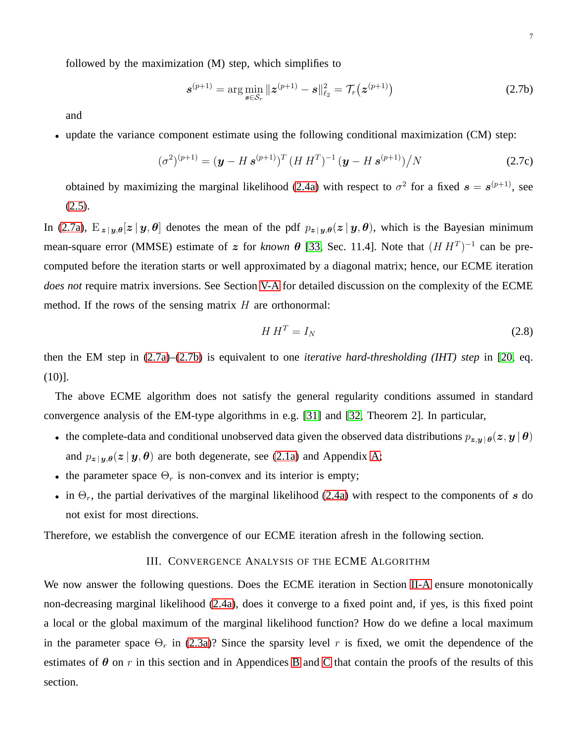followed by the maximization (M) step, which simplifies to

$$\boldsymbol{s}^{(p+1)} = \arg\min_{\boldsymbol{s} \in \mathcal{S}_r} \|\boldsymbol{z}^{(p+1)} - \boldsymbol{s}\|_{\ell_2}^2 = \mathcal{T}_r\big(\boldsymbol{z}^{(p+1)}\big) \tag{2.7b}$$

and

- update the variance component estimate using the following conditional maximization (CM) step:

$$(\sigma^2)^{(p+1)} = (\boldsymbol{y} - H\,\boldsymbol{s}^{(p+1)})^T\,(H\,H^T)^{-1}\,(\boldsymbol{y} - H\,\boldsymbol{s}^{(p+1)})/N \tag{2.7c}$$

  obtained by maximizing the marginal likelihood (2.4a) with respect to $\sigma^2$ for a fixed $\boldsymbol{s} = \boldsymbol{s}^{(p+1)}$, see (2.5).

In (2.7a), $\mathrm{E}_{\boldsymbol{z}\,|\,\boldsymbol{y},\boldsymbol{\theta}}[\boldsymbol{z}\,|\,\boldsymbol{y},\boldsymbol{\theta}]$ denotes the mean of the pdf $p_{\boldsymbol{z}\,|\,\boldsymbol{y},\boldsymbol{\theta}}(\boldsymbol{z}\,|\,\boldsymbol{y},\boldsymbol{\theta})$, which is the Bayesian minimum mean-square error (MMSE) estimate of $\boldsymbol{z}$ for *known* $\boldsymbol{\theta}$ [33, Sec. 11.4]. Note that $(H\,H^T)^{-1}$ can be pre-computed before the iteration starts or well approximated by a diagonal matrix; hence, our ECME iteration *does not* require matrix inversions. See Section V-A for detailed discussion on the complexity of the ECME method. If the rows of the sensing matrix $H$ are orthonormal:

$$H\,H^T = I_N \tag{2.8}$$

then the EM step in (2.7a)–(2.7b) is equivalent to one *iterative hard-thresholding (IHT) step* in [20, eq. (10)].

The above ECME algorithm does not satisfy the general regularity conditions assumed in standard convergence analysis of the EM-type algorithms in e.g. [31] and [32, Theorem 2]. In particular,

- the complete-data and conditional unobserved data given the observed data distributions $p_{\boldsymbol{z},\boldsymbol{y}\,|\,\boldsymbol{\theta}}(\boldsymbol{z},\boldsymbol{y}\,|\,\boldsymbol{\theta})$ and $p_{\boldsymbol{z}\,|\,\boldsymbol{y},\boldsymbol{\theta}}(\boldsymbol{z}\,|\,\boldsymbol{y},\boldsymbol{\theta})$ are both degenerate, see (2.1a) and Appendix A;
- the parameter space $\Theta_r$ is non-convex and its interior is empty;
- in $\Theta_r$, the partial derivatives of the marginal likelihood (2.4a) with respect to the components of $\boldsymbol{s}$ do not exist for most directions.

Therefore, we establish the convergence of our ECME iteration afresh in the following section.

## III. Convergence Analysis of the ECME Algorithm

We now answer the following questions. Does the ECME iteration in Section II-A ensure monotonically non-decreasing marginal likelihood (2.4a), does it converge to a fixed point and, if yes, is this fixed point a local or the global maximum of the marginal likelihood function? How do we define a local maximum in the parameter space $\Theta_r$ in (2.3a)? Since the sparsity level $r$ is fixed, we omit the dependence of the estimates of $\boldsymbol{\theta}$ on $r$ in this section and in Appendices B and C that contain the proofs of the results of this section.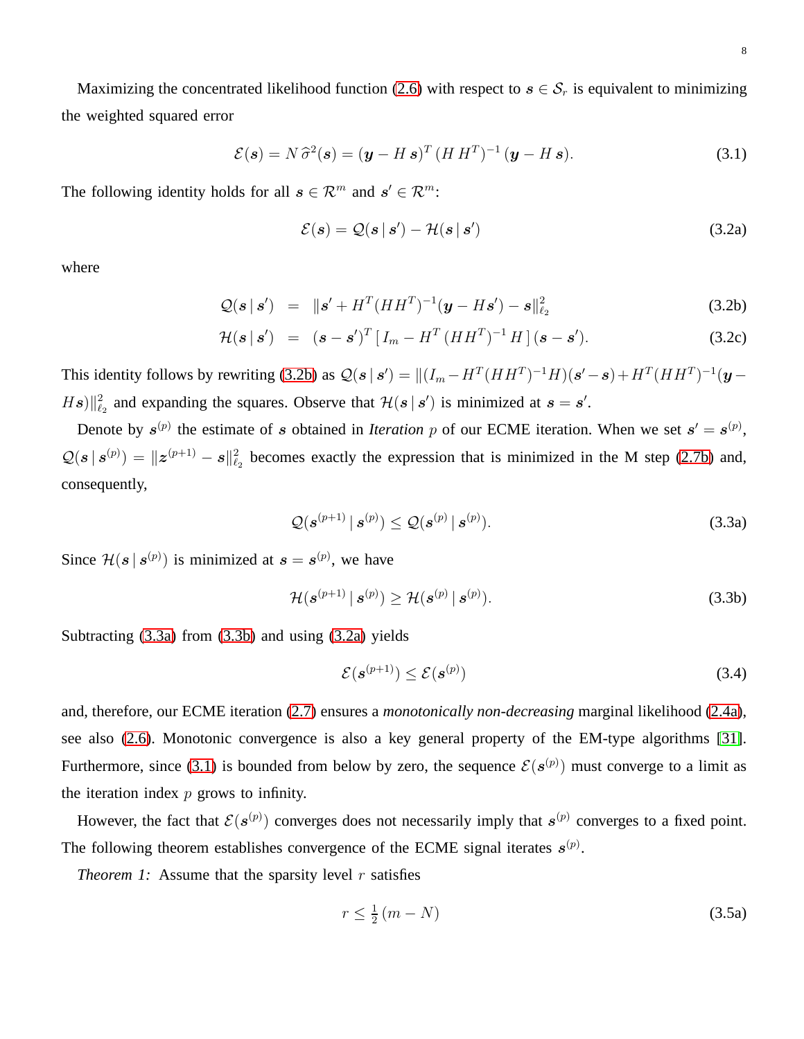Maximizing the concentrated likelihood function (2.6) with respect to $\boldsymbol{s} \in \mathcal{S}_r$ is equivalent to minimizing the weighted squared error

$$\mathcal{E}(\boldsymbol{s}) = N\,\widehat{\sigma}^2(\boldsymbol{s}) = (\boldsymbol{y} - H\,\boldsymbol{s})^T\,(H\,H^T)^{-1}\,(\boldsymbol{y} - H\,\boldsymbol{s}). \tag{3.1}$$

The following identity holds for all $\boldsymbol{s} \in \mathcal{R}^m$ and $\boldsymbol{s}' \in \mathcal{R}^m$:

$$\mathcal{E}(\boldsymbol{s}) = \mathcal{Q}(\boldsymbol{s}\,|\,\boldsymbol{s}') - \mathcal{H}(\boldsymbol{s}\,|\,\boldsymbol{s}') \tag{3.2a}$$

where

$$\mathcal{Q}(\boldsymbol{s}\,|\,\boldsymbol{s}') \;=\; \|\boldsymbol{s}' + H^T(HH^T)^{-1}(\boldsymbol{y} - H\boldsymbol{s}') - \boldsymbol{s}\|_{\ell_2}^2 \tag{3.2b}$$

$$\mathcal{H}(\boldsymbol{s}\,|\,\boldsymbol{s}') \;=\; (\boldsymbol{s} - \boldsymbol{s}')^T\,[\,I_m - H^T\,(HH^T)^{-1}\,H\,]\,(\boldsymbol{s} - \boldsymbol{s}'). \tag{3.2c}$$

This identity follows by rewriting (3.2b) as $\mathcal{Q}(\boldsymbol{s}\,|\,\boldsymbol{s}') = \|(I_m - H^T(HH^T)^{-1}H)(\boldsymbol{s}' - \boldsymbol{s}) + H^T(HH^T)^{-1}(\boldsymbol{y} - H\boldsymbol{s})\|_{\ell_2}^2$ and expanding the squares. Observe that $\mathcal{H}(\boldsymbol{s}\,|\,\boldsymbol{s}')$ is minimized at $\boldsymbol{s} = \boldsymbol{s}'$.

Denote by $\boldsymbol{s}^{(p)}$ the estimate of $\boldsymbol{s}$ obtained in *Iteration* $p$ of our ECME iteration. When we set $\boldsymbol{s}' = \boldsymbol{s}^{(p)}$, $\mathcal{Q}(\boldsymbol{s}\,|\,\boldsymbol{s}^{(p)}) = \|\boldsymbol{z}^{(p+1)} - \boldsymbol{s}\|_{\ell_2}^2$ becomes exactly the expression that is minimized in the M step (2.7b) and, consequently,

$$\mathcal{Q}(\boldsymbol{s}^{(p+1)}\,|\,\boldsymbol{s}^{(p)}) \leq \mathcal{Q}(\boldsymbol{s}^{(p)}\,|\,\boldsymbol{s}^{(p)}). \tag{3.3a}$$

Since $\mathcal{H}(\boldsymbol{s}\,|\,\boldsymbol{s}^{(p)})$ is minimized at $\boldsymbol{s} = \boldsymbol{s}^{(p)}$, we have

$$\mathcal{H}(\boldsymbol{s}^{(p+1)}\,|\,\boldsymbol{s}^{(p)}) \geq \mathcal{H}(\boldsymbol{s}^{(p)}\,|\,\boldsymbol{s}^{(p)}). \tag{3.3b}$$

Subtracting (3.3a) from (3.3b) and using (3.2a) yields

$$\mathcal{E}(\boldsymbol{s}^{(p+1)}) \leq \mathcal{E}(\boldsymbol{s}^{(p)}) \tag{3.4}$$

and, therefore, our ECME iteration (2.7) ensures a *monotonically non-decreasing* marginal likelihood (2.4a), see also (2.6). Monotonic convergence is also a key general property of the EM-type algorithms [31]. Furthermore, since (3.1) is bounded from below by zero, the sequence $\mathcal{E}(\boldsymbol{s}^{(p)})$ must converge to a limit as the iteration index $p$ grows to infinity.

However, the fact that $\mathcal{E}(\boldsymbol{s}^{(p)})$ converges does not necessarily imply that $\boldsymbol{s}^{(p)}$ converges to a fixed point. The following theorem establishes convergence of the ECME signal iterates $\boldsymbol{s}^{(p)}$.

*Theorem 1:* Assume that the sparsity level $r$ satisfies

$$r \leq \tfrac{1}{2}\,(m - N) \tag{3.5a}$$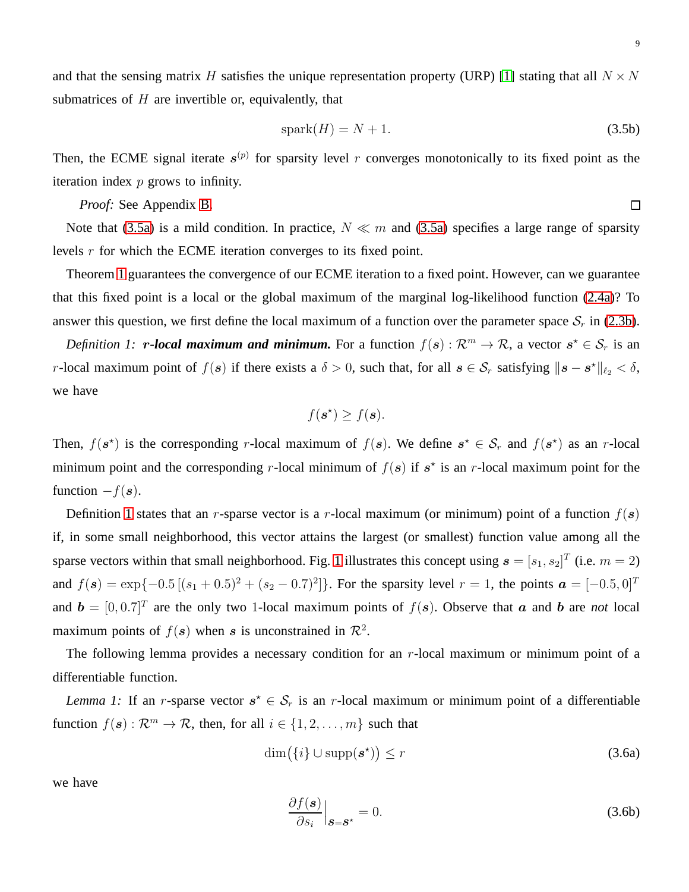and that the sensing matrix $H$ satisfies the unique representation property (URP) [1] stating that all $N \times N$ submatrices of $H$ are invertible or, equivalently, that

$$\text{spark}(H) = N + 1. \tag{3.5b}$$

Then, the ECME signal iterate $\boldsymbol{s}^{(p)}$ for sparsity level $r$ converges monotonically to its fixed point as the iteration index $p$ grows to infinity.

*Proof:* See Appendix B. □

Note that (3.5a) is a mild condition. In practice, $N \ll m$ and (3.5a) specifies a large range of sparsity levels $r$ for which the ECME iteration converges to its fixed point.

Theorem 1 guarantees the convergence of our ECME iteration to a fixed point. However, can we guarantee that this fixed point is a local or the global maximum of the marginal log-likelihood function (2.4a)? To answer this question, we first define the local maximum of a function over the parameter space $\mathcal{S}_r$ in (2.3b).

*Definition 1:* ***r*-local maximum and minimum.** For a function $f(\boldsymbol{s}) : \mathcal{R}^m \to \mathcal{R}$, a vector $\boldsymbol{s}^\star \in \mathcal{S}_r$ is an $r$-local maximum point of $f(\boldsymbol{s})$ if there exists a $\delta > 0$, such that, for all $\boldsymbol{s} \in \mathcal{S}_r$ satisfying $\|\boldsymbol{s} - \boldsymbol{s}^\star\|_{\ell_2} < \delta$, we have

$$f(\boldsymbol{s}^\star) \geq f(\boldsymbol{s}).$$

Then, $f(\boldsymbol{s}^\star)$ is the corresponding $r$-local maximum of $f(\boldsymbol{s})$. We define $\boldsymbol{s}^\star \in \mathcal{S}_r$ and $f(\boldsymbol{s}^\star)$ as an $r$-local minimum point and the corresponding $r$-local minimum of $f(\boldsymbol{s})$ if $\boldsymbol{s}^\star$ is an $r$-local maximum point for the function $-f(\boldsymbol{s})$.

Definition 1 states that an $r$-sparse vector is a $r$-local maximum (or minimum) point of a function $f(\boldsymbol{s})$ if, in some small neighborhood, this vector attains the largest (or smallest) function value among all the sparse vectors within that small neighborhood. Fig. 1 illustrates this concept using $\boldsymbol{s} = [s_1, s_2]^T$ (i.e. $m = 2$) and $f(\boldsymbol{s}) = \exp\{-0.5\,[(s_1 + 0.5)^2 + (s_2 - 0.7)^2]\}$. For the sparsity level $r = 1$, the points $\boldsymbol{a} = [-0.5, 0]^T$ and $\boldsymbol{b} = [0, 0.7]^T$ are the only two 1-local maximum points of $f(\boldsymbol{s})$. Observe that $\boldsymbol{a}$ and $\boldsymbol{b}$ are *not* local maximum points of $f(\boldsymbol{s})$ when $\boldsymbol{s}$ is unconstrained in $\mathcal{R}^2$.

The following lemma provides a necessary condition for an $r$-local maximum or minimum point of a differentiable function.

*Lemma 1:* If an $r$-sparse vector $\boldsymbol{s}^\star \in \mathcal{S}_r$ is an $r$-local maximum or minimum point of a differentiable function $f(\boldsymbol{s}) : \mathcal{R}^m \to \mathcal{R}$, then, for all $i \in \{1, 2, \ldots, m\}$ such that

$$\dim\big(\{i\} \cup \text{supp}(\boldsymbol{s}^\star)\big) \leq r \tag{3.6a}$$

we have

$$\frac{\partial f(\boldsymbol{s})}{\partial s_i}\Big|_{\boldsymbol{s}=\boldsymbol{s}^\star} = 0. \tag{3.6b}$$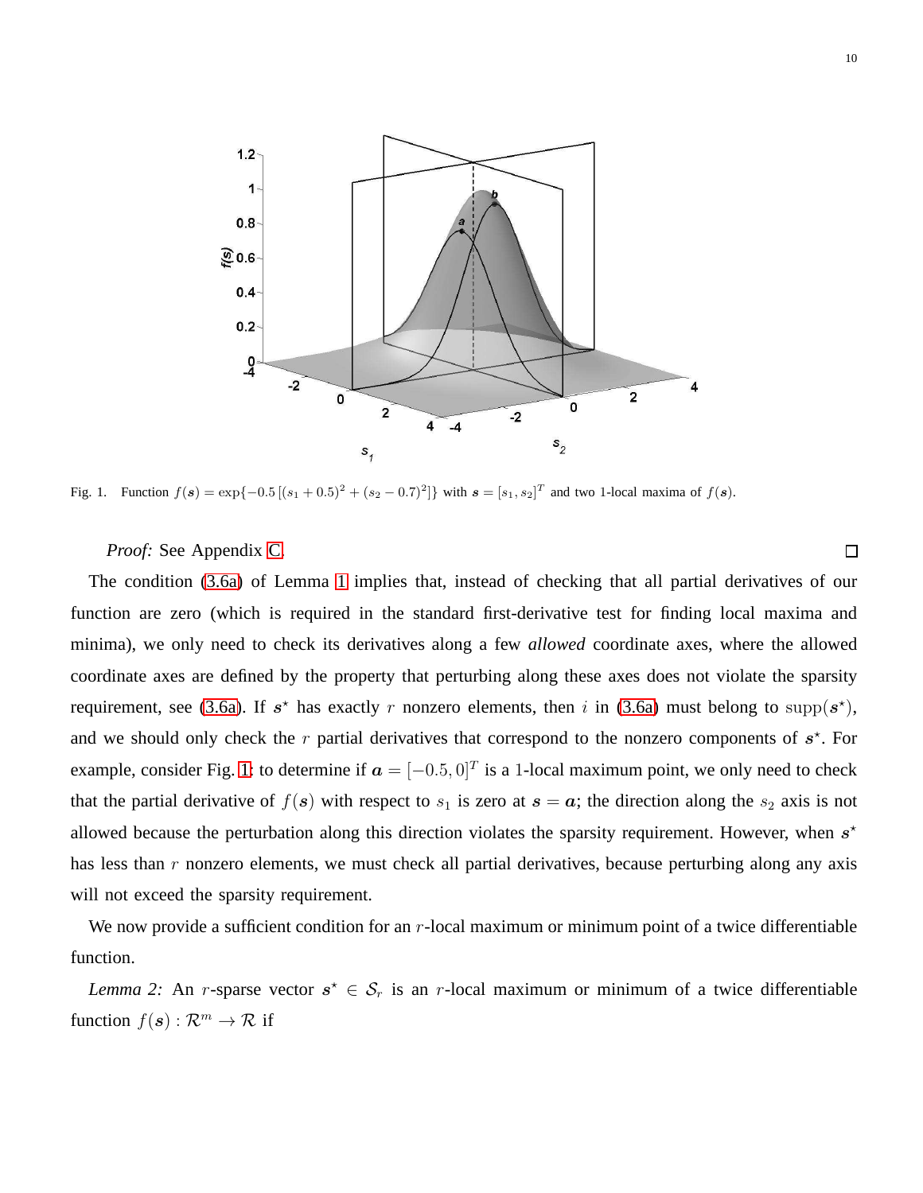Fig. 1. Function $f(\boldsymbol{s}) = \exp\{-0.5\,[(s_1+0.5)^2 + (s_2-0.7)^2]\}$ with $\boldsymbol{s} = [s_1, s_2]^T$ and two 1-local maxima of $f(\boldsymbol{s})$.

*Proof:* See Appendix C. $\square$

The condition (3.6a) of Lemma 1 implies that, instead of checking that all partial derivatives of our function are zero (which is required in the standard first-derivative test for finding local maxima and minima), we only need to check its derivatives along a few *allowed* coordinate axes, where the allowed coordinate axes are defined by the property that perturbing along these axes does not violate the sparsity requirement, see (3.6a). If $\boldsymbol{s}^\star$ has exactly $r$ nonzero elements, then $i$ in (3.6a) must belong to $\text{supp}(\boldsymbol{s}^\star)$, and we should only check the $r$ partial derivatives that correspond to the nonzero components of $\boldsymbol{s}^\star$. For example, consider Fig. 1: to determine if $\boldsymbol{a} = [-0.5, 0]^T$ is a 1-local maximum point, we only need to check that the partial derivative of $f(\boldsymbol{s})$ with respect to $s_1$ is zero at $\boldsymbol{s} = \boldsymbol{a}$; the direction along the $s_2$ axis is not allowed because the perturbation along this direction violates the sparsity requirement. However, when $\boldsymbol{s}^\star$ has less than $r$ nonzero elements, we must check all partial derivatives, because perturbing along any axis will not exceed the sparsity requirement.

We now provide a sufficient condition for an $r$-local maximum or minimum point of a twice differentiable function.

*Lemma 2:* An $r$-sparse vector $\boldsymbol{s}^\star \in \mathcal{S}_r$ is an $r$-local maximum or minimum of a twice differentiable function $f(\boldsymbol{s}) : \mathcal{R}^m \to \mathcal{R}$ if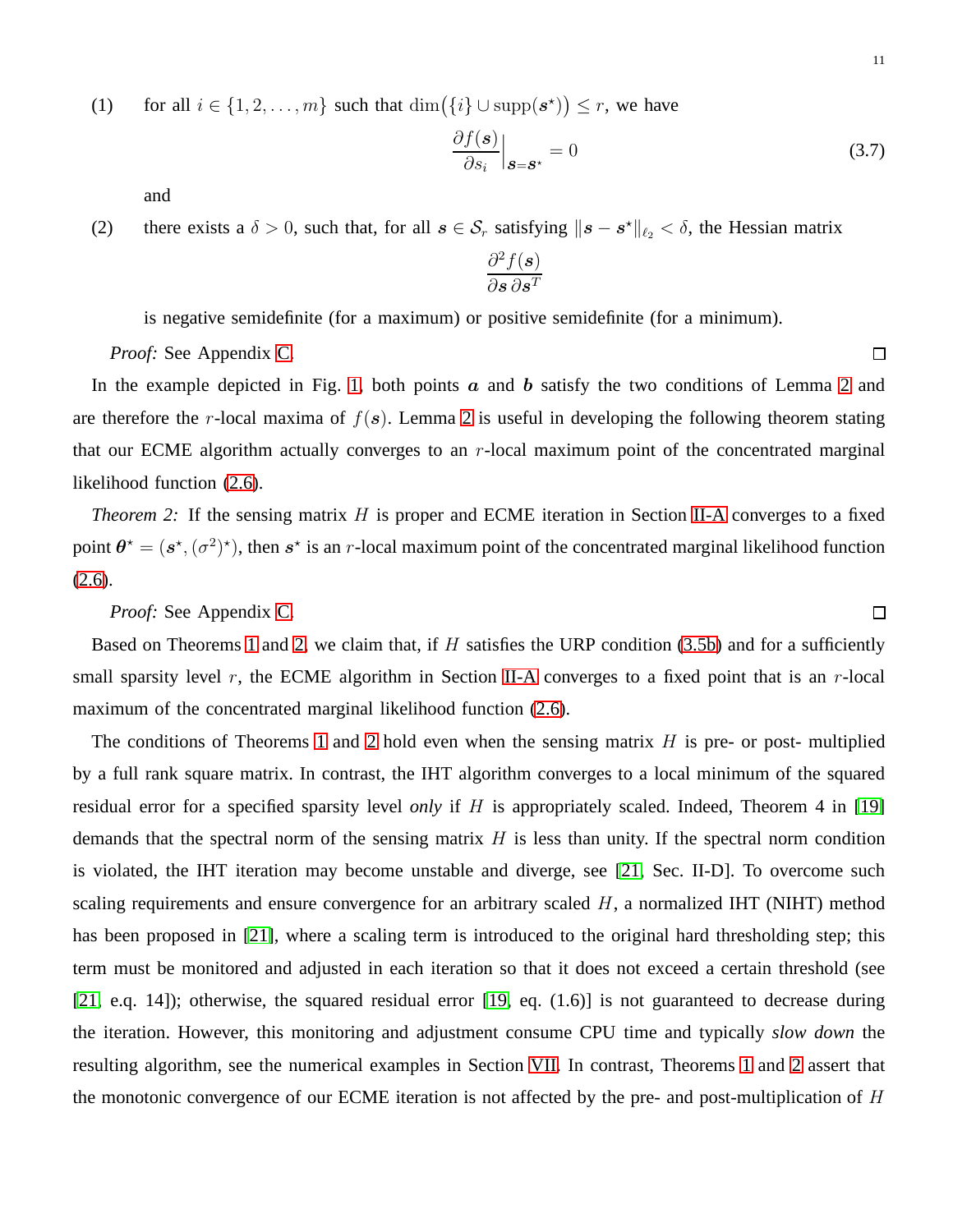(1) for all $i \in \{1, 2, \ldots, m\}$ such that $\dim\big(\{i\} \cup \operatorname{supp}(\boldsymbol{s}^\star)\big) \leq r$, we have

$$\frac{\partial f(\boldsymbol{s})}{\partial s_i}\Big|_{\boldsymbol{s}=\boldsymbol{s}^\star} = 0 \tag{3.7}$$

and

(2) there exists a $\delta > 0$, such that, for all $\boldsymbol{s} \in \mathcal{S}_r$ satisfying $\|\boldsymbol{s} - \boldsymbol{s}^\star\|_{\ell_2} < \delta$, the Hessian matrix

$$\frac{\partial^2 f(\boldsymbol{s})}{\partial \boldsymbol{s}\, \partial \boldsymbol{s}^T}$$

is negative semidefinite (for a maximum) or positive semidefinite (for a minimum).

*Proof:* See Appendix C. □

In the example depicted in Fig. 1, both points $\boldsymbol{a}$ and $\boldsymbol{b}$ satisfy the two conditions of Lemma 2 and are therefore the $r$-local maxima of $f(\boldsymbol{s})$. Lemma 2 is useful in developing the following theorem stating that our ECME algorithm actually converges to an $r$-local maximum point of the concentrated marginal likelihood function (2.6).

*Theorem 2:* If the sensing matrix $H$ is proper and ECME iteration in Section II-A converges to a fixed point $\boldsymbol{\theta}^\star = (\boldsymbol{s}^\star, (\sigma^2)^\star)$, then $\boldsymbol{s}^\star$ is an $r$-local maximum point of the concentrated marginal likelihood function (2.6).

*Proof:* See Appendix C. □

Based on Theorems 1 and 2, we claim that, if $H$ satisfies the URP condition (3.5b) and for a sufficiently small sparsity level $r$, the ECME algorithm in Section II-A converges to a fixed point that is an $r$-local maximum of the concentrated marginal likelihood function (2.6).

The conditions of Theorems 1 and 2 hold even when the sensing matrix $H$ is pre- or post- multiplied by a full rank square matrix. In contrast, the IHT algorithm converges to a local minimum of the squared residual error for a specified sparsity level *only* if $H$ is appropriately scaled. Indeed, Theorem 4 in [19] demands that the spectral norm of the sensing matrix $H$ is less than unity. If the spectral norm condition is violated, the IHT iteration may become unstable and diverge, see [21, Sec. II-D]. To overcome such scaling requirements and ensure convergence for an arbitrary scaled $H$, a normalized IHT (NIHT) method has been proposed in [21], where a scaling term is introduced to the original hard thresholding step; this term must be monitored and adjusted in each iteration so that it does not exceed a certain threshold (see [21, e.q. 14]); otherwise, the squared residual error [19, eq. (1.6)] is not guaranteed to decrease during the iteration. However, this monitoring and adjustment consume CPU time and typically *slow down* the resulting algorithm, see the numerical examples in Section VII. In contrast, Theorems 1 and 2 assert that the monotonic convergence of our ECME iteration is not affected by the pre- and post-multiplication of $H$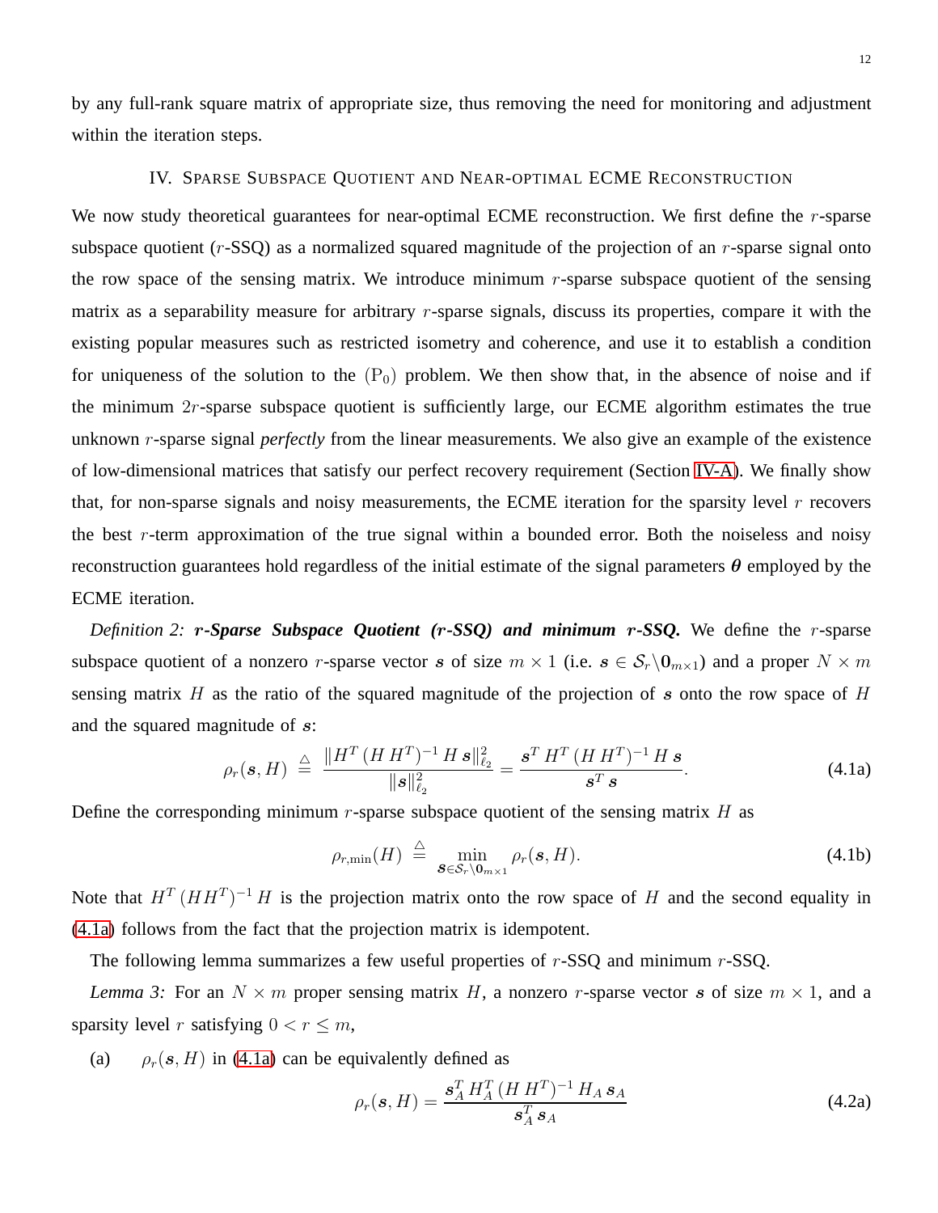by any full-rank square matrix of appropriate size, thus removing the need for monitoring and adjustment within the iteration steps.

## IV. Sparse Subspace Quotient and Near-optimal ECME Reconstruction

We now study theoretical guarantees for near-optimal ECME reconstruction. We first define the $r$-sparse subspace quotient ($r$-SSQ) as a normalized squared magnitude of the projection of an $r$-sparse signal onto the row space of the sensing matrix. We introduce minimum $r$-sparse subspace quotient of the sensing matrix as a separability measure for arbitrary $r$-sparse signals, discuss its properties, compare it with the existing popular measures such as restricted isometry and coherence, and use it to establish a condition for uniqueness of the solution to the $(\mathrm{P}_0)$ problem. We then show that, in the absence of noise and if the minimum $2r$-sparse subspace quotient is sufficiently large, our ECME algorithm estimates the true unknown $r$-sparse signal *perfectly* from the linear measurements. We also give an example of the existence of low-dimensional matrices that satisfy our perfect recovery requirement (Section IV-A). We finally show that, for non-sparse signals and noisy measurements, the ECME iteration for the sparsity level $r$ recovers the best $r$-term approximation of the true signal within a bounded error. Both the noiseless and noisy reconstruction guarantees hold regardless of the initial estimate of the signal parameters $\boldsymbol{\theta}$ employed by the ECME iteration.

*Definition 2:* ***r*-Sparse Subspace Quotient (*r*-SSQ) and minimum *r*-SSQ.** We define the $r$-sparse subspace quotient of a nonzero $r$-sparse vector $\boldsymbol{s}$ of size $m \times 1$ (i.e. $\boldsymbol{s} \in \mathcal{S}_r \backslash \mathbf{0}_{m \times 1}$) and a proper $N \times m$ sensing matrix $H$ as the ratio of the squared magnitude of the projection of $\boldsymbol{s}$ onto the row space of $H$ and the squared magnitude of $\boldsymbol{s}$:

$$\rho_r(\boldsymbol{s}, H) \;\triangleq\; \frac{\|H^T\,(H\,H^T)^{-1}\,H\,\boldsymbol{s}\|_{\ell_2}^2}{\|\boldsymbol{s}\|_{\ell_2}^2} = \frac{\boldsymbol{s}^T\,H^T\,(H\,H^T)^{-1}\,H\,\boldsymbol{s}}{\boldsymbol{s}^T\,\boldsymbol{s}}. \tag{4.1a}$$

Define the corresponding minimum $r$-sparse subspace quotient of the sensing matrix $H$ as

$$\rho_{r,\min}(H) \;\triangleq\; \min_{\boldsymbol{s} \in \mathcal{S}_r \backslash \mathbf{0}_{m \times 1}} \rho_r(\boldsymbol{s}, H). \tag{4.1b}$$

Note that $H^T\,(HH^T)^{-1}\,H$ is the projection matrix onto the row space of $H$ and the second equality in (4.1a) follows from the fact that the projection matrix is idempotent.

The following lemma summarizes a few useful properties of $r$-SSQ and minimum $r$-SSQ.

*Lemma 3:* For an $N \times m$ proper sensing matrix $H$, a nonzero $r$-sparse vector $\boldsymbol{s}$ of size $m \times 1$, and a sparsity level $r$ satisfying $0 < r \leq m$,

(a) $\rho_r(\boldsymbol{s}, H)$ in (4.1a) can be equivalently defined as

$$\rho_r(\boldsymbol{s}, H) = \frac{\boldsymbol{s}_A^T\,H_A^T\,(H\,H^T)^{-1}\,H_A\,\boldsymbol{s}_A}{\boldsymbol{s}_A^T\,\boldsymbol{s}_A} \tag{4.2a}$$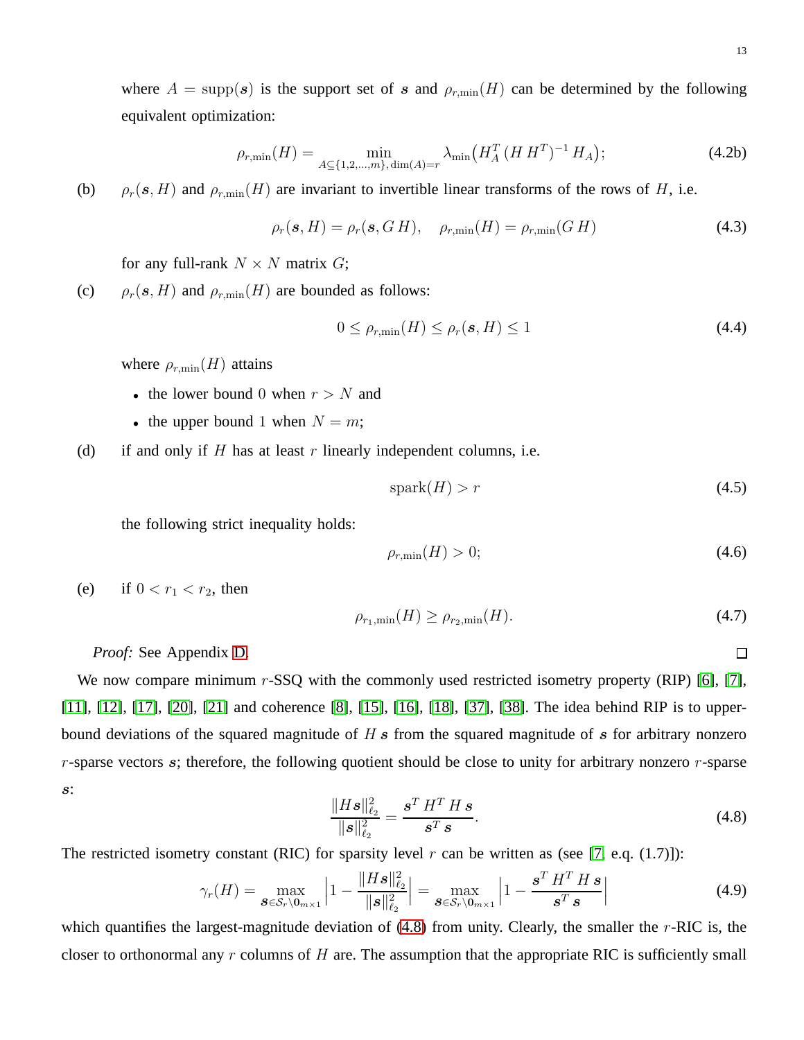where $A = \mathrm{supp}(\boldsymbol{s})$ is the support set of $\boldsymbol{s}$ and $\rho_{r,\min}(H)$ can be determined by the following equivalent optimization:

$$\rho_{r,\min}(H) = \min_{A \subseteq \{1,2,\ldots,m\},\, \dim(A)=r} \lambda_{\min}\big(H_A^T\,(H\,H^T)^{-1}\,H_A\big); \tag{4.2b}$$

(b) $\rho_r(\boldsymbol{s}, H)$ and $\rho_{r,\min}(H)$ are invariant to invertible linear transforms of the rows of $H$, i.e.

$$\rho_r(\boldsymbol{s}, H) = \rho_r(\boldsymbol{s}, G\,H), \quad \rho_{r,\min}(H) = \rho_{r,\min}(G\,H) \tag{4.3}$$

for any full-rank $N \times N$ matrix $G$;

(c) $\rho_r(\boldsymbol{s}, H)$ and $\rho_{r,\min}(H)$ are bounded as follows:

$$0 \le \rho_{r,\min}(H) \le \rho_r(\boldsymbol{s}, H) \le 1 \tag{4.4}$$

where $\rho_{r,\min}(H)$ attains

- the lower bound 0 when $r > N$ and
- the upper bound 1 when $N = m$;

(d) if and only if $H$ has at least $r$ linearly independent columns, i.e.

$$\mathrm{spark}(H) > r \tag{4.5}$$

the following strict inequality holds:

$$\rho_{r,\min}(H) > 0; \tag{4.6}$$

(e) if $0 < r_1 < r_2$, then

$$\rho_{r_1,\min}(H) \ge \rho_{r_2,\min}(H). \tag{4.7}$$

*Proof:* See Appendix D. □

We now compare minimum $r$-SSQ with the commonly used restricted isometry property (RIP) [6], [7], [11], [12], [17], [20], [21] and coherence [8], [15], [16], [18], [37], [38]. The idea behind RIP is to upper-bound deviations of the squared magnitude of $H\,\boldsymbol{s}$ from the squared magnitude of $\boldsymbol{s}$ for arbitrary nonzero $r$-sparse vectors $\boldsymbol{s}$; therefore, the following quotient should be close to unity for arbitrary nonzero $r$-sparse $\boldsymbol{s}$:

$$\frac{\|H\boldsymbol{s}\|_{\ell_2}^2}{\|\boldsymbol{s}\|_{\ell_2}^2} = \frac{\boldsymbol{s}^T\,H^T\,H\,\boldsymbol{s}}{\boldsymbol{s}^T\,\boldsymbol{s}}. \tag{4.8}$$

The restricted isometry constant (RIC) for sparsity level $r$ can be written as (see [7, e.q. (1.7)]):

$$\gamma_r(H) = \max_{\boldsymbol{s} \in \mathcal{S}_r \backslash \boldsymbol{0}_{m\times 1}} \Big|1 - \frac{\|H\boldsymbol{s}\|_{\ell_2}^2}{\|\boldsymbol{s}\|_{\ell_2}^2}\Big| = \max_{\boldsymbol{s} \in \mathcal{S}_r \backslash \boldsymbol{0}_{m\times 1}} \Big|1 - \frac{\boldsymbol{s}^T\,H^T\,H\,\boldsymbol{s}}{\boldsymbol{s}^T\,\boldsymbol{s}}\Big| \tag{4.9}$$

which quantifies the largest-magnitude deviation of (4.8) from unity. Clearly, the smaller the $r$-RIC is, the closer to orthonormal any $r$ columns of $H$ are. The assumption that the appropriate RIC is sufficiently small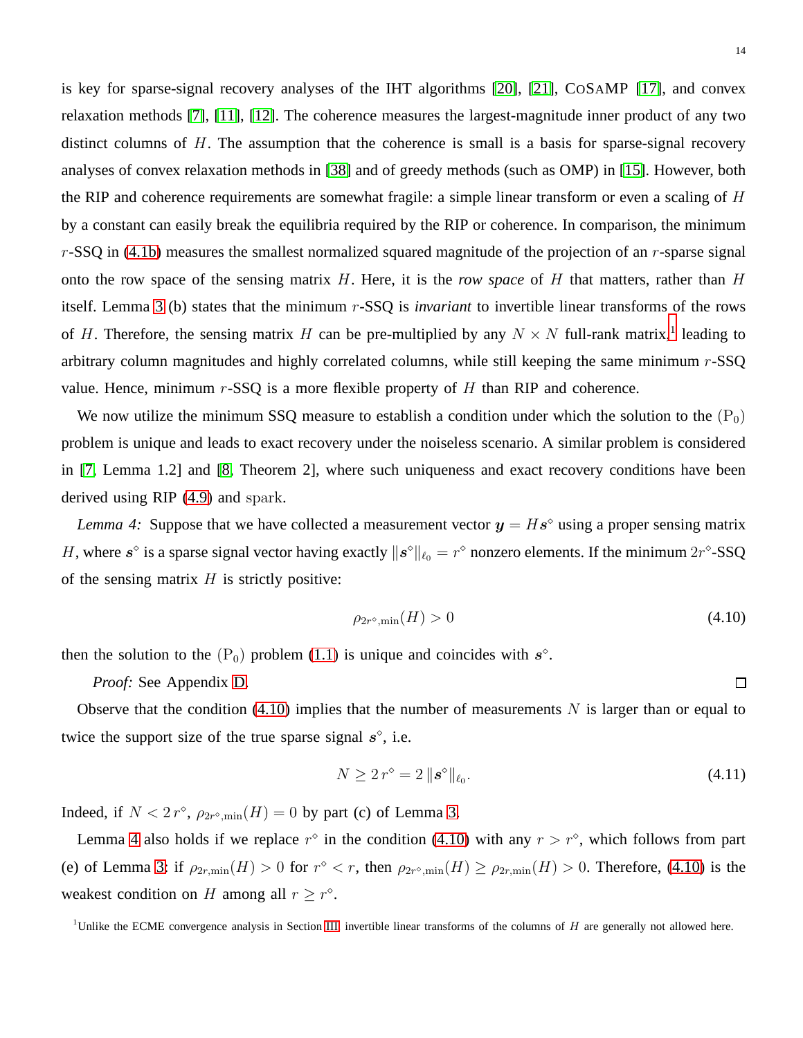is key for sparse-signal recovery analyses of the IHT algorithms [20], [21], CoSaMP [17], and convex relaxation methods [7], [11], [12]. The coherence measures the largest-magnitude inner product of any two distinct columns of $H$. The assumption that the coherence is small is a basis for sparse-signal recovery analyses of convex relaxation methods in [38] and of greedy methods (such as OMP) in [15]. However, both the RIP and coherence requirements are somewhat fragile: a simple linear transform or even a scaling of $H$ by a constant can easily break the equilibria required by the RIP or coherence. In comparison, the minimum $r$-SSQ in (4.1b) measures the smallest normalized squared magnitude of the projection of an $r$-sparse signal onto the row space of the sensing matrix $H$. Here, it is the *row space* of $H$ that matters, rather than $H$ itself. Lemma 3 (b) states that the minimum $r$-SSQ is *invariant* to invertible linear transforms of the rows of $H$. Therefore, the sensing matrix $H$ can be pre-multiplied by any $N \times N$ full-rank matrix,[1] leading to arbitrary column magnitudes and highly correlated columns, while still keeping the same minimum $r$-SSQ value. Hence, minimum $r$-SSQ is a more flexible property of $H$ than RIP and coherence.

We now utilize the minimum SSQ measure to establish a condition under which the solution to the $(\mathrm{P}_0)$ problem is unique and leads to exact recovery under the noiseless scenario. A similar problem is considered in [7, Lemma 1.2] and [8, Theorem 2], where such uniqueness and exact recovery conditions have been derived using RIP (4.9) and spark.

*Lemma 4:* Suppose that we have collected a measurement vector $\boldsymbol{y} = H\boldsymbol{s}^\diamond$ using a proper sensing matrix $H$, where $\boldsymbol{s}^\diamond$ is a sparse signal vector having exactly $\|\boldsymbol{s}^\diamond\|_{\ell_0} = r^\diamond$ nonzero elements. If the minimum $2r^\diamond$-SSQ of the sensing matrix $H$ is strictly positive:

$$\rho_{2r^\diamond,\min}(H) > 0 \tag{4.10}$$

then the solution to the $(\mathrm{P}_0)$ problem (1.1) is unique and coincides with $\boldsymbol{s}^\diamond$.

*Proof:* See Appendix D. □

Observe that the condition (4.10) implies that the number of measurements $N$ is larger than or equal to twice the support size of the true sparse signal $\boldsymbol{s}^\diamond$, i.e.

$$N \geq 2\,r^\diamond = 2\,\|\boldsymbol{s}^\diamond\|_{\ell_0}. \tag{4.11}$$

Indeed, if $N < 2\,r^\diamond$, $\rho_{2r^\diamond,\min}(H) = 0$ by part (c) of Lemma 3.

Lemma 4 also holds if we replace $r^\diamond$ in the condition (4.10) with any $r > r^\diamond$, which follows from part (e) of Lemma 3: if $\rho_{2r,\min}(H) > 0$ for $r^\diamond < r$, then $\rho_{2r^\diamond,\min}(H) \geq \rho_{2r,\min}(H) > 0$. Therefore, (4.10) is the weakest condition on $H$ among all $r \geq r^\diamond$.

[1] Unlike the ECME convergence analysis in Section III, invertible linear transforms of the columns of $H$ are generally not allowed here.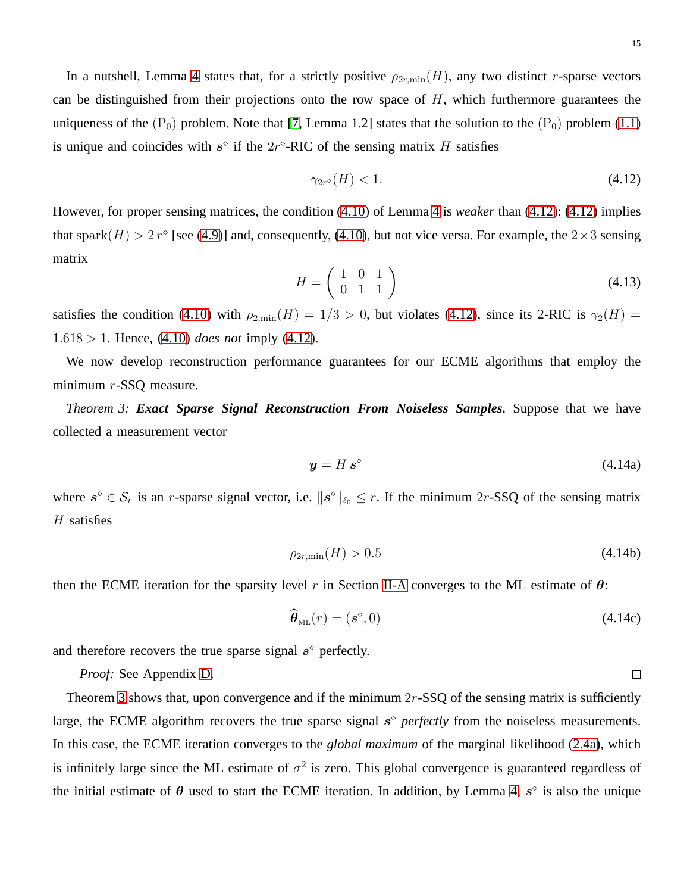In a nutshell, Lemma 4 states that, for a strictly positive $\rho_{2r,\min}(H)$, any two distinct $r$-sparse vectors can be distinguished from their projections onto the row space of $H$, which furthermore guarantees the uniqueness of the $(\mathrm{P}_0)$ problem. Note that [7, Lemma 1.2] states that the solution to the $(\mathrm{P}_0)$ problem (1.1) is unique and coincides with $\boldsymbol{s}^\diamond$ if the $2r^\diamond$-RIC of the sensing matrix $H$ satisfies

$$\gamma_{2r^\diamond}(H) < 1. \tag{4.12}$$

However, for proper sensing matrices, the condition (4.10) of Lemma 4 is *weaker* than (4.12): (4.12) implies that $\mathrm{spark}(H) > 2\,r^\diamond$ [see (4.9)] and, consequently, (4.10), but not vice versa. For example, the $2 \times 3$ sensing matrix

$$H = \begin{pmatrix} 1 & 0 & 1 \\ 0 & 1 & 1 \end{pmatrix} \tag{4.13}$$

satisfies the condition (4.10) with $\rho_{2,\min}(H) = 1/3 > 0$, but violates (4.12), since its 2-RIC is $\gamma_2(H) = 1.618 > 1$. Hence, (4.10) *does not* imply (4.12).

We now develop reconstruction performance guarantees for our ECME algorithms that employ the minimum $r$-SSQ measure.

*Theorem 3:* ***Exact Sparse Signal Reconstruction From Noiseless Samples.*** Suppose that we have collected a measurement vector

$$\boldsymbol{y} = H\,\boldsymbol{s}^\diamond \tag{4.14a}$$

where $\boldsymbol{s}^\diamond \in \mathcal{S}_r$ is an $r$-sparse signal vector, i.e. $\|\boldsymbol{s}^\diamond\|_{\ell_0} \leq r$. If the minimum $2r$-SSQ of the sensing matrix $H$ satisfies

$$\rho_{2r,\min}(H) > 0.5 \tag{4.14b}$$

then the ECME iteration for the sparsity level $r$ in Section II-A converges to the ML estimate of $\boldsymbol{\theta}$:

$$\widehat{\boldsymbol{\theta}}_{\mathrm{ML}}(r) = (\boldsymbol{s}^\diamond, 0) \tag{4.14c}$$

and therefore recovers the true sparse signal $\boldsymbol{s}^\diamond$ perfectly.

*Proof:* See Appendix D. □

Theorem 3 shows that, upon convergence and if the minimum $2r$-SSQ of the sensing matrix is sufficiently large, the ECME algorithm recovers the true sparse signal $\boldsymbol{s}^\diamond$ *perfectly* from the noiseless measurements. In this case, the ECME iteration converges to the *global maximum* of the marginal likelihood (2.4a), which is infinitely large since the ML estimate of $\sigma^2$ is zero. This global convergence is guaranteed regardless of the initial estimate of $\boldsymbol{\theta}$ used to start the ECME iteration. In addition, by Lemma 4, $\boldsymbol{s}^\diamond$ is also the unique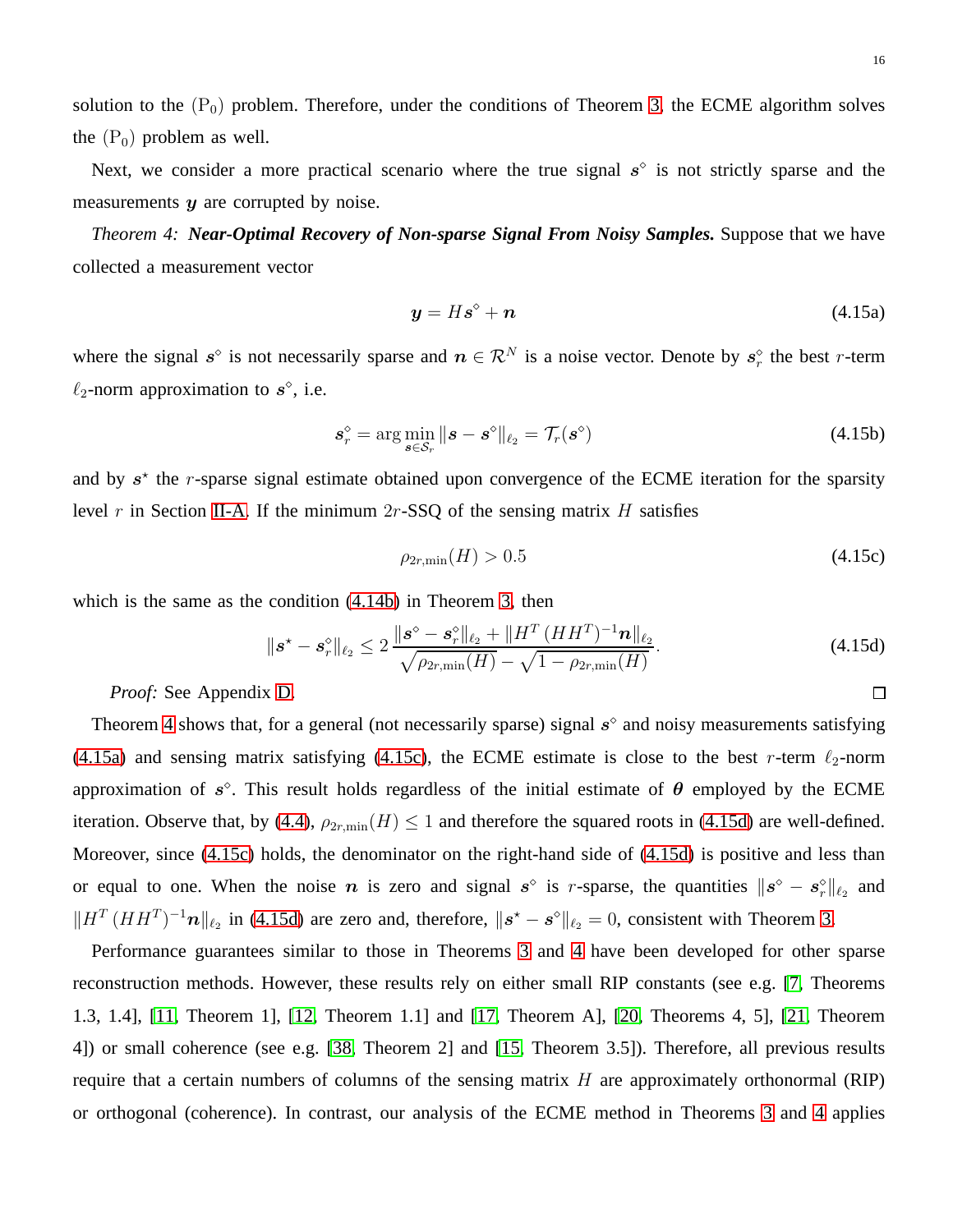solution to the $(\mathrm{P}_0)$ problem. Therefore, under the conditions of Theorem 3, the ECME algorithm solves the $(\mathrm{P}_0)$ problem as well.

Next, we consider a more practical scenario where the true signal $\boldsymbol{s}^\diamond$ is not strictly sparse and the measurements $\boldsymbol{y}$ are corrupted by noise.

*Theorem 4: **Near-Optimal Recovery of Non-sparse Signal From Noisy Samples.*** Suppose that we have collected a measurement vector

$$\boldsymbol{y} = H\boldsymbol{s}^\diamond + \boldsymbol{n} \tag{4.15a}$$

where the signal $\boldsymbol{s}^\diamond$ is not necessarily sparse and $\boldsymbol{n} \in \mathcal{R}^N$ is a noise vector. Denote by $\boldsymbol{s}_r^\diamond$ the best $r$-term $\ell_2$-norm approximation to $\boldsymbol{s}^\diamond$, i.e.

$$\boldsymbol{s}_r^\diamond = \arg\min_{\boldsymbol{s}\in\mathcal{S}_r} \|\boldsymbol{s} - \boldsymbol{s}^\diamond\|_{\ell_2} = \mathcal{T}_r(\boldsymbol{s}^\diamond) \tag{4.15b}$$

and by $\boldsymbol{s}^\star$ the $r$-sparse signal estimate obtained upon convergence of the ECME iteration for the sparsity level $r$ in Section II-A. If the minimum $2r$-SSQ of the sensing matrix $H$ satisfies

$$\rho_{2r,\min}(H) > 0.5 \tag{4.15c}$$

which is the same as the condition (4.14b) in Theorem 3, then

$$\|\boldsymbol{s}^\star - \boldsymbol{s}_r^\diamond\|_{\ell_2} \leq 2\,\frac{\|\boldsymbol{s}^\diamond - \boldsymbol{s}_r^\diamond\|_{\ell_2} + \|H^T\,(HH^T)^{-1}\boldsymbol{n}\|_{\ell_2}}{\sqrt{\rho_{2r,\min}(H)} - \sqrt{1-\rho_{2r,\min}(H)}}. \tag{4.15d}$$

*Proof:* See Appendix D. □

Theorem 4 shows that, for a general (not necessarily sparse) signal $\boldsymbol{s}^\diamond$ and noisy measurements satisfying (4.15a) and sensing matrix satisfying (4.15c), the ECME estimate is close to the best $r$-term $\ell_2$-norm approximation of $\boldsymbol{s}^\diamond$. This result holds regardless of the initial estimate of $\boldsymbol{\theta}$ employed by the ECME iteration. Observe that, by (4.4), $\rho_{2r,\min}(H) \leq 1$ and therefore the squared roots in (4.15d) are well-defined. Moreover, since (4.15c) holds, the denominator on the right-hand side of (4.15d) is positive and less than or equal to one. When the noise $\boldsymbol{n}$ is zero and signal $\boldsymbol{s}^\diamond$ is $r$-sparse, the quantities $\|\boldsymbol{s}^\diamond - \boldsymbol{s}_r^\diamond\|_{\ell_2}$ and $\|H^T\,(HH^T)^{-1}\boldsymbol{n}\|_{\ell_2}$ in (4.15d) are zero and, therefore, $\|\boldsymbol{s}^\star - \boldsymbol{s}^\diamond\|_{\ell_2} = 0$, consistent with Theorem 3.

Performance guarantees similar to those in Theorems 3 and 4 have been developed for other sparse reconstruction methods. However, these results rely on either small RIP constants (see e.g. [7, Theorems 1.3, 1.4], [11, Theorem 1], [12, Theorem 1.1] and [17, Theorem A], [20, Theorems 4, 5], [21, Theorem 4]) or small coherence (see e.g. [38, Theorem 2] and [15, Theorem 3.5]). Therefore, all previous results require that a certain numbers of columns of the sensing matrix $H$ are approximately orthonormal (RIP) or orthogonal (coherence). In contrast, our analysis of the ECME method in Theorems 3 and 4 applies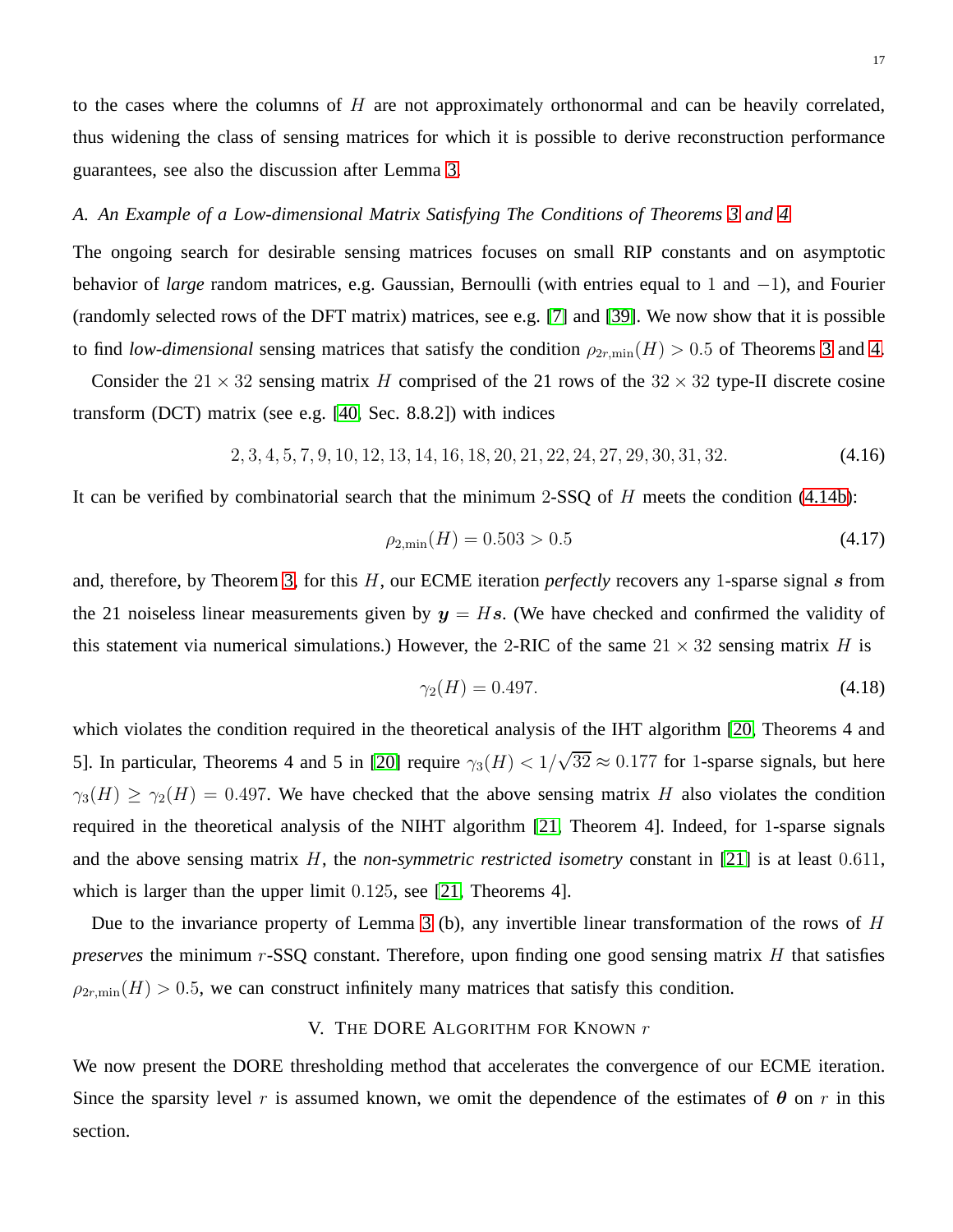to the cases where the columns of $H$ are not approximately orthonormal and can be heavily correlated, thus widening the class of sensing matrices for which it is possible to derive reconstruction performance guarantees, see also the discussion after Lemma 3.

### *A. An Example of a Low-dimensional Matrix Satisfying The Conditions of Theorems 3 and 4*

The ongoing search for desirable sensing matrices focuses on small RIP constants and on asymptotic behavior of *large* random matrices, e.g. Gaussian, Bernoulli (with entries equal to $1$ and $-1$), and Fourier (randomly selected rows of the DFT matrix) matrices, see e.g. [7] and [39]. We now show that it is possible to find *low-dimensional* sensing matrices that satisfy the condition $\rho_{2r,\min}(H) > 0.5$ of Theorems 3 and 4.

Consider the $21 \times 32$ sensing matrix $H$ comprised of the 21 rows of the $32 \times 32$ type-II discrete cosine transform (DCT) matrix (see e.g. [40, Sec. 8.8.2]) with indices

$$2, 3, 4, 5, 7, 9, 10, 12, 13, 14, 16, 18, 20, 21, 22, 24, 27, 29, 30, 31, 32. \tag{4.16}$$

It can be verified by combinatorial search that the minimum 2-SSQ of $H$ meets the condition (4.14b):

$$\rho_{2,\min}(H) = 0.503 > 0.5 \tag{4.17}$$

and, therefore, by Theorem 3, for this $H$, our ECME iteration *perfectly* recovers any 1-sparse signal $\boldsymbol{s}$ from the 21 noiseless linear measurements given by $\boldsymbol{y} = H\boldsymbol{s}$. (We have checked and confirmed the validity of this statement via numerical simulations.) However, the 2-RIC of the same $21 \times 32$ sensing matrix $H$ is

$$\gamma_2(H) = 0.497. \tag{4.18}$$

which violates the condition required in the theoretical analysis of the IHT algorithm [20, Theorems 4 and 5]. In particular, Theorems 4 and 5 in [20] require $\gamma_3(H) < 1/\sqrt{32} \approx 0.177$ for 1-sparse signals, but here $\gamma_3(H) \geq \gamma_2(H) = 0.497$. We have checked that the above sensing matrix $H$ also violates the condition required in the theoretical analysis of the NIHT algorithm [21, Theorem 4]. Indeed, for 1-sparse signals and the above sensing matrix $H$, the *non-symmetric restricted isometry* constant in [21] is at least $0.611$, which is larger than the upper limit $0.125$, see [21, Theorems 4].

Due to the invariance property of Lemma 3 (b), any invertible linear transformation of the rows of $H$ *preserves* the minimum $r$-SSQ constant. Therefore, upon finding one good sensing matrix $H$ that satisfies $\rho_{2r,\min}(H) > 0.5$, we can construct infinitely many matrices that satisfy this condition.

## V. The DORE Algorithm for Known $r$

We now present the DORE thresholding method that accelerates the convergence of our ECME iteration. Since the sparsity level $r$ is assumed known, we omit the dependence of the estimates of $\boldsymbol{\theta}$ on $r$ in this section.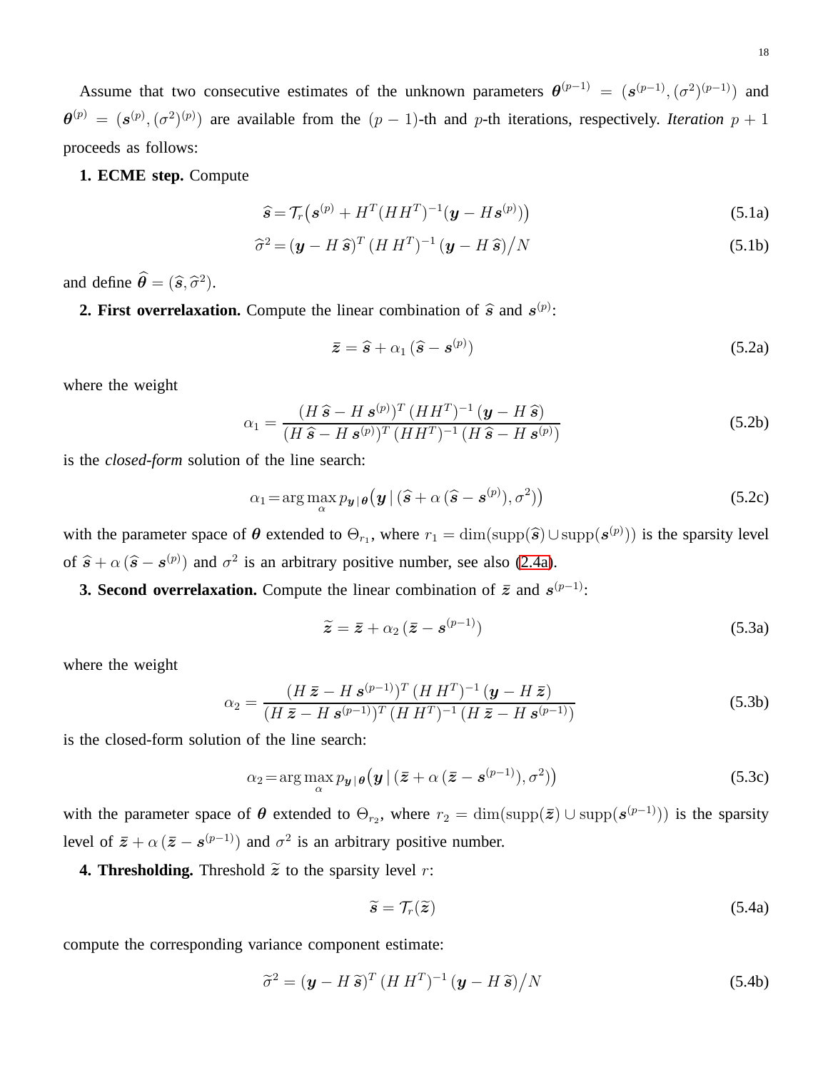Assume that two consecutive estimates of the unknown parameters $\boldsymbol{\theta}^{(p-1)} = (\boldsymbol{s}^{(p-1)}, (\sigma^2)^{(p-1)})$ and $\boldsymbol{\theta}^{(p)} = (\boldsymbol{s}^{(p)}, (\sigma^2)^{(p)})$ are available from the $(p-1)$-th and $p$-th iterations, respectively. *Iteration* $p+1$ proceeds as follows:

**1. ECME step.** Compute

$$\widehat{\boldsymbol{s}} = \mathcal{T}_r\big(\boldsymbol{s}^{(p)} + H^T(HH^T)^{-1}(\boldsymbol{y} - H\boldsymbol{s}^{(p)})\big) \tag{5.1a}$$

$$\widehat{\sigma}^2 = (\boldsymbol{y} - H\,\widehat{\boldsymbol{s}})^T\,(H\,H^T)^{-1}\,(\boldsymbol{y} - H\,\widehat{\boldsymbol{s}})\big/N \tag{5.1b}$$

and define $\widehat{\boldsymbol{\theta}} = (\widehat{\boldsymbol{s}}, \widehat{\sigma}^2)$.

**2. First overrelaxation.** Compute the linear combination of $\widehat{\boldsymbol{s}}$ and $\boldsymbol{s}^{(p)}$:

$$\bar{\boldsymbol{z}} = \widehat{\boldsymbol{s}} + \alpha_1\,(\widehat{\boldsymbol{s}} - \boldsymbol{s}^{(p)}) \tag{5.2a}$$

where the weight

$$\alpha_1 = \frac{(H\,\widehat{\boldsymbol{s}} - H\,\boldsymbol{s}^{(p)})^T\,(HH^T)^{-1}\,(\boldsymbol{y} - H\,\widehat{\boldsymbol{s}})}{(H\,\widehat{\boldsymbol{s}} - H\,\boldsymbol{s}^{(p)})^T\,(HH^T)^{-1}\,(H\,\widehat{\boldsymbol{s}} - H\,\boldsymbol{s}^{(p)})} \tag{5.2b}$$

is the *closed-form* solution of the line search:

$$\alpha_1 = \arg\max_{\alpha} p_{\boldsymbol{y}\,|\,\boldsymbol{\theta}}\big(\boldsymbol{y}\,|\,(\widehat{\boldsymbol{s}} + \alpha\,(\widehat{\boldsymbol{s}} - \boldsymbol{s}^{(p)}), \sigma^2)\big) \tag{5.2c}$$

with the parameter space of $\boldsymbol{\theta}$ extended to $\Theta_{r_1}$, where $r_1 = \dim(\mathrm{supp}(\widehat{\boldsymbol{s}}) \cup \mathrm{supp}(\boldsymbol{s}^{(p)}))$ is the sparsity level of $\widehat{\boldsymbol{s}} + \alpha\,(\widehat{\boldsymbol{s}} - \boldsymbol{s}^{(p)})$ and $\sigma^2$ is an arbitrary positive number, see also (2.4a).

**3. Second overrelaxation.** Compute the linear combination of $\bar{\boldsymbol{z}}$ and $\boldsymbol{s}^{(p-1)}$:

$$\widetilde{\boldsymbol{z}} = \bar{\boldsymbol{z}} + \alpha_2\,(\bar{\boldsymbol{z}} - \boldsymbol{s}^{(p-1)}) \tag{5.3a}$$

where the weight

$$\alpha_2 = \frac{(H\,\bar{\boldsymbol{z}} - H\,\boldsymbol{s}^{(p-1)})^T\,(H\,H^T)^{-1}\,(\boldsymbol{y} - H\,\bar{\boldsymbol{z}})}{(H\,\bar{\boldsymbol{z}} - H\,\boldsymbol{s}^{(p-1)})^T\,(H\,H^T)^{-1}\,(H\,\bar{\boldsymbol{z}} - H\,\boldsymbol{s}^{(p-1)})} \tag{5.3b}$$

is the closed-form solution of the line search:

$$\alpha_2 = \arg\max_{\alpha} p_{\boldsymbol{y}\,|\,\boldsymbol{\theta}}\big(\boldsymbol{y}\,|\,(\bar{\boldsymbol{z}} + \alpha\,(\bar{\boldsymbol{z}} - \boldsymbol{s}^{(p-1)}), \sigma^2)\big) \tag{5.3c}$$

with the parameter space of $\boldsymbol{\theta}$ extended to $\Theta_{r_2}$, where $r_2 = \dim(\mathrm{supp}(\bar{\boldsymbol{z}}) \cup \mathrm{supp}(\boldsymbol{s}^{(p-1)}))$ is the sparsity level of $\bar{\boldsymbol{z}} + \alpha\,(\bar{\boldsymbol{z}} - \boldsymbol{s}^{(p-1)})$ and $\sigma^2$ is an arbitrary positive number.

**4. Thresholding.** Threshold $\widetilde{\boldsymbol{z}}$ to the sparsity level $r$:

$$\widetilde{\boldsymbol{s}} = \mathcal{T}_r(\widetilde{\boldsymbol{z}}) \tag{5.4a}$$

compute the corresponding variance component estimate:

$$\widetilde{\sigma}^2 = (\boldsymbol{y} - H\,\widetilde{\boldsymbol{s}})^T\,(H\,H^T)^{-1}\,(\boldsymbol{y} - H\,\widetilde{\boldsymbol{s}})\big/N \tag{5.4b}$$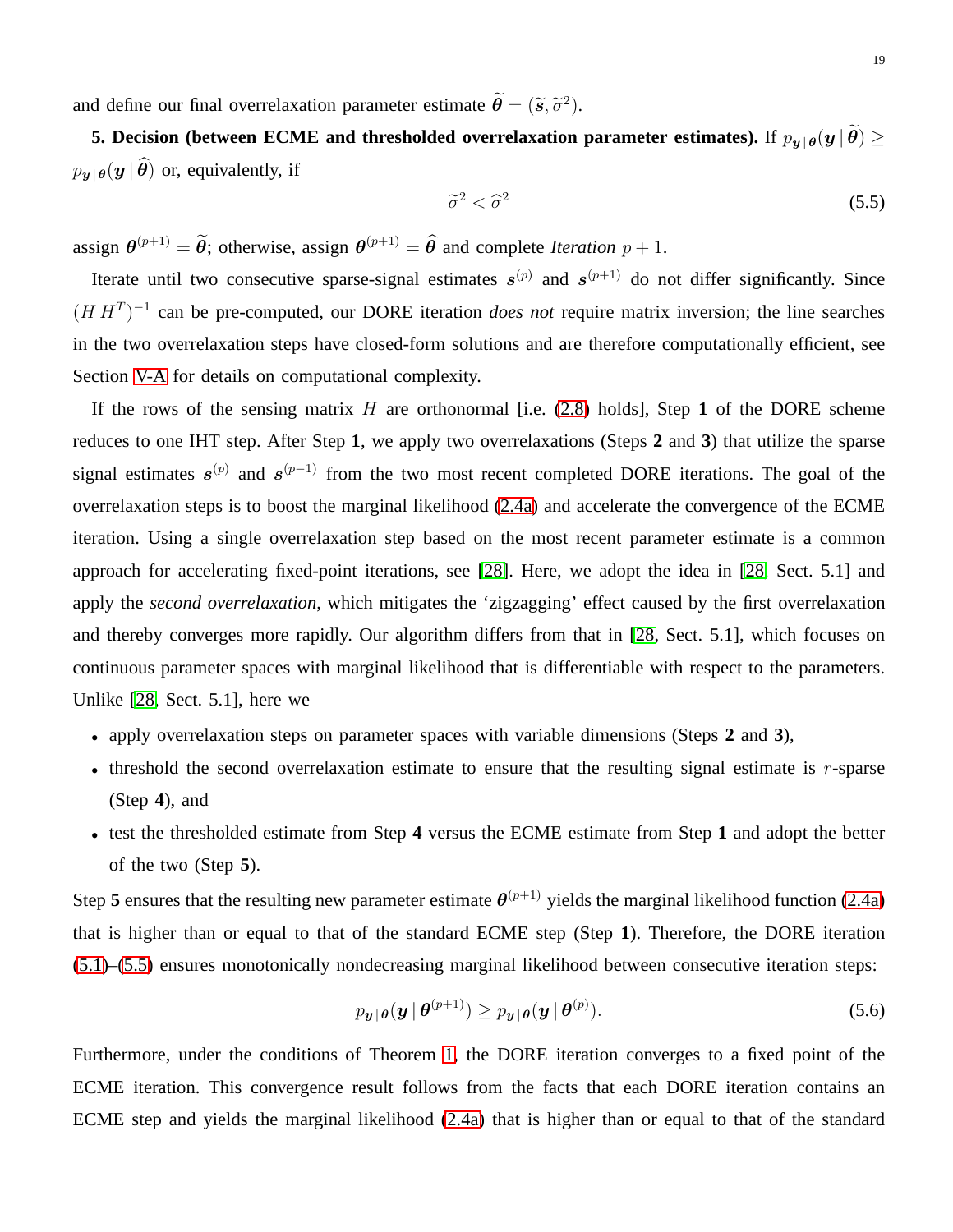and define our final overrelaxation parameter estimate $\widetilde{\boldsymbol{\theta}} = (\widetilde{\boldsymbol{s}}, \widetilde{\sigma}^2)$.

**5. Decision (between ECME and thresholded overrelaxation parameter estimates).** If $p_{\boldsymbol{y}\,|\,\boldsymbol{\theta}}(\boldsymbol{y}\,|\,\widetilde{\boldsymbol{\theta}}) \geq p_{\boldsymbol{y}\,|\,\boldsymbol{\theta}}(\boldsymbol{y}\,|\,\widehat{\boldsymbol{\theta}})$ or, equivalently, if

$$\widetilde{\sigma}^2 < \widehat{\sigma}^2 \tag{5.5}$$

assign $\boldsymbol{\theta}^{(p+1)} = \widetilde{\boldsymbol{\theta}}$; otherwise, assign $\boldsymbol{\theta}^{(p+1)} = \widehat{\boldsymbol{\theta}}$ and complete *Iteration* $p+1$.

Iterate until two consecutive sparse-signal estimates $\boldsymbol{s}^{(p)}$ and $\boldsymbol{s}^{(p+1)}$ do not differ significantly. Since $(H\,H^T)^{-1}$ can be pre-computed, our DORE iteration *does not* require matrix inversion; the line searches in the two overrelaxation steps have closed-form solutions and are therefore computationally efficient, see Section V-A for details on computational complexity.

If the rows of the sensing matrix $H$ are orthonormal [i.e. (2.8) holds], Step **1** of the DORE scheme reduces to one IHT step. After Step **1**, we apply two overrelaxations (Steps **2** and **3**) that utilize the sparse signal estimates $\boldsymbol{s}^{(p)}$ and $\boldsymbol{s}^{(p-1)}$ from the two most recent completed DORE iterations. The goal of the overrelaxation steps is to boost the marginal likelihood (2.4a) and accelerate the convergence of the ECME iteration. Using a single overrelaxation step based on the most recent parameter estimate is a common approach for accelerating fixed-point iterations, see [28]. Here, we adopt the idea in [28, Sect. 5.1] and apply the *second overrelaxation*, which mitigates the 'zigzagging' effect caused by the first overrelaxation and thereby converges more rapidly. Our algorithm differs from that in [28, Sect. 5.1], which focuses on continuous parameter spaces with marginal likelihood that is differentiable with respect to the parameters. Unlike [28, Sect. 5.1], here we

- apply overrelaxation steps on parameter spaces with variable dimensions (Steps **2** and **3**),
- threshold the second overrelaxation estimate to ensure that the resulting signal estimate is $r$-sparse (Step **4**), and
- test the thresholded estimate from Step **4** versus the ECME estimate from Step **1** and adopt the better of the two (Step **5**).

Step **5** ensures that the resulting new parameter estimate $\boldsymbol{\theta}^{(p+1)}$ yields the marginal likelihood function (2.4a) that is higher than or equal to that of the standard ECME step (Step **1**). Therefore, the DORE iteration (5.1)–(5.5) ensures monotonically nondecreasing marginal likelihood between consecutive iteration steps:

$$p_{\boldsymbol{y}\,|\,\boldsymbol{\theta}}(\boldsymbol{y}\,|\,\boldsymbol{\theta}^{(p+1)}) \geq p_{\boldsymbol{y}\,|\,\boldsymbol{\theta}}(\boldsymbol{y}\,|\,\boldsymbol{\theta}^{(p)}). \tag{5.6}$$

Furthermore, under the conditions of Theorem 1, the DORE iteration converges to a fixed point of the ECME iteration. This convergence result follows from the facts that each DORE iteration contains an ECME step and yields the marginal likelihood (2.4a) that is higher than or equal to that of the standard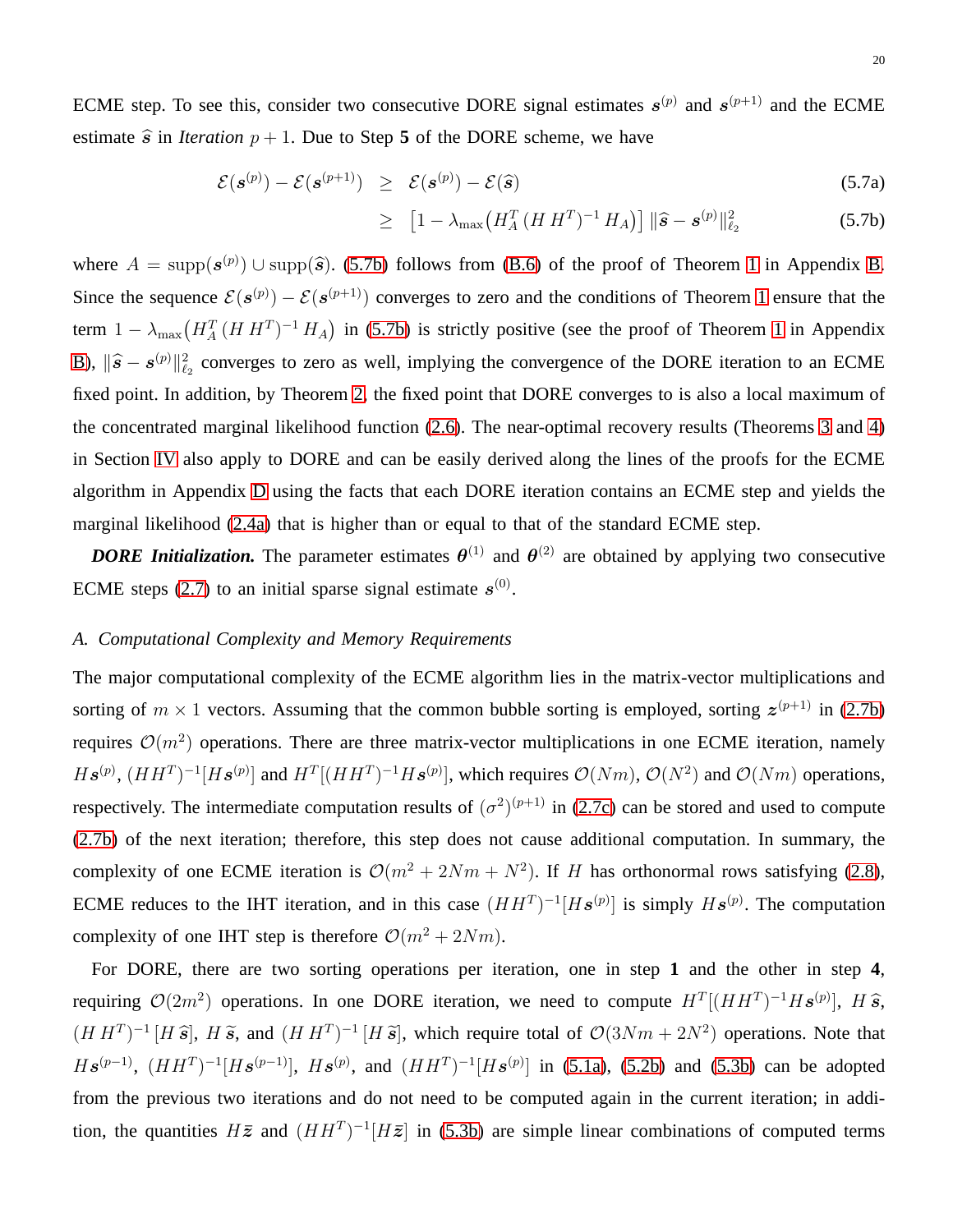ECME step. To see this, consider two consecutive DORE signal estimates $\boldsymbol{s}^{(p)}$ and $\boldsymbol{s}^{(p+1)}$ and the ECME estimate $\widehat{\boldsymbol{s}}$ in *Iteration* $p+1$. Due to Step **5** of the DORE scheme, we have

$$
\begin{aligned}
\mathcal{E}(\boldsymbol{s}^{(p)}) - \mathcal{E}(\boldsymbol{s}^{(p+1)}) &\geq \mathcal{E}(\boldsymbol{s}^{(p)}) - \mathcal{E}(\widehat{\boldsymbol{s}}) && \text{(5.7a)} \\
&\geq \left[1 - \lambda_{\max}\left(H_A^T\,(H\,H^T)^{-1}\,H_A\right)\right] \|\widehat{\boldsymbol{s}} - \boldsymbol{s}^{(p)}\|_{\ell_2}^2 && \text{(5.7b)}
\end{aligned}
$$

where $A = \mathrm{supp}(\boldsymbol{s}^{(p)}) \cup \mathrm{supp}(\widehat{\boldsymbol{s}})$. (5.7b) follows from (B.6) of the proof of Theorem 1 in Appendix B. Since the sequence $\mathcal{E}(\boldsymbol{s}^{(p)}) - \mathcal{E}(\boldsymbol{s}^{(p+1)})$ converges to zero and the conditions of Theorem 1 ensure that the term $1 - \lambda_{\max}\left(H_A^T\,(H\,H^T)^{-1}\,H_A\right)$ in (5.7b) is strictly positive (see the proof of Theorem 1 in Appendix B), $\|\widehat{\boldsymbol{s}} - \boldsymbol{s}^{(p)}\|_{\ell_2}^2$ converges to zero as well, implying the convergence of the DORE iteration to an ECME fixed point. In addition, by Theorem 2, the fixed point that DORE converges to is also a local maximum of the concentrated marginal likelihood function (2.6). The near-optimal recovery results (Theorems 3 and 4) in Section IV also apply to DORE and can be easily derived along the lines of the proofs for the ECME algorithm in Appendix D using the facts that each DORE iteration contains an ECME step and yields the marginal likelihood (2.4a) that is higher than or equal to that of the standard ECME step.

***DORE Initialization.*** The parameter estimates $\boldsymbol{\theta}^{(1)}$ and $\boldsymbol{\theta}^{(2)}$ are obtained by applying two consecutive ECME steps (2.7) to an initial sparse signal estimate $\boldsymbol{s}^{(0)}$.

### *A. Computational Complexity and Memory Requirements*

The major computational complexity of the ECME algorithm lies in the matrix-vector multiplications and sorting of $m \times 1$ vectors. Assuming that the common bubble sorting is employed, sorting $\boldsymbol{z}^{(p+1)}$ in (2.7b) requires $\mathcal{O}(m^2)$ operations. There are three matrix-vector multiplications in one ECME iteration, namely $H\boldsymbol{s}^{(p)}$, $(HH^T)^{-1}[H\boldsymbol{s}^{(p)}]$ and $H^T[(HH^T)^{-1}H\boldsymbol{s}^{(p)}]$, which requires $\mathcal{O}(Nm)$, $\mathcal{O}(N^2)$ and $\mathcal{O}(Nm)$ operations, respectively. The intermediate computation results of $(\sigma^2)^{(p+1)}$ in (2.7c) can be stored and used to compute (2.7b) of the next iteration; therefore, this step does not cause additional computation. In summary, the complexity of one ECME iteration is $\mathcal{O}(m^2 + 2Nm + N^2)$. If $H$ has orthonormal rows satisfying (2.8), ECME reduces to the IHT iteration, and in this case $(HH^T)^{-1}[H\boldsymbol{s}^{(p)}]$ is simply $H\boldsymbol{s}^{(p)}$. The computation complexity of one IHT step is therefore $\mathcal{O}(m^2 + 2Nm)$.

For DORE, there are two sorting operations per iteration, one in step **1** and the other in step **4**, requiring $\mathcal{O}(2m^2)$ operations. In one DORE iteration, we need to compute $H^T[(HH^T)^{-1}H\boldsymbol{s}^{(p)}]$, $H\,\widehat{\boldsymbol{s}}$, $(H\,H^T)^{-1}\,[H\,\widehat{\boldsymbol{s}}]$, $H\,\widetilde{\boldsymbol{s}}$, and $(H\,H^T)^{-1}\,[H\,\widetilde{\boldsymbol{s}}]$, which require total of $\mathcal{O}(3Nm + 2N^2)$ operations. Note that $H\boldsymbol{s}^{(p-1)}$, $(HH^T)^{-1}[H\boldsymbol{s}^{(p-1)}]$, $H\boldsymbol{s}^{(p)}$, and $(HH^T)^{-1}[H\boldsymbol{s}^{(p)}]$ in (5.1a), (5.2b) and (5.3b) can be adopted from the previous two iterations and do not need to be computed again in the current iteration; in addition, the quantities $H\bar{\boldsymbol{z}}$ and $(HH^T)^{-1}[H\bar{\boldsymbol{z}}]$ in (5.3b) are simple linear combinations of computed terms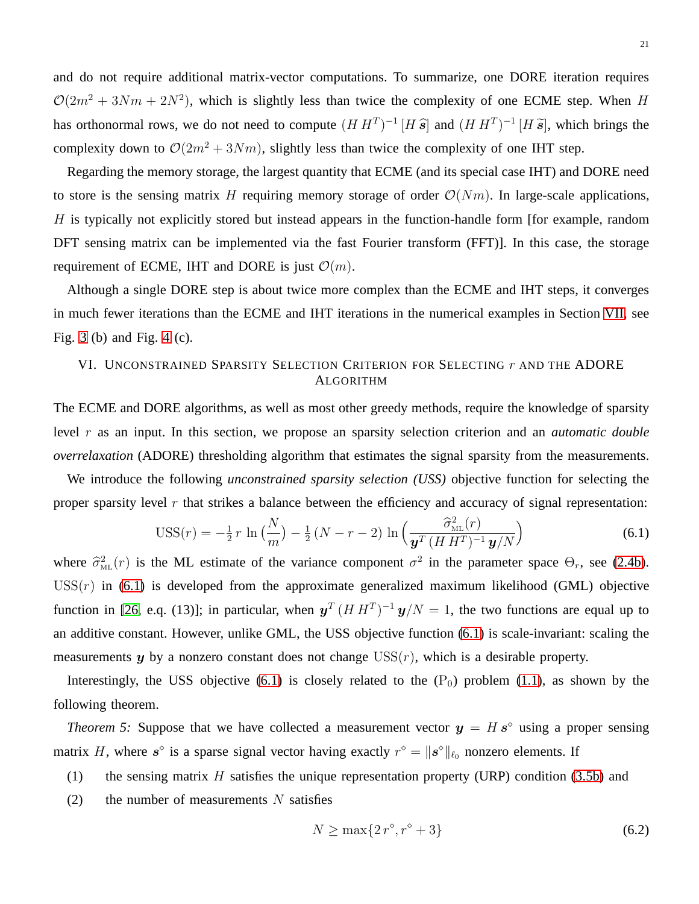and do not require additional matrix-vector computations. To summarize, one DORE iteration requires $\mathcal{O}(2m^2 + 3Nm + 2N^2)$, which is slightly less than twice the complexity of one ECME step. When $H$ has orthonormal rows, we do not need to compute $(H\,H^T)^{-1}\,[H\,\widehat{\boldsymbol{s}}]$ and $(H\,H^T)^{-1}\,[H\,\widetilde{\boldsymbol{s}}]$, which brings the complexity down to $\mathcal{O}(2m^2 + 3Nm)$, slightly less than twice the complexity of one IHT step.

Regarding the memory storage, the largest quantity that ECME (and its special case IHT) and DORE need to store is the sensing matrix $H$ requiring memory storage of order $\mathcal{O}(Nm)$. In large-scale applications, $H$ is typically not explicitly stored but instead appears in the function-handle form [for example, random DFT sensing matrix can be implemented via the fast Fourier transform (FFT)]. In this case, the storage requirement of ECME, IHT and DORE is just $\mathcal{O}(m)$.

Although a single DORE step is about twice more complex than the ECME and IHT steps, it converges in much fewer iterations than the ECME and IHT iterations in the numerical examples in Section VII, see Fig. 3 (b) and Fig. 4 (c).

## VI. Unconstrained Sparsity Selection Criterion for Selecting $r$ and the ADORE Algorithm

The ECME and DORE algorithms, as well as most other greedy methods, require the knowledge of sparsity level $r$ as an input. In this section, we propose an sparsity selection criterion and an *automatic double overrelaxation* (ADORE) thresholding algorithm that estimates the signal sparsity from the measurements.

We introduce the following *unconstrained sparsity selection (USS)* objective function for selecting the proper sparsity level $r$ that strikes a balance between the efficiency and accuracy of signal representation:

$$\mathrm{USS}(r) = -\tfrac{1}{2}\,r\,\ln\Big(\frac{N}{m}\Big) - \tfrac{1}{2}\,(N - r - 2)\,\ln\Big(\frac{\widehat{\sigma}^2_{\mathrm{ML}}(r)}{\boldsymbol{y}^T\,(H\,H^T)^{-1}\,\boldsymbol{y}/N}\Big) \tag{6.1}$$

where $\widehat{\sigma}^2_{\mathrm{ML}}(r)$ is the ML estimate of the variance component $\sigma^2$ in the parameter space $\Theta_r$, see (2.4b). $\mathrm{USS}(r)$ in (6.1) is developed from the approximate generalized maximum likelihood (GML) objective function in [26, e.q. (13)]; in particular, when $\boldsymbol{y}^T\,(H\,H^T)^{-1}\,\boldsymbol{y}/N = 1$, the two functions are equal up to an additive constant. However, unlike GML, the USS objective function (6.1) is scale-invariant: scaling the measurements $\boldsymbol{y}$ by a nonzero constant does not change $\mathrm{USS}(r)$, which is a desirable property.

Interestingly, the USS objective (6.1) is closely related to the $(\mathrm{P}_0)$ problem (1.1), as shown by the following theorem.

*Theorem 5:* Suppose that we have collected a measurement vector $\boldsymbol{y} = H\,\boldsymbol{s}^\diamond$ using a proper sensing matrix $H$, where $\boldsymbol{s}^\diamond$ is a sparse signal vector having exactly $r^\diamond = \|\boldsymbol{s}^\diamond\|_{\ell_0}$ nonzero elements. If

(1) the sensing matrix $H$ satisfies the unique representation property (URP) condition (3.5b) and

(2) the number of measurements $N$ satisfies

$$N \geq \max\{2\,r^\diamond, r^\diamond + 3\} \tag{6.2}$$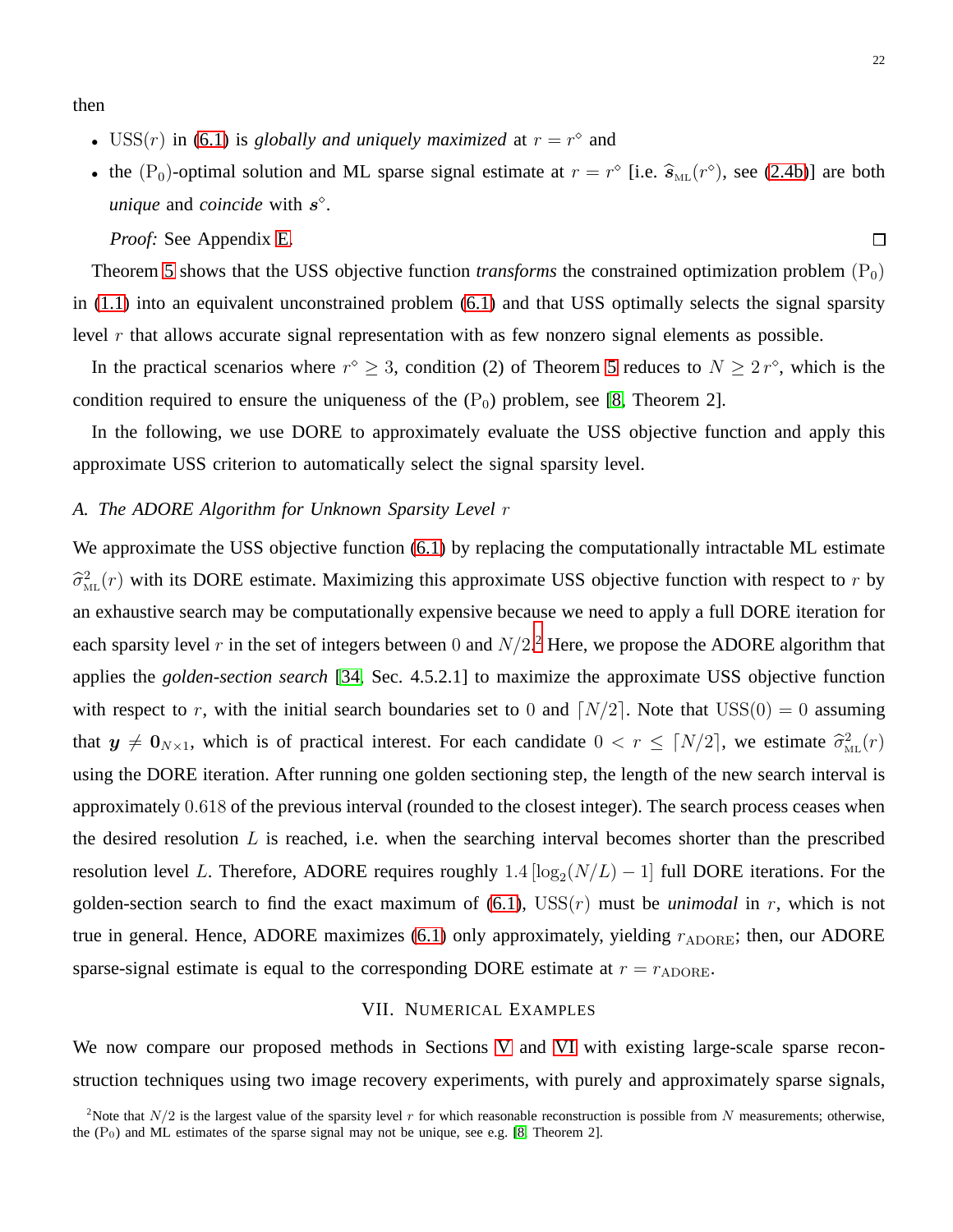then

- $\text{USS}(r)$ in (6.1) is *globally and uniquely maximized* at $r = r^\diamond$ and
- the $(\text{P}_0)$-optimal solution and ML sparse signal estimate at $r = r^\diamond$ [i.e. $\widehat{\boldsymbol{s}}_{\text{ML}}(r^\diamond)$, see (2.4b)] are both *unique* and *coincide* with $\boldsymbol{s}^\diamond$.

  *Proof:* See Appendix E. □

Theorem 5 shows that the USS objective function *transforms* the constrained optimization problem $(\text{P}_0)$ in (1.1) into an equivalent unconstrained problem (6.1) and that USS optimally selects the signal sparsity level $r$ that allows accurate signal representation with as few nonzero signal elements as possible.

In the practical scenarios where $r^\diamond \geq 3$, condition (2) of Theorem 5 reduces to $N \geq 2\, r^\diamond$, which is the condition required to ensure the uniqueness of the $(\text{P}_0)$ problem, see [8, Theorem 2].

In the following, we use DORE to approximately evaluate the USS objective function and apply this approximate USS criterion to automatically select the signal sparsity level.

### A. The ADORE Algorithm for Unknown Sparsity Level $r$

We approximate the USS objective function (6.1) by replacing the computationally intractable ML estimate $\widehat{\sigma}^2_{\text{ML}}(r)$ with its DORE estimate. Maximizing this approximate USS objective function with respect to $r$ by an exhaustive search may be computationally expensive because we need to apply a full DORE iteration for each sparsity level $r$ in the set of integers between $0$ and $N/2$.[2] Here, we propose the ADORE algorithm that applies the *golden-section search* [34, Sec. 4.5.2.1] to maximize the approximate USS objective function with respect to $r$, with the initial search boundaries set to $0$ and $\lceil N/2 \rceil$. Note that $\text{USS}(0) = 0$ assuming that $\boldsymbol{y} \neq \boldsymbol{0}_{N\times 1}$, which is of practical interest. For each candidate $0 < r \leq \lceil N/2 \rceil$, we estimate $\widehat{\sigma}^2_{\text{ML}}(r)$ using the DORE iteration. After running one golden sectioning step, the length of the new search interval is approximately $0.618$ of the previous interval (rounded to the closest integer). The search process ceases when the desired resolution $L$ is reached, i.e. when the searching interval becomes shorter than the prescribed resolution level $L$. Therefore, ADORE requires roughly $1.4\,[\log_2(N/L) - 1]$ full DORE iterations. For the golden-section search to find the exact maximum of (6.1), $\text{USS}(r)$ must be *unimodal* in $r$, which is not true in general. Hence, ADORE maximizes (6.1) only approximately, yielding $r_{\text{ADORE}}$; then, our ADORE sparse-signal estimate is equal to the corresponding DORE estimate at $r = r_{\text{ADORE}}$.

## VII. Numerical Examples

We now compare our proposed methods in Sections V and VI with existing large-scale sparse reconstruction techniques using two image recovery experiments, with purely and approximately sparse signals,

[2] Note that $N/2$ is the largest value of the sparsity level $r$ for which reasonable reconstruction is possible from $N$ measurements; otherwise, the $(\text{P}_0)$ and ML estimates of the sparse signal may not be unique, see e.g. [8, Theorem 2].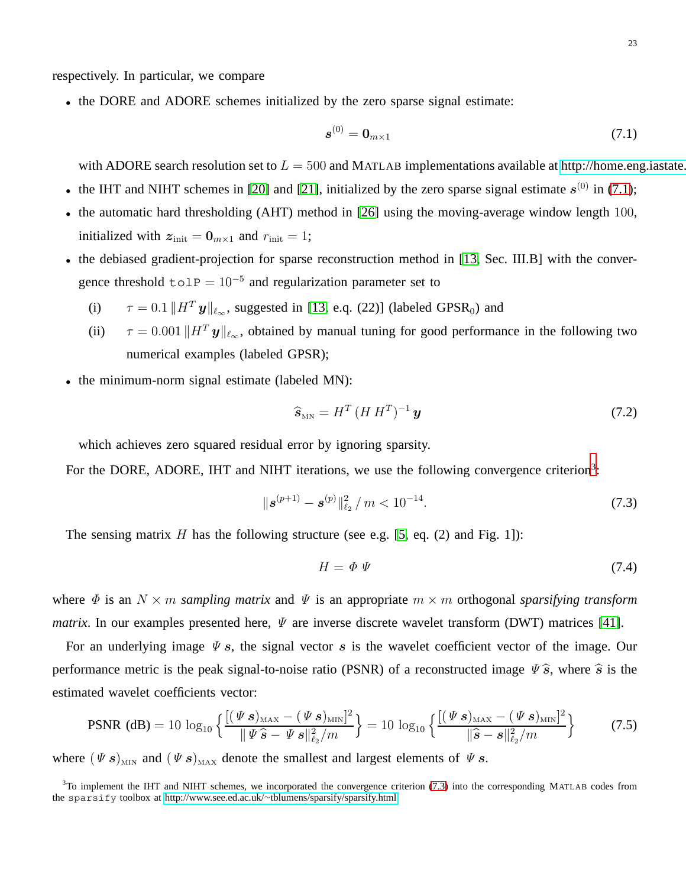respectively. In particular, we compare

- the DORE and ADORE schemes initialized by the zero sparse signal estimate:

$$\boldsymbol{s}^{(0)} = \boldsymbol{0}_{m \times 1} \tag{7.1}$$

  with ADORE search resolution set to $L = 500$ and MATLAB implementations available at http://home.eng.iastate.

- the IHT and NIHT schemes in [20] and [21], initialized by the zero sparse signal estimate $\boldsymbol{s}^{(0)}$ in (7.1);
- the automatic hard thresholding (AHT) method in [26] using the moving-average window length 100, initialized with $\boldsymbol{z}_{\text{init}} = \boldsymbol{0}_{m \times 1}$ and $r_{\text{init}} = 1$;
- the debiased gradient-projection for sparse reconstruction method in [13, Sec. III.B] with the convergence threshold `tolP` $= 10^{-5}$ and regularization parameter set to
  - (i) $\tau = 0.1 \, \|H^T \boldsymbol{y}\|_{\ell_\infty}$, suggested in [13, e.q. (22)] (labeled GPSR$_0$) and
  - (ii) $\tau = 0.001 \, \|H^T \boldsymbol{y}\|_{\ell_\infty}$, obtained by manual tuning for good performance in the following two numerical examples (labeled GPSR);
- the minimum-norm signal estimate (labeled MN):

$$\widehat{\boldsymbol{s}}_{\text{MN}} = H^T \, (H \, H^T)^{-1} \, \boldsymbol{y} \tag{7.2}$$

  which achieves zero squared residual error by ignoring sparsity.

For the DORE, ADORE, IHT and NIHT iterations, we use the following convergence criterion[3]:

$$\|\boldsymbol{s}^{(p+1)} - \boldsymbol{s}^{(p)}\|_{\ell_2}^2 \, / \, m < 10^{-14}. \tag{7.3}$$

The sensing matrix $H$ has the following structure (see e.g. [5, eq. (2) and Fig. 1]):

$$H = \varPhi \, \varPsi \tag{7.4}$$

where $\varPhi$ is an $N \times m$ *sampling matrix* and $\varPsi$ is an appropriate $m \times m$ orthogonal *sparsifying transform matrix*. In our examples presented here, $\varPsi$ are inverse discrete wavelet transform (DWT) matrices [41].

For an underlying image $\varPsi \, \boldsymbol{s}$, the signal vector $\boldsymbol{s}$ is the wavelet coefficient vector of the image. Our performance metric is the peak signal-to-noise ratio (PSNR) of a reconstructed image $\varPsi \, \widehat{\boldsymbol{s}}$, where $\widehat{\boldsymbol{s}}$ is the estimated wavelet coefficients vector:

$$\text{PSNR (dB)} = 10 \, \log_{10} \left\{ \frac{[(\varPsi \, \boldsymbol{s})_{\text{MAX}} - (\varPsi \, \boldsymbol{s})_{\text{MIN}}]^2}{\| \varPsi \, \widehat{\boldsymbol{s}} - \varPsi \, \boldsymbol{s}\|_{\ell_2}^2 / m} \right\} = 10 \, \log_{10} \left\{ \frac{[(\varPsi \, \boldsymbol{s})_{\text{MAX}} - (\varPsi \, \boldsymbol{s})_{\text{MIN}}]^2}{\|\widehat{\boldsymbol{s}} - \boldsymbol{s}\|_{\ell_2}^2 / m} \right\} \tag{7.5}$$

where $(\varPsi \, \boldsymbol{s})_{\text{MIN}}$ and $(\varPsi \, \boldsymbol{s})_{\text{MAX}}$ denote the smallest and largest elements of $\varPsi \, \boldsymbol{s}$.

[3] To implement the IHT and NIHT schemes, we incorporated the convergence criterion (7.3) into the corresponding MATLAB codes from the `sparsify` toolbox at http://www.see.ed.ac.uk/~tblumens/sparsify/sparsify.html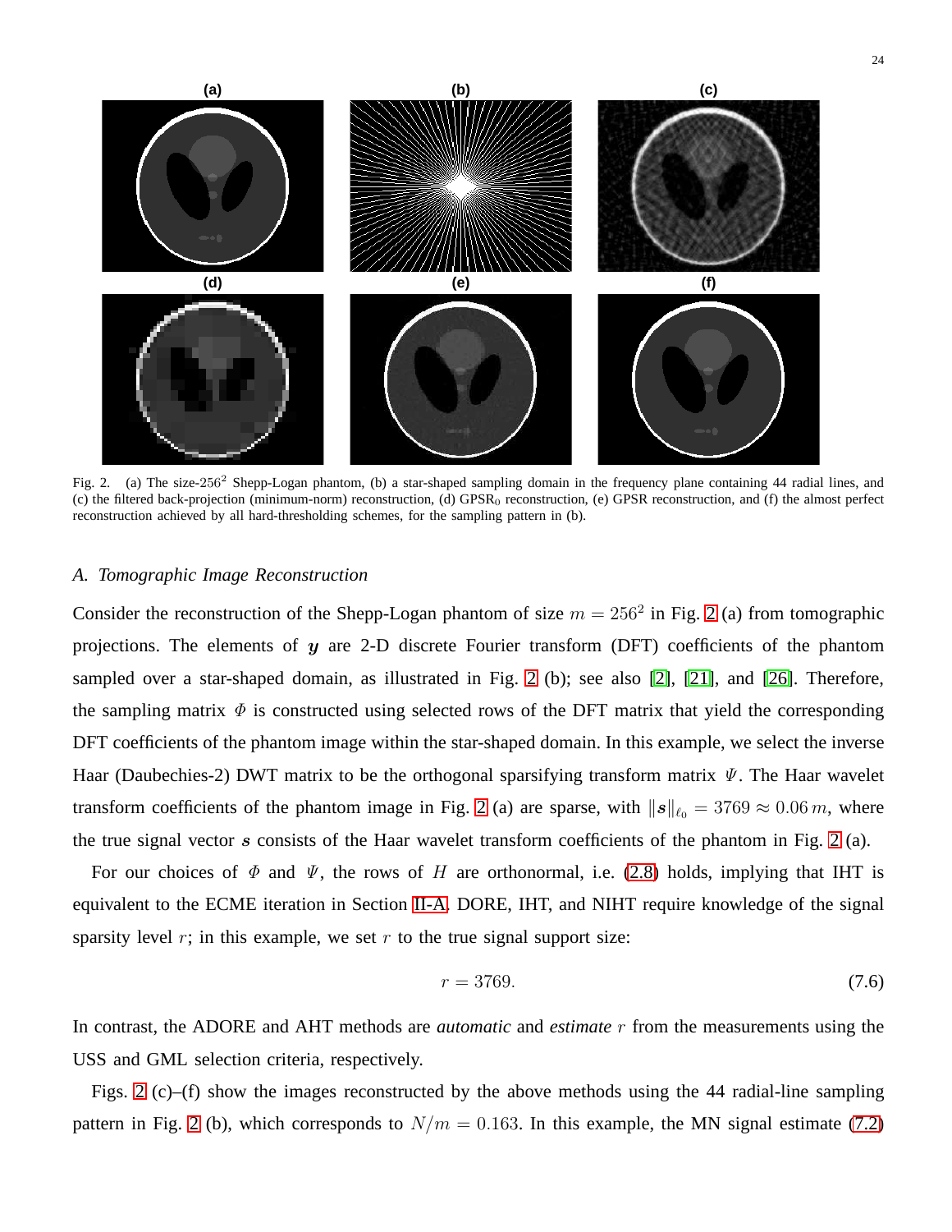Fig. 2. (a) The size-$256^2$ Shepp-Logan phantom, (b) a star-shaped sampling domain in the frequency plane containing 44 radial lines, and (c) the filtered back-projection (minimum-norm) reconstruction, (d) GPSR$_0$ reconstruction, (e) GPSR reconstruction, and (f) the almost perfect reconstruction achieved by all hard-thresholding schemes, for the sampling pattern in (b).

### A. Tomographic Image Reconstruction

Consider the reconstruction of the Shepp-Logan phantom of size $m = 256^2$ in Fig. 2 (a) from tomographic projections. The elements of $\boldsymbol{y}$ are 2-D discrete Fourier transform (DFT) coefficients of the phantom sampled over a star-shaped domain, as illustrated in Fig. 2 (b); see also [2], [21], and [26]. Therefore, the sampling matrix $\Phi$ is constructed using selected rows of the DFT matrix that yield the corresponding DFT coefficients of the phantom image within the star-shaped domain. In this example, we select the inverse Haar (Daubechies-2) DWT matrix to be the orthogonal sparsifying transform matrix $\Psi$. The Haar wavelet transform coefficients of the phantom image in Fig. 2 (a) are sparse, with $\|\boldsymbol{s}\|_{\ell_0} = 3769 \approx 0.06\, m$, where the true signal vector $\boldsymbol{s}$ consists of the Haar wavelet transform coefficients of the phantom in Fig. 2 (a).

For our choices of $\Phi$ and $\Psi$, the rows of $H$ are orthonormal, i.e. (2.8) holds, implying that IHT is equivalent to the ECME iteration in Section II-A. DORE, IHT, and NIHT require knowledge of the signal sparsity level $r$; in this example, we set $r$ to the true signal support size:

$$r = 3769. \tag{7.6}$$

In contrast, the ADORE and AHT methods are *automatic* and *estimate* $r$ from the measurements using the USS and GML selection criteria, respectively.

Figs. 2 (c)–(f) show the images reconstructed by the above methods using the 44 radial-line sampling pattern in Fig. 2 (b), which corresponds to $N/m = 0.163$. In this example, the MN signal estimate (7.2)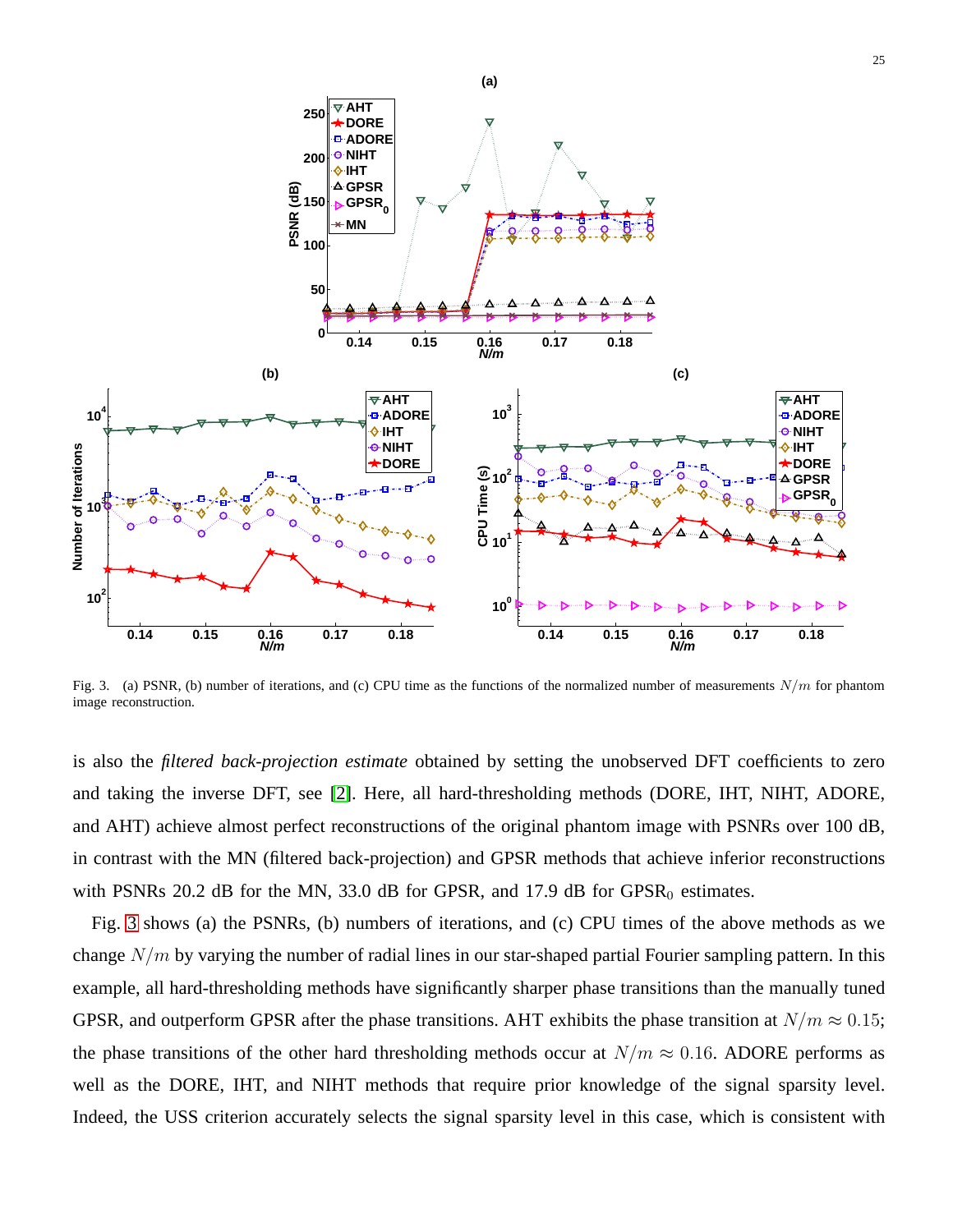Fig. 3. (a) PSNR, (b) number of iterations, and (c) CPU time as the functions of the normalized number of measurements $N/m$ for phantom image reconstruction.

is also the *filtered back-projection estimate* obtained by setting the unobserved DFT coefficients to zero and taking the inverse DFT, see [2]. Here, all hard-thresholding methods (DORE, IHT, NIHT, ADORE, and AHT) achieve almost perfect reconstructions of the original phantom image with PSNRs over 100 dB, in contrast with the MN (filtered back-projection) and GPSR methods that achieve inferior reconstructions with PSNRs 20.2 dB for the MN, 33.0 dB for GPSR, and 17.9 dB for $\text{GPSR}_0$ estimates.

Fig. 3 shows (a) the PSNRs, (b) numbers of iterations, and (c) CPU times of the above methods as we change $N/m$ by varying the number of radial lines in our star-shaped partial Fourier sampling pattern. In this example, all hard-thresholding methods have significantly sharper phase transitions than the manually tuned GPSR, and outperform GPSR after the phase transitions. AHT exhibits the phase transition at $N/m \approx 0.15$; the phase transitions of the other hard thresholding methods occur at $N/m \approx 0.16$. ADORE performs as well as the DORE, IHT, and NIHT methods that require prior knowledge of the signal sparsity level. Indeed, the USS criterion accurately selects the signal sparsity level in this case, which is consistent with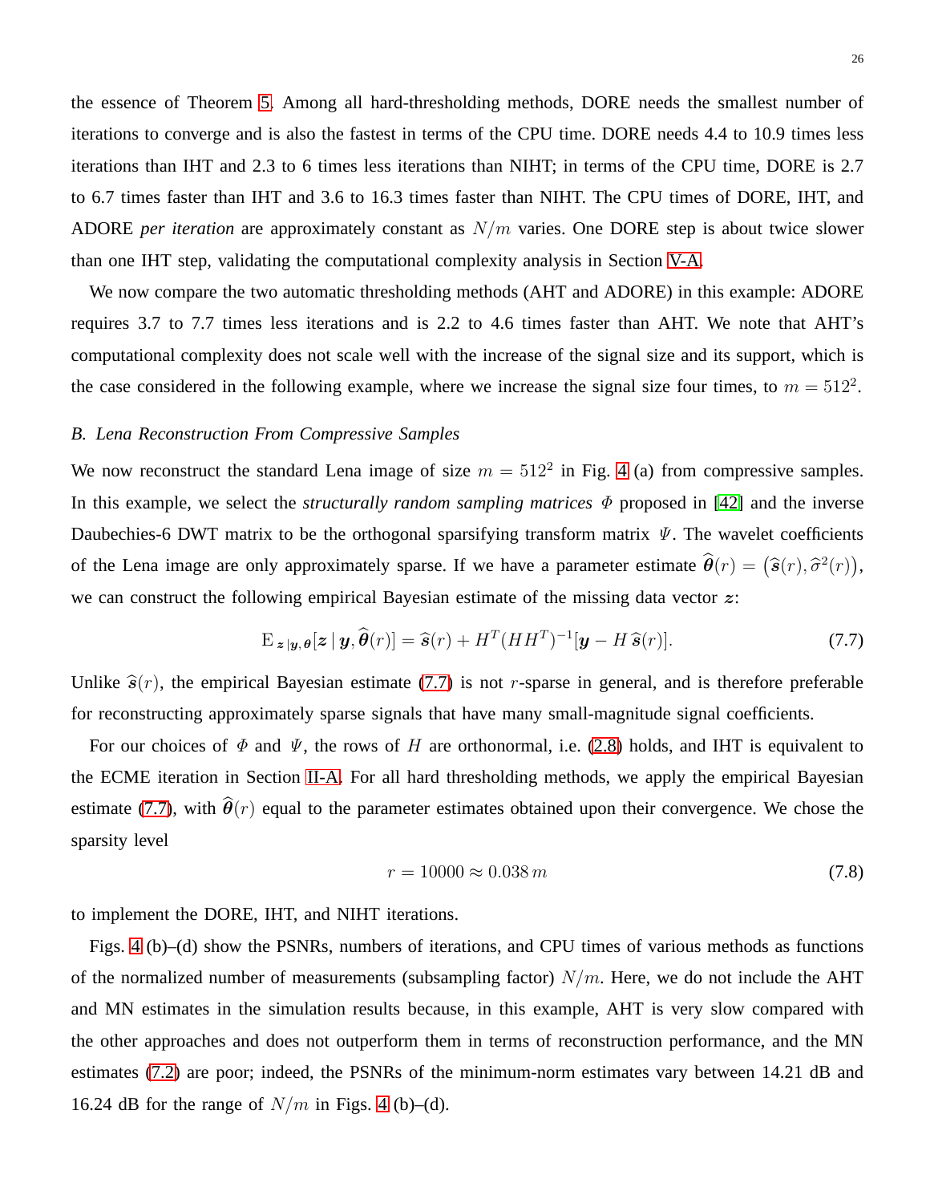the essence of Theorem 5. Among all hard-thresholding methods, DORE needs the smallest number of iterations to converge and is also the fastest in terms of the CPU time. DORE needs 4.4 to 10.9 times less iterations than IHT and 2.3 to 6 times less iterations than NIHT; in terms of the CPU time, DORE is 2.7 to 6.7 times faster than IHT and 3.6 to 16.3 times faster than NIHT. The CPU times of DORE, IHT, and ADORE *per iteration* are approximately constant as $N/m$ varies. One DORE step is about twice slower than one IHT step, validating the computational complexity analysis in Section V-A.

We now compare the two automatic thresholding methods (AHT and ADORE) in this example: ADORE requires 3.7 to 7.7 times less iterations and is 2.2 to 4.6 times faster than AHT. We note that AHT's computational complexity does not scale well with the increase of the signal size and its support, which is the case considered in the following example, where we increase the signal size four times, to $m = 512^2$.

### *B. Lena Reconstruction From Compressive Samples*

We now reconstruct the standard Lena image of size $m = 512^2$ in Fig. 4 (a) from compressive samples. In this example, we select the *structurally random sampling matrices* $\Phi$ proposed in [42] and the inverse Daubechies-6 DWT matrix to be the orthogonal sparsifying transform matrix $\Psi$. The wavelet coefficients of the Lena image are only approximately sparse. If we have a parameter estimate $\widehat{\boldsymbol{\theta}}(r) = \big(\widehat{\boldsymbol{s}}(r), \widehat{\sigma}^2(r)\big)$, we can construct the following empirical Bayesian estimate of the missing data vector $\boldsymbol{z}$:

$$\mathrm{E}_{\boldsymbol{z}\,|\boldsymbol{y},\boldsymbol{\theta}}[\boldsymbol{z} \mid \boldsymbol{y}, \widehat{\boldsymbol{\theta}}(r)] = \widehat{\boldsymbol{s}}(r) + H^T(HH^T)^{-1}[\boldsymbol{y} - H\,\widehat{\boldsymbol{s}}(r)]. \tag{7.7}$$

Unlike $\widehat{\boldsymbol{s}}(r)$, the empirical Bayesian estimate (7.7) is not $r$-sparse in general, and is therefore preferable for reconstructing approximately sparse signals that have many small-magnitude signal coefficients.

For our choices of $\Phi$ and $\Psi$, the rows of $H$ are orthonormal, i.e. (2.8) holds, and IHT is equivalent to the ECME iteration in Section II-A. For all hard thresholding methods, we apply the empirical Bayesian estimate (7.7), with $\widehat{\boldsymbol{\theta}}(r)$ equal to the parameter estimates obtained upon their convergence. We chose the sparsity level

$$r = 10000 \approx 0.038\, m \tag{7.8}$$

to implement the DORE, IHT, and NIHT iterations.

Figs. 4 (b)–(d) show the PSNRs, numbers of iterations, and CPU times of various methods as functions of the normalized number of measurements (subsampling factor) $N/m$. Here, we do not include the AHT and MN estimates in the simulation results because, in this example, AHT is very slow compared with the other approaches and does not outperform them in terms of reconstruction performance, and the MN estimates (7.2) are poor; indeed, the PSNRs of the minimum-norm estimates vary between 14.21 dB and 16.24 dB for the range of $N/m$ in Figs. 4 (b)–(d).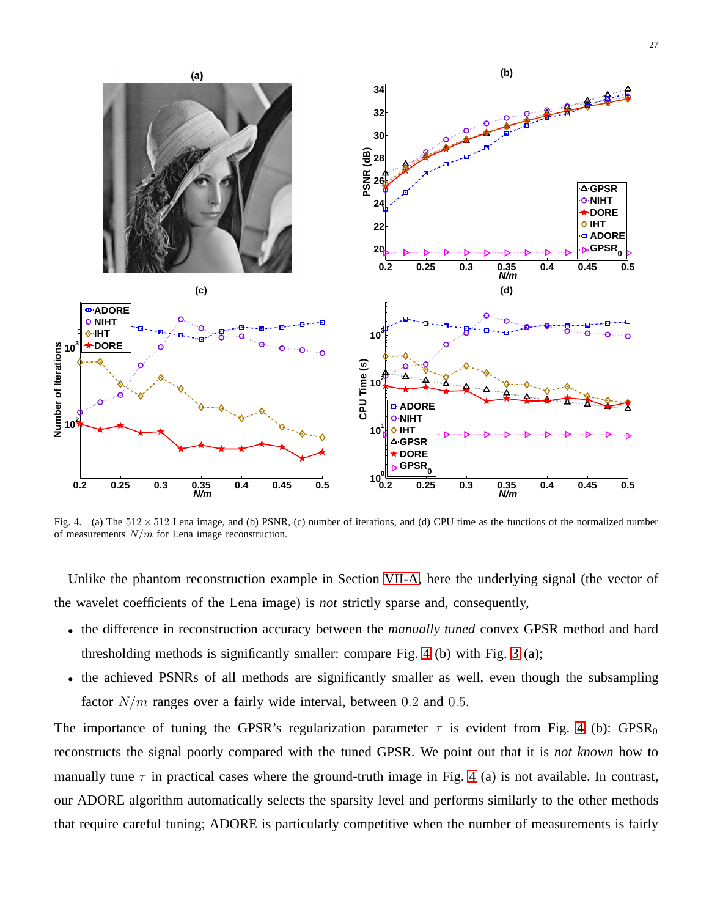Fig. 4. (a) The $512 \times 512$ Lena image, and (b) PSNR, (c) number of iterations, and (d) CPU time as the functions of the normalized number of measurements $N/m$ for Lena image reconstruction.

Unlike the phantom reconstruction example in Section VII-A, here the underlying signal (the vector of the wavelet coefficients of the Lena image) is *not* strictly sparse and, consequently,

- the difference in reconstruction accuracy between the *manually tuned* convex GPSR method and hard thresholding methods is significantly smaller: compare Fig. 4 (b) with Fig. 3 (a);
- the achieved PSNRs of all methods are significantly smaller as well, even though the subsampling factor $N/m$ ranges over a fairly wide interval, between 0.2 and 0.5.

The importance of tuning the GPSR's regularization parameter $\tau$ is evident from Fig. 4 (b): $\text{GPSR}_0$ reconstructs the signal poorly compared with the tuned GPSR. We point out that it is *not known* how to manually tune $\tau$ in practical cases where the ground-truth image in Fig. 4 (a) is not available. In contrast, our ADORE algorithm automatically selects the sparsity level and performs similarly to the other methods that require careful tuning; ADORE is particularly competitive when the number of measurements is fairly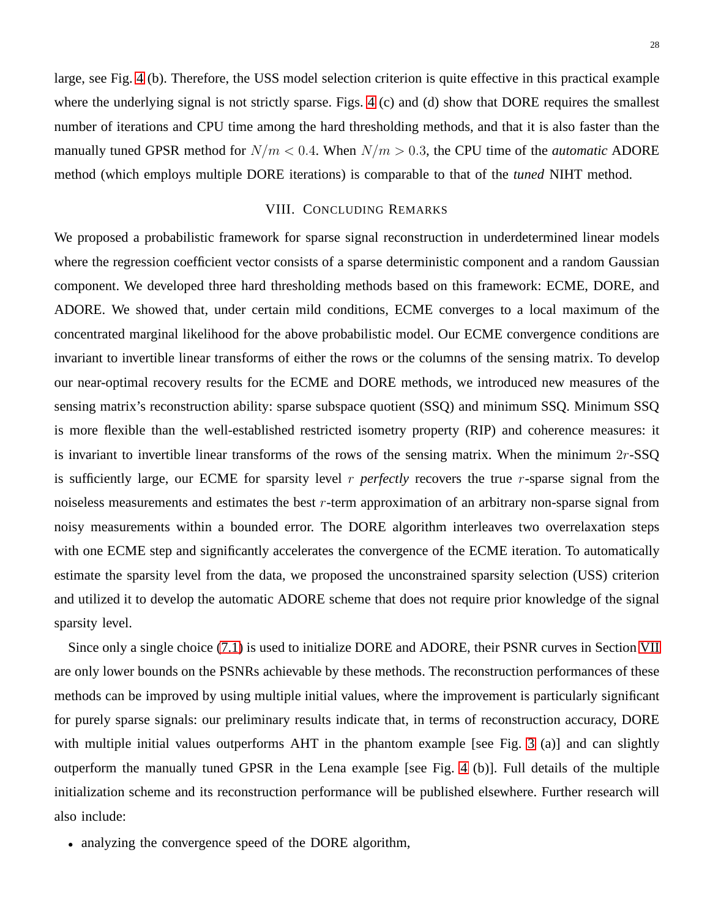large, see Fig. 4 (b). Therefore, the USS model selection criterion is quite effective in this practical example where the underlying signal is not strictly sparse. Figs. 4 (c) and (d) show that DORE requires the smallest number of iterations and CPU time among the hard thresholding methods, and that it is also faster than the manually tuned GPSR method for $N/m < 0.4$. When $N/m > 0.3$, the CPU time of the *automatic* ADORE method (which employs multiple DORE iterations) is comparable to that of the *tuned* NIHT method.

## VIII. Concluding Remarks

We proposed a probabilistic framework for sparse signal reconstruction in underdetermined linear models where the regression coefficient vector consists of a sparse deterministic component and a random Gaussian component. We developed three hard thresholding methods based on this framework: ECME, DORE, and ADORE. We showed that, under certain mild conditions, ECME converges to a local maximum of the concentrated marginal likelihood for the above probabilistic model. Our ECME convergence conditions are invariant to invertible linear transforms of either the rows or the columns of the sensing matrix. To develop our near-optimal recovery results for the ECME and DORE methods, we introduced new measures of the sensing matrix's reconstruction ability: sparse subspace quotient (SSQ) and minimum SSQ. Minimum SSQ is more flexible than the well-established restricted isometry property (RIP) and coherence measures: it is invariant to invertible linear transforms of the rows of the sensing matrix. When the minimum $2r$-SSQ is sufficiently large, our ECME for sparsity level $r$ *perfectly* recovers the true $r$-sparse signal from the noiseless measurements and estimates the best $r$-term approximation of an arbitrary non-sparse signal from noisy measurements within a bounded error. The DORE algorithm interleaves two overrelaxation steps with one ECME step and significantly accelerates the convergence of the ECME iteration. To automatically estimate the sparsity level from the data, we proposed the unconstrained sparsity selection (USS) criterion and utilized it to develop the automatic ADORE scheme that does not require prior knowledge of the signal sparsity level.

Since only a single choice (7.1) is used to initialize DORE and ADORE, their PSNR curves in Section VII are only lower bounds on the PSNRs achievable by these methods. The reconstruction performances of these methods can be improved by using multiple initial values, where the improvement is particularly significant for purely sparse signals: our preliminary results indicate that, in terms of reconstruction accuracy, DORE with multiple initial values outperforms AHT in the phantom example [see Fig. 3 (a)] and can slightly outperform the manually tuned GPSR in the Lena example [see Fig. 4 (b)]. Full details of the multiple initialization scheme and its reconstruction performance will be published elsewhere. Further research will also include:

- analyzing the convergence speed of the DORE algorithm,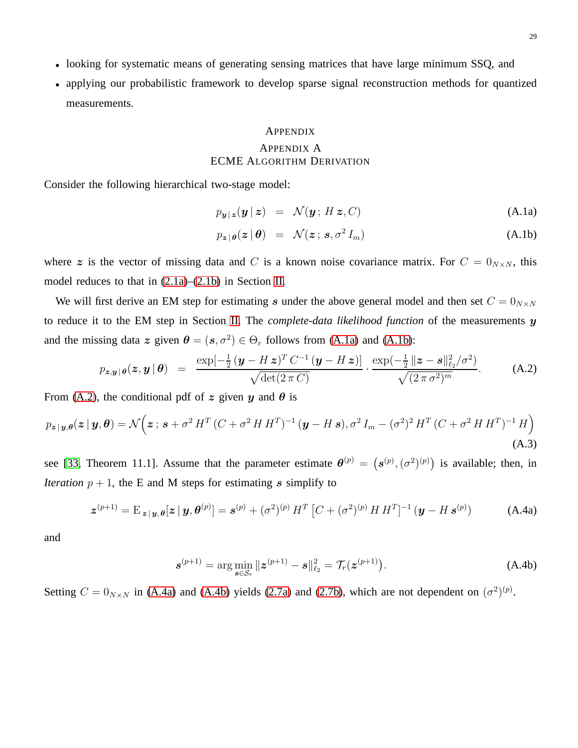- looking for systematic means of generating sensing matrices that have large minimum SSQ, and
- applying our probabilistic framework to develop sparse signal reconstruction methods for quantized measurements.

# Appendix

## Appendix A
## ECME Algorithm Derivation

Consider the following hierarchical two-stage model:

$$p_{\boldsymbol{y}\,|\,\boldsymbol{z}}(\boldsymbol{y}\,|\,\boldsymbol{z}) \;=\; \mathcal{N}(\boldsymbol{y}\,;\,H\,\boldsymbol{z}, C) \tag{A.1a}$$

$$p_{\boldsymbol{z}\,|\,\boldsymbol{\theta}}(\boldsymbol{z}\,|\,\boldsymbol{\theta}) \;=\; \mathcal{N}(\boldsymbol{z}\,;\,\boldsymbol{s}, \sigma^2\,I_m) \tag{A.1b}$$

where $\boldsymbol{z}$ is the vector of missing data and $C$ is a known noise covariance matrix. For $C = 0_{N\times N}$, this model reduces to that in (2.1a)–(2.1b) in Section II.

We will first derive an EM step for estimating $\boldsymbol{s}$ under the above general model and then set $C = 0_{N\times N}$ to reduce it to the EM step in Section II. The *complete-data likelihood function* of the measurements $\boldsymbol{y}$ and the missing data $\boldsymbol{z}$ given $\boldsymbol{\theta} = (\boldsymbol{s}, \sigma^2) \in \Theta_r$ follows from (A.1a) and (A.1b):

$$p_{\boldsymbol{z},\boldsymbol{y}\,|\,\boldsymbol{\theta}}(\boldsymbol{z},\boldsymbol{y}\,|\,\boldsymbol{\theta}) \;=\; \frac{\exp[-\frac{1}{2}\,(\boldsymbol{y}-H\,\boldsymbol{z})^T\,C^{-1}\,(\boldsymbol{y}-H\,\boldsymbol{z})]}{\sqrt{\det(2\,\pi\,C)}}\cdot\frac{\exp(-\frac{1}{2}\,\|\boldsymbol{z}-\boldsymbol{s}\|_{\ell_2}^2/\sigma^2)}{\sqrt{(2\,\pi\,\sigma^2)^m}}. \tag{A.2}$$

From (A.2), the conditional pdf of $\boldsymbol{z}$ given $\boldsymbol{y}$ and $\boldsymbol{\theta}$ is

$$p_{\boldsymbol{z}\,|\,\boldsymbol{y},\boldsymbol{\theta}}(\boldsymbol{z}\,|\,\boldsymbol{y},\boldsymbol{\theta}) = \mathcal{N}\Big(\boldsymbol{z}\,;\,\boldsymbol{s}+\sigma^2\,H^T\,(C+\sigma^2\,H\,H^T)^{-1}\,(\boldsymbol{y}-H\,\boldsymbol{s}), \sigma^2\,I_m-(\sigma^2)^2\,H^T\,(C+\sigma^2\,H\,H^T)^{-1}\,H\Big) \tag{A.3}$$

see [33, Theorem 11.1]. Assume that the parameter estimate $\boldsymbol{\theta}^{(p)} = \big(\boldsymbol{s}^{(p)}, (\sigma^2)^{(p)}\big)$ is available; then, in *Iteration* $p+1$, the E and M steps for estimating $\boldsymbol{s}$ simplify to

$$\boldsymbol{z}^{(p+1)} = \mathrm{E}_{\,\boldsymbol{z}\,|\,\boldsymbol{y},\boldsymbol{\theta}}[\boldsymbol{z}\,|\,\boldsymbol{y},\boldsymbol{\theta}^{(p)}] = \boldsymbol{s}^{(p)} + (\sigma^2)^{(p)}\,H^T\,\big[C+(\sigma^2)^{(p)}\,H\,H^T\big]^{-1}\,(\boldsymbol{y}-H\,\boldsymbol{s}^{(p)}) \tag{A.4a}$$

and

$$\boldsymbol{s}^{(p+1)} = \arg\min_{\boldsymbol{s}\in\mathcal{S}_r}\|\boldsymbol{z}^{(p+1)}-\boldsymbol{s}\|_{\ell_2}^2 = \mathcal{T}_r(\boldsymbol{z}^{(p+1)}). \tag{A.4b}$$

Setting $C = 0_{N\times N}$ in (A.4a) and (A.4b) yields (2.7a) and (2.7b), which are not dependent on $(\sigma^2)^{(p)}$.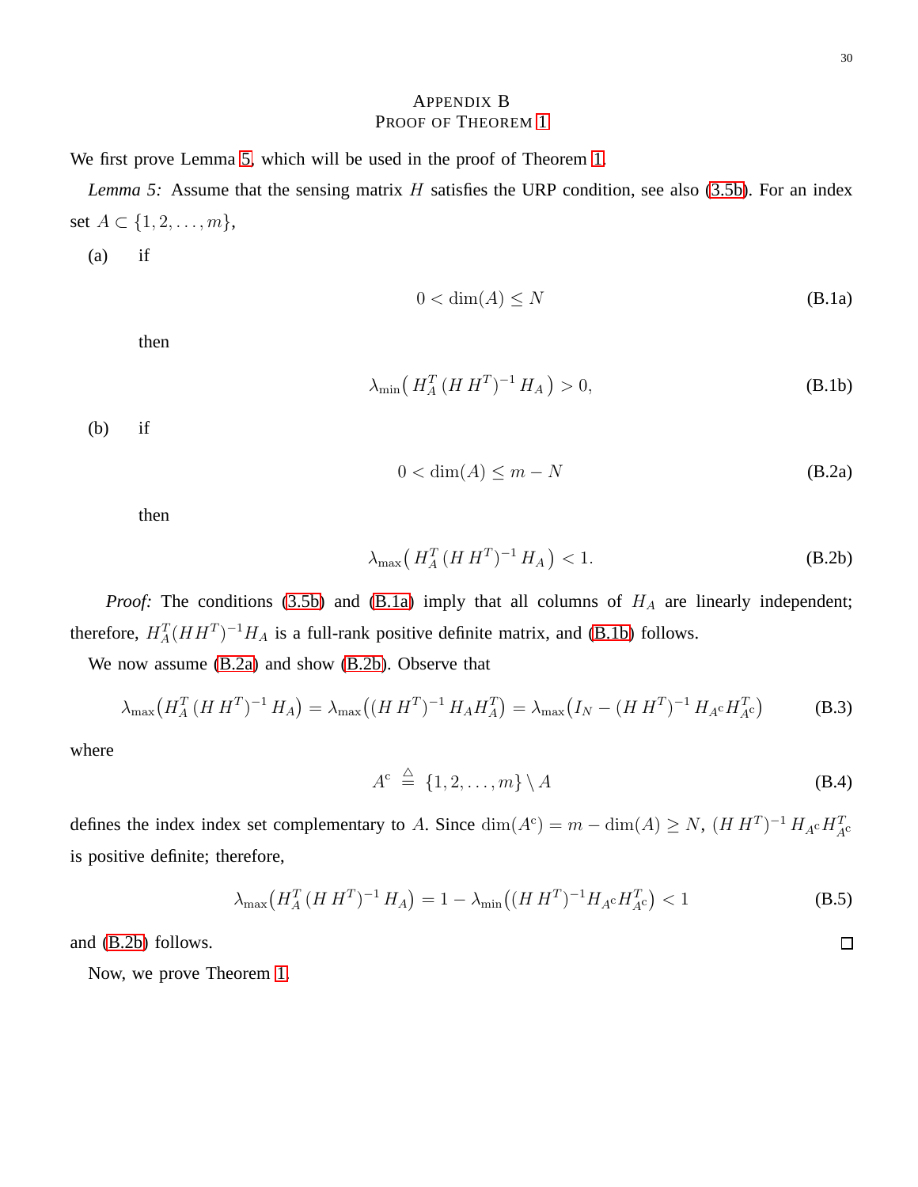# Appendix B
# Proof of Theorem 1

We first prove Lemma 5, which will be used in the proof of Theorem 1.

*Lemma 5:* Assume that the sensing matrix $H$ satisfies the URP condition, see also (3.5b). For an index set $A \subset \{1, 2, \ldots, m\}$,

(a) if

$$0 < \dim(A) \leq N \tag{B.1a}$$

then

$$\lambda_{\min}\big(\, H_A^T \, (H \, H^T)^{-1} \, H_A \,\big) > 0, \tag{B.1b}$$

(b) if

$$0 < \dim(A) \leq m - N \tag{B.2a}$$

then

$$\lambda_{\max}\big(\, H_A^T \, (H \, H^T)^{-1} \, H_A \,\big) < 1. \tag{B.2b}$$

*Proof:* The conditions (3.5b) and (B.1a) imply that all columns of $H_A$ are linearly independent; therefore, $H_A^T (H H^T)^{-1} H_A$ is a full-rank positive definite matrix, and (B.1b) follows.

We now assume (B.2a) and show (B.2b). Observe that

$$\lambda_{\max}\big(H_A^T \, (H \, H^T)^{-1} \, H_A\big) = \lambda_{\max}\big((H \, H^T)^{-1} \, H_A H_A^T\big) = \lambda_{\max}\big(I_N - (H \, H^T)^{-1} \, H_{A^c} H_{A^c}^T\big) \tag{B.3}$$

where

$$A^c \stackrel{\triangle}{=} \{1, 2, \ldots, m\} \setminus A \tag{B.4}$$

defines the index index set complementary to $A$. Since $\dim(A^c) = m - \dim(A) \geq N$, $(H \, H^T)^{-1} \, H_{A^c} H_{A^c}^T$ is positive definite; therefore,

$$\lambda_{\max}\big(H_A^T \, (H \, H^T)^{-1} \, H_A\big) = 1 - \lambda_{\min}\big((H \, H^T)^{-1} H_{A^c} H_{A^c}^T\big) < 1 \tag{B.5}$$

and (B.2b) follows. ☐

Now, we prove Theorem 1.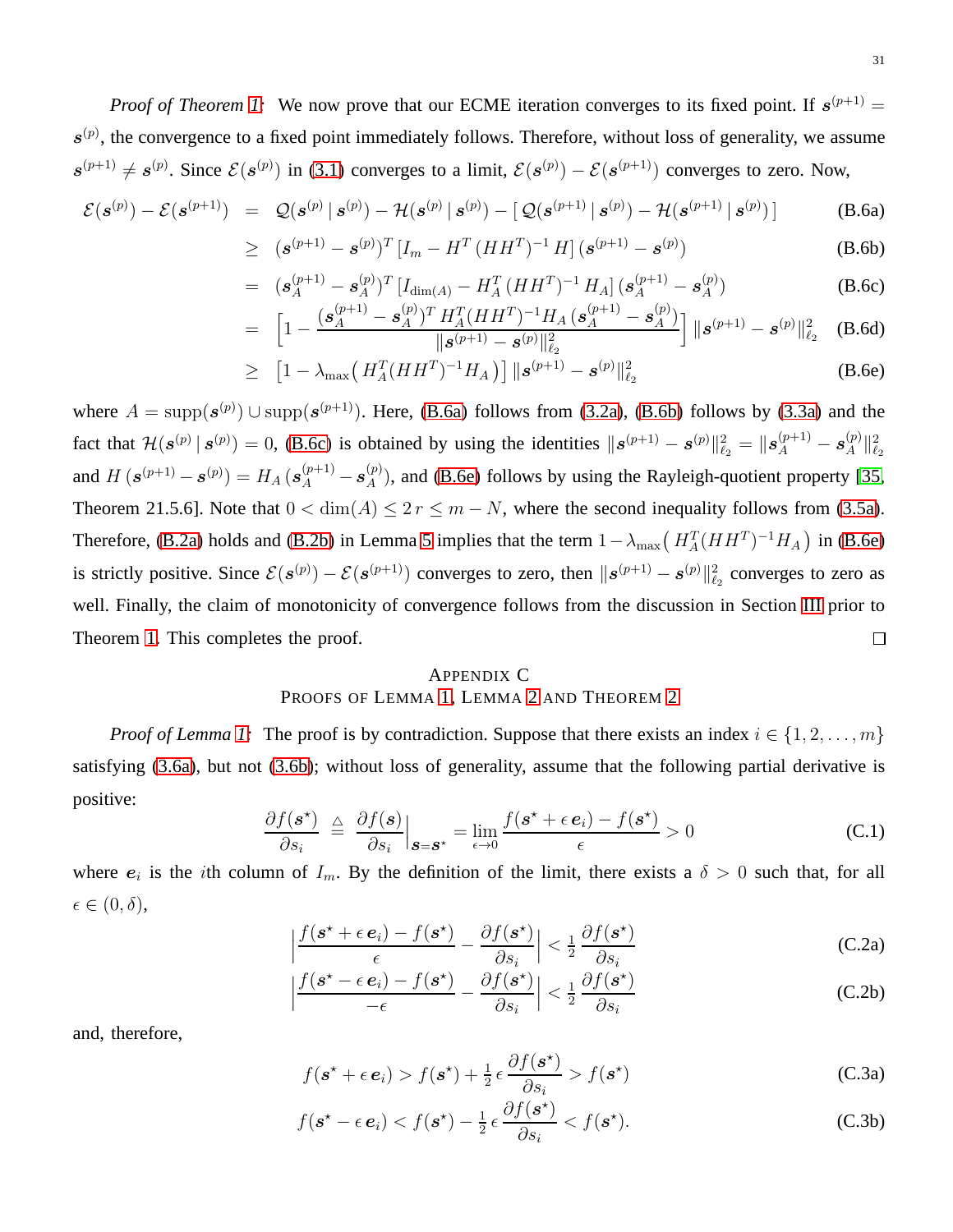*Proof of Theorem 1:* We now prove that our ECME iteration converges to its fixed point. If $\boldsymbol{s}^{(p+1)} = \boldsymbol{s}^{(p)}$, the convergence to a fixed point immediately follows. Therefore, without loss of generality, we assume $\boldsymbol{s}^{(p+1)} \neq \boldsymbol{s}^{(p)}$. Since $\mathcal{E}(\boldsymbol{s}^{(p)})$ in (3.1) converges to a limit, $\mathcal{E}(\boldsymbol{s}^{(p)}) - \mathcal{E}(\boldsymbol{s}^{(p+1)})$ converges to zero. Now,

$$
\begin{aligned}
\mathcal{E}(\boldsymbol{s}^{(p)}) - \mathcal{E}(\boldsymbol{s}^{(p+1)}) &= \mathcal{Q}(\boldsymbol{s}^{(p)} \,|\, \boldsymbol{s}^{(p)}) - \mathcal{H}(\boldsymbol{s}^{(p)} \,|\, \boldsymbol{s}^{(p)}) - \left[\, \mathcal{Q}(\boldsymbol{s}^{(p+1)} \,|\, \boldsymbol{s}^{(p)}) - \mathcal{H}(\boldsymbol{s}^{(p+1)} \,|\, \boldsymbol{s}^{(p)}) \,\right] && \text{(B.6a)} \\
&\geq (\boldsymbol{s}^{(p+1)} - \boldsymbol{s}^{(p)})^T \left[ I_m - H^T \,(H H^T)^{-1} \, H \right] (\boldsymbol{s}^{(p+1)} - \boldsymbol{s}^{(p)}) && \text{(B.6b)} \\
&= (\boldsymbol{s}_A^{(p+1)} - \boldsymbol{s}_A^{(p)})^T \left[ I_{\dim(A)} - H_A^T \,(H H^T)^{-1} \, H_A \right] (\boldsymbol{s}_A^{(p+1)} - \boldsymbol{s}_A^{(p)}) && \text{(B.6c)} \\
&= \left[ 1 - \frac{(\boldsymbol{s}_A^{(p+1)} - \boldsymbol{s}_A^{(p)})^T \, H_A^T (H H^T)^{-1} H_A \, (\boldsymbol{s}_A^{(p+1)} - \boldsymbol{s}_A^{(p)})}{\|\boldsymbol{s}^{(p+1)} - \boldsymbol{s}^{(p)}\|_{\ell_2}^2} \right] \|\boldsymbol{s}^{(p+1)} - \boldsymbol{s}^{(p)}\|_{\ell_2}^2 && \text{(B.6d)} \\
&\geq \left[ 1 - \lambda_{\max}\big( H_A^T (H H^T)^{-1} H_A \big) \right] \|\boldsymbol{s}^{(p+1)} - \boldsymbol{s}^{(p)}\|_{\ell_2}^2 && \text{(B.6e)}
\end{aligned}
$$

where $A = \operatorname{supp}(\boldsymbol{s}^{(p)}) \cup \operatorname{supp}(\boldsymbol{s}^{(p+1)})$. Here, (B.6a) follows from (3.2a), (B.6b) follows by (3.3a) and the fact that $\mathcal{H}(\boldsymbol{s}^{(p)} \,|\, \boldsymbol{s}^{(p)}) = 0$, (B.6c) is obtained by using the identities $\|\boldsymbol{s}^{(p+1)} - \boldsymbol{s}^{(p)}\|_{\ell_2}^2 = \|\boldsymbol{s}_A^{(p+1)} - \boldsymbol{s}_A^{(p)}\|_{\ell_2}^2$ and $H\,(\boldsymbol{s}^{(p+1)} - \boldsymbol{s}^{(p)}) = H_A\,(\boldsymbol{s}_A^{(p+1)} - \boldsymbol{s}_A^{(p)})$, and (B.6e) follows by using the Rayleigh-quotient property [35, Theorem 21.5.6]. Note that $0 < \dim(A) \leq 2\,r \leq m - N$, where the second inequality follows from (3.5a). Therefore, (B.2a) holds and (B.2b) in Lemma 5 implies that the term $1 - \lambda_{\max}\big( H_A^T (H H^T)^{-1} H_A \big)$ in (B.6e) is strictly positive. Since $\mathcal{E}(\boldsymbol{s}^{(p)}) - \mathcal{E}(\boldsymbol{s}^{(p+1)})$ converges to zero, then $\|\boldsymbol{s}^{(p+1)} - \boldsymbol{s}^{(p)}\|_{\ell_2}^2$ converges to zero as well. Finally, the claim of monotonicity of convergence follows from the discussion in Section III prior to Theorem 1. This completes the proof. ◻

## Appendix C
## Proofs of Lemma 1, Lemma 2 and Theorem 2

*Proof of Lemma 1:* The proof is by contradiction. Suppose that there exists an index $i \in \{1, 2, \ldots, m\}$ satisfying (3.6a), but not (3.6b); without loss of generality, assume that the following partial derivative is positive:

$$
\frac{\partial f(\boldsymbol{s}^\star)}{\partial s_i} \;\triangleq\; \frac{\partial f(\boldsymbol{s})}{\partial s_i}\Big|_{\boldsymbol{s}=\boldsymbol{s}^\star} = \lim_{\epsilon \to 0} \frac{f(\boldsymbol{s}^\star + \epsilon\, \boldsymbol{e}_i) - f(\boldsymbol{s}^\star)}{\epsilon} > 0 \tag{C.1}
$$

where $\boldsymbol{e}_i$ is the $i$th column of $I_m$. By the definition of the limit, there exists a $\delta > 0$ such that, for all $\epsilon \in (0, \delta)$,

$$
\Big| \frac{f(\boldsymbol{s}^\star + \epsilon\, \boldsymbol{e}_i) - f(\boldsymbol{s}^\star)}{\epsilon} - \frac{\partial f(\boldsymbol{s}^\star)}{\partial s_i} \Big| < \tfrac{1}{2}\, \frac{\partial f(\boldsymbol{s}^\star)}{\partial s_i} \tag{C.2a}
$$

$$
\Big| \frac{f(\boldsymbol{s}^\star - \epsilon\, \boldsymbol{e}_i) - f(\boldsymbol{s}^\star)}{-\epsilon} - \frac{\partial f(\boldsymbol{s}^\star)}{\partial s_i} \Big| < \tfrac{1}{2}\, \frac{\partial f(\boldsymbol{s}^\star)}{\partial s_i} \tag{C.2b}
$$

and, therefore,

$$
f(\boldsymbol{s}^\star + \epsilon\, \boldsymbol{e}_i) > f(\boldsymbol{s}^\star) + \tfrac{1}{2}\, \epsilon\, \frac{\partial f(\boldsymbol{s}^\star)}{\partial s_i} > f(\boldsymbol{s}^\star) \tag{C.3a}
$$

$$
f(\boldsymbol{s}^\star - \epsilon\, \boldsymbol{e}_i) < f(\boldsymbol{s}^\star) - \tfrac{1}{2}\, \epsilon\, \frac{\partial f(\boldsymbol{s}^\star)}{\partial s_i} < f(\boldsymbol{s}^\star). \tag{C.3b}
$$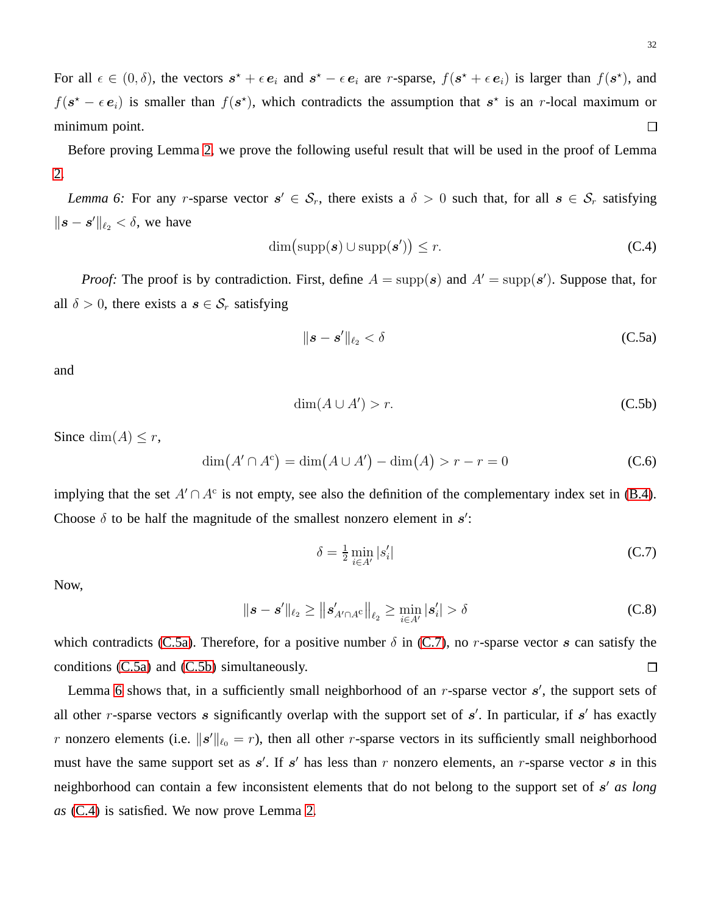For all $\epsilon \in (0, \delta)$, the vectors $\boldsymbol{s}^\star + \epsilon\, \boldsymbol{e}_i$ and $\boldsymbol{s}^\star - \epsilon\, \boldsymbol{e}_i$ are $r$-sparse, $f(\boldsymbol{s}^\star + \epsilon\, \boldsymbol{e}_i)$ is larger than $f(\boldsymbol{s}^\star)$, and $f(\boldsymbol{s}^\star - \epsilon\, \boldsymbol{e}_i)$ is smaller than $f(\boldsymbol{s}^\star)$, which contradicts the assumption that $\boldsymbol{s}^\star$ is an $r$-local maximum or minimum point. □

Before proving Lemma 2, we prove the following useful result that will be used in the proof of Lemma 2.

*Lemma 6:* For any $r$-sparse vector $\boldsymbol{s}' \in \mathcal{S}_r$, there exists a $\delta > 0$ such that, for all $\boldsymbol{s} \in \mathcal{S}_r$ satisfying $\|\boldsymbol{s} - \boldsymbol{s}'\|_{\ell_2} < \delta$, we have

$$\dim\big(\mathrm{supp}(\boldsymbol{s}) \cup \mathrm{supp}(\boldsymbol{s}')\big) \leq r. \tag{C.4}$$

*Proof:* The proof is by contradiction. First, define $A = \mathrm{supp}(\boldsymbol{s})$ and $A' = \mathrm{supp}(\boldsymbol{s}')$. Suppose that, for all $\delta > 0$, there exists a $\boldsymbol{s} \in \mathcal{S}_r$ satisfying

$$\|\boldsymbol{s} - \boldsymbol{s}'\|_{\ell_2} < \delta \tag{C.5a}$$

and

$$\dim(A \cup A') > r. \tag{C.5b}$$

Since $\dim(A) \leq r$,

$$\dim\big(A' \cap A^{\mathrm{c}}\big) = \dim\big(A \cup A'\big) - \dim\big(A\big) > r - r = 0 \tag{C.6}$$

implying that the set $A' \cap A^{\mathrm{c}}$ is not empty, see also the definition of the complementary index set in (B.4). Choose $\delta$ to be half the magnitude of the smallest nonzero element in $\boldsymbol{s}'$:

$$\delta = \tfrac{1}{2} \min_{i \in A'} |s'_i| \tag{C.7}$$

Now,

$$\|\boldsymbol{s} - \boldsymbol{s}'\|_{\ell_2} \geq \big\|\boldsymbol{s}'_{A' \cap A^{\mathrm{c}}}\big\|_{\ell_2} \geq \min_{i \in A'} |\boldsymbol{s}'_i| > \delta \tag{C.8}$$

which contradicts (C.5a). Therefore, for a positive number $\delta$ in (C.7), no $r$-sparse vector $\boldsymbol{s}$ can satisfy the conditions (C.5a) and (C.5b) simultaneously. □

Lemma 6 shows that, in a sufficiently small neighborhood of an $r$-sparse vector $\boldsymbol{s}'$, the support sets of all other $r$-sparse vectors $\boldsymbol{s}$ significantly overlap with the support set of $\boldsymbol{s}'$. In particular, if $\boldsymbol{s}'$ has exactly $r$ nonzero elements (i.e. $\|\boldsymbol{s}'\|_{\ell_0} = r$), then all other $r$-sparse vectors in its sufficiently small neighborhood must have the same support set as $\boldsymbol{s}'$. If $\boldsymbol{s}'$ has less than $r$ nonzero elements, an $r$-sparse vector $\boldsymbol{s}$ in this neighborhood can contain a few inconsistent elements that do not belong to the support set of $\boldsymbol{s}'$ *as long as* (C.4) is satisfied. We now prove Lemma 2.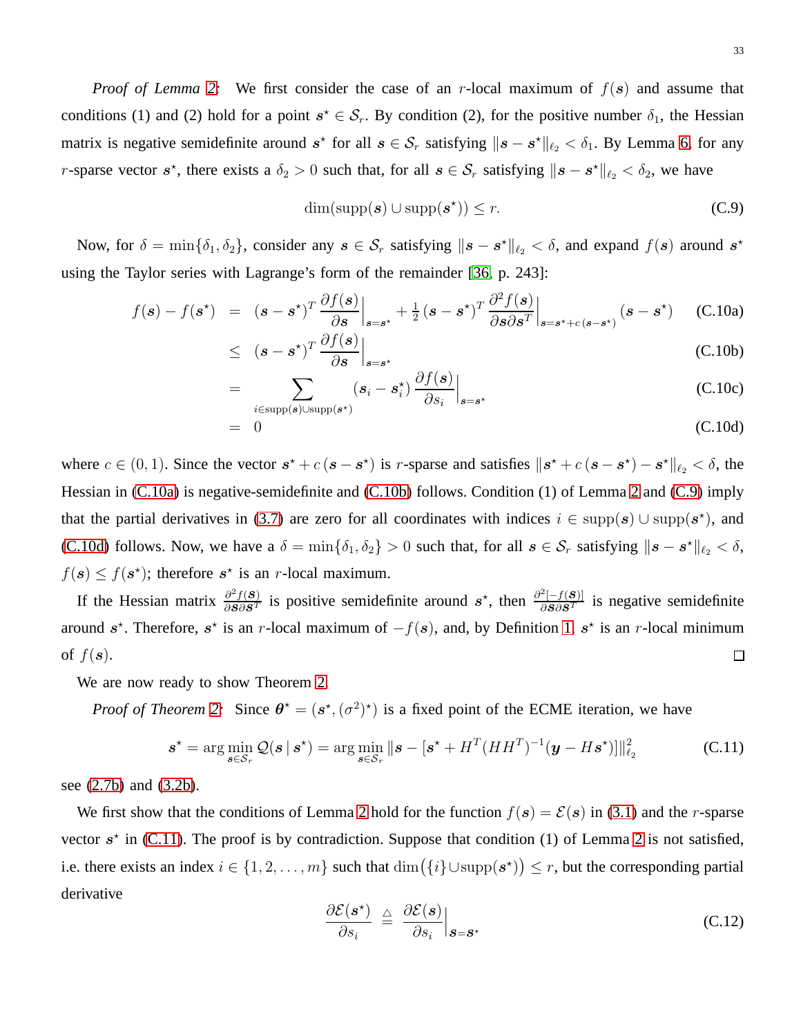*Proof of Lemma 2:* We first consider the case of an $r$-local maximum of $f(\boldsymbol{s})$ and assume that conditions (1) and (2) hold for a point $\boldsymbol{s}^\star \in \mathcal{S}_r$. By condition (2), for the positive number $\delta_1$, the Hessian matrix is negative semidefinite around $\boldsymbol{s}^\star$ for all $\boldsymbol{s} \in \mathcal{S}_r$ satisfying $\|\boldsymbol{s} - \boldsymbol{s}^\star\|_{\ell_2} < \delta_1$. By Lemma 6, for any $r$-sparse vector $\boldsymbol{s}^\star$, there exists a $\delta_2 > 0$ such that, for all $\boldsymbol{s} \in \mathcal{S}_r$ satisfying $\|\boldsymbol{s} - \boldsymbol{s}^\star\|_{\ell_2} < \delta_2$, we have

$$\dim(\operatorname{supp}(\boldsymbol{s}) \cup \operatorname{supp}(\boldsymbol{s}^\star)) \leq r. \tag{C.9}$$

Now, for $\delta = \min\{\delta_1, \delta_2\}$, consider any $\boldsymbol{s} \in \mathcal{S}_r$ satisfying $\|\boldsymbol{s} - \boldsymbol{s}^\star\|_{\ell_2} < \delta$, and expand $f(\boldsymbol{s})$ around $\boldsymbol{s}^\star$ using the Taylor series with Lagrange's form of the remainder [36, p. 243]:

$$\begin{aligned}
f(\boldsymbol{s}) - f(\boldsymbol{s}^\star) &= (\boldsymbol{s} - \boldsymbol{s}^\star)^T \frac{\partial f(\boldsymbol{s})}{\partial \boldsymbol{s}}\Big|_{\boldsymbol{s}=\boldsymbol{s}^\star} + \tfrac{1}{2}(\boldsymbol{s} - \boldsymbol{s}^\star)^T \frac{\partial^2 f(\boldsymbol{s})}{\partial \boldsymbol{s} \partial \boldsymbol{s}^T}\Big|_{\boldsymbol{s}=\boldsymbol{s}^\star + c(\boldsymbol{s}-\boldsymbol{s}^\star)} (\boldsymbol{s} - \boldsymbol{s}^\star) && \text{(C.10a)}\\
&\leq (\boldsymbol{s} - \boldsymbol{s}^\star)^T \frac{\partial f(\boldsymbol{s})}{\partial \boldsymbol{s}}\Big|_{\boldsymbol{s}=\boldsymbol{s}^\star} && \text{(C.10b)}\\
&= \sum_{i \in \operatorname{supp}(\boldsymbol{s}) \cup \operatorname{supp}(\boldsymbol{s}^\star)} (s_i - s_i^\star) \frac{\partial f(\boldsymbol{s})}{\partial s_i}\Big|_{\boldsymbol{s}=\boldsymbol{s}^\star} && \text{(C.10c)}\\
&= 0 && \text{(C.10d)}
\end{aligned}$$

where $c \in (0, 1)$. Since the vector $\boldsymbol{s}^\star + c(\boldsymbol{s} - \boldsymbol{s}^\star)$ is $r$-sparse and satisfies $\|\boldsymbol{s}^\star + c(\boldsymbol{s} - \boldsymbol{s}^\star) - \boldsymbol{s}^\star\|_{\ell_2} < \delta$, the Hessian in (C.10a) is negative-semidefinite and (C.10b) follows. Condition (1) of Lemma 2 and (C.9) imply that the partial derivatives in (3.7) are zero for all coordinates with indices $i \in \operatorname{supp}(\boldsymbol{s}) \cup \operatorname{supp}(\boldsymbol{s}^\star)$, and (C.10d) follows. Now, we have a $\delta = \min\{\delta_1, \delta_2\} > 0$ such that, for all $\boldsymbol{s} \in \mathcal{S}_r$ satisfying $\|\boldsymbol{s} - \boldsymbol{s}^\star\|_{\ell_2} < \delta$, $f(\boldsymbol{s}) \leq f(\boldsymbol{s}^\star)$; therefore $\boldsymbol{s}^\star$ is an $r$-local maximum.

If the Hessian matrix $\frac{\partial^2 f(\boldsymbol{s})}{\partial \boldsymbol{s} \partial \boldsymbol{s}^T}$ is positive semidefinite around $\boldsymbol{s}^\star$, then $\frac{\partial^2 [-f(\boldsymbol{s})]}{\partial \boldsymbol{s} \partial \boldsymbol{s}^T}$ is negative semidefinite around $\boldsymbol{s}^\star$. Therefore, $\boldsymbol{s}^\star$ is an $r$-local maximum of $-f(\boldsymbol{s})$, and, by Definition 1, $\boldsymbol{s}^\star$ is an $r$-local minimum of $f(\boldsymbol{s})$. □

We are now ready to show Theorem 2.

*Proof of Theorem 2:* Since $\boldsymbol{\theta}^\star = (\boldsymbol{s}^\star, (\sigma^2)^\star)$ is a fixed point of the ECME iteration, we have

$$\boldsymbol{s}^\star = \arg\min_{\boldsymbol{s} \in \mathcal{S}_r} \mathcal{Q}(\boldsymbol{s} \,|\, \boldsymbol{s}^\star) = \arg\min_{\boldsymbol{s} \in \mathcal{S}_r} \|\boldsymbol{s} - [\boldsymbol{s}^\star + H^T(HH^T)^{-1}(\boldsymbol{y} - H\boldsymbol{s}^\star)]\|_{\ell_2}^2 \tag{C.11}$$

see (2.7b) and (3.2b).

We first show that the conditions of Lemma 2 hold for the function $f(\boldsymbol{s}) = \mathcal{E}(\boldsymbol{s})$ in (3.1) and the $r$-sparse vector $\boldsymbol{s}^\star$ in (C.11). The proof is by contradiction. Suppose that condition (1) of Lemma 2 is not satisfied, i.e. there exists an index $i \in \{1, 2, \ldots, m\}$ such that $\dim(\{i\} \cup \operatorname{supp}(\boldsymbol{s}^\star)) \leq r$, but the corresponding partial derivative

$$\frac{\partial \mathcal{E}(\boldsymbol{s}^\star)}{\partial s_i} \triangleq \frac{\partial \mathcal{E}(\boldsymbol{s})}{\partial s_i}\Big|_{\boldsymbol{s}=\boldsymbol{s}^\star} \tag{C.12}$$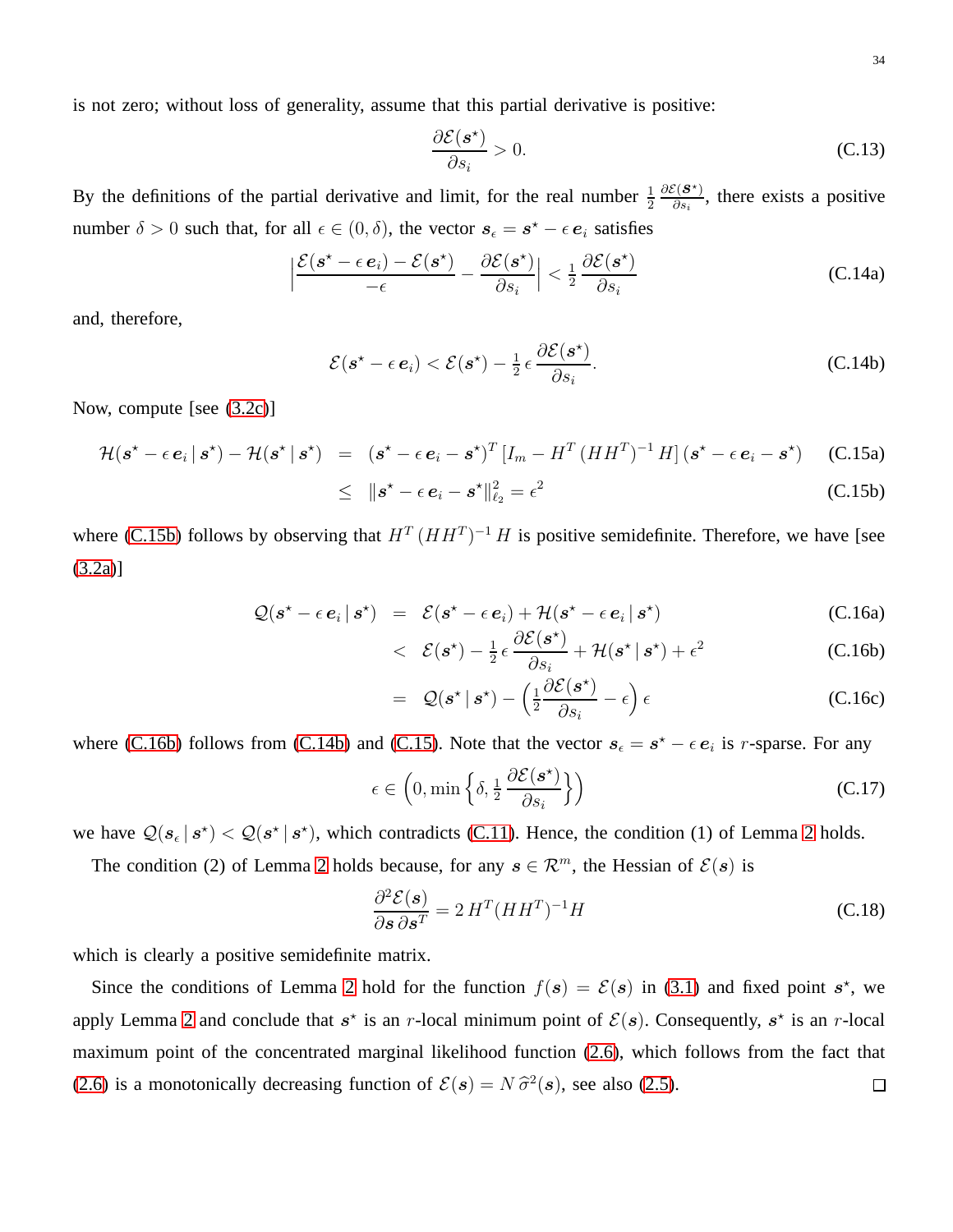is not zero; without loss of generality, assume that this partial derivative is positive:

$$\frac{\partial \mathcal{E}(\boldsymbol{s}^\star)}{\partial s_i} > 0. \tag{C.13}$$

By the definitions of the partial derivative and limit, for the real number $\frac{1}{2}\,\frac{\partial \mathcal{E}(\boldsymbol{s}^\star)}{\partial s_i}$, there exists a positive number $\delta > 0$ such that, for all $\epsilon \in (0, \delta)$, the vector $\boldsymbol{s}_\epsilon = \boldsymbol{s}^\star - \epsilon\,\boldsymbol{e}_i$ satisfies

$$\Big| \frac{\mathcal{E}(\boldsymbol{s}^\star - \epsilon\,\boldsymbol{e}_i) - \mathcal{E}(\boldsymbol{s}^\star)}{-\epsilon} - \frac{\partial \mathcal{E}(\boldsymbol{s}^\star)}{\partial s_i} \Big| < \tfrac{1}{2}\,\frac{\partial \mathcal{E}(\boldsymbol{s}^\star)}{\partial s_i} \tag{C.14a}$$

and, therefore,

$$\mathcal{E}(\boldsymbol{s}^\star - \epsilon\,\boldsymbol{e}_i) < \mathcal{E}(\boldsymbol{s}^\star) - \tfrac{1}{2}\,\epsilon\,\frac{\partial \mathcal{E}(\boldsymbol{s}^\star)}{\partial s_i}. \tag{C.14b}$$

Now, compute [see (3.2c)]

$$\begin{aligned}
\mathcal{H}(\boldsymbol{s}^\star - \epsilon\,\boldsymbol{e}_i \,|\, \boldsymbol{s}^\star) - \mathcal{H}(\boldsymbol{s}^\star \,|\, \boldsymbol{s}^\star) \;&=\; (\boldsymbol{s}^\star - \epsilon\,\boldsymbol{e}_i - \boldsymbol{s}^\star)^T\,[I_m - H^T\,(HH^T)^{-1}\,H]\,(\boldsymbol{s}^\star - \epsilon\,\boldsymbol{e}_i - \boldsymbol{s}^\star) &\text{(C.15a)}\\
&\le\; \|\boldsymbol{s}^\star - \epsilon\,\boldsymbol{e}_i - \boldsymbol{s}^\star\|_{\ell_2}^2 = \epsilon^2 &\text{(C.15b)}
\end{aligned}$$

where (C.15b) follows by observing that $H^T\,(HH^T)^{-1}\,H$ is positive semidefinite. Therefore, we have [see (3.2a)]

$$\begin{aligned}
\mathcal{Q}(\boldsymbol{s}^\star - \epsilon\,\boldsymbol{e}_i \,|\, \boldsymbol{s}^\star) \;&=\; \mathcal{E}(\boldsymbol{s}^\star - \epsilon\,\boldsymbol{e}_i) + \mathcal{H}(\boldsymbol{s}^\star - \epsilon\,\boldsymbol{e}_i \,|\, \boldsymbol{s}^\star) &\text{(C.16a)}\\
&<\; \mathcal{E}(\boldsymbol{s}^\star) - \tfrac{1}{2}\,\epsilon\,\frac{\partial \mathcal{E}(\boldsymbol{s}^\star)}{\partial s_i} + \mathcal{H}(\boldsymbol{s}^\star \,|\, \boldsymbol{s}^\star) + \epsilon^2 &\text{(C.16b)}\\
&=\; \mathcal{Q}(\boldsymbol{s}^\star \,|\, \boldsymbol{s}^\star) - \Big(\tfrac{1}{2}\frac{\partial \mathcal{E}(\boldsymbol{s}^\star)}{\partial s_i} - \epsilon\Big)\,\epsilon &\text{(C.16c)}
\end{aligned}$$

where (C.16b) follows from (C.14b) and (C.15). Note that the vector $\boldsymbol{s}_\epsilon = \boldsymbol{s}^\star - \epsilon\,\boldsymbol{e}_i$ is $r$-sparse. For any

$$\epsilon \in \Big(0, \min\Big\{\delta, \tfrac{1}{2}\,\frac{\partial \mathcal{E}(\boldsymbol{s}^\star)}{\partial s_i}\Big\}\Big) \tag{C.17}$$

we have $\mathcal{Q}(\boldsymbol{s}_\epsilon \,|\, \boldsymbol{s}^\star) < \mathcal{Q}(\boldsymbol{s}^\star \,|\, \boldsymbol{s}^\star)$, which contradicts (C.11). Hence, the condition (1) of Lemma 2 holds.

The condition (2) of Lemma 2 holds because, for any $\boldsymbol{s} \in \mathcal{R}^m$, the Hessian of $\mathcal{E}(\boldsymbol{s})$ is

$$\frac{\partial^2 \mathcal{E}(\boldsymbol{s})}{\partial \boldsymbol{s}\,\partial \boldsymbol{s}^T} = 2\,H^T(HH^T)^{-1}H \tag{C.18}$$

which is clearly a positive semidefinite matrix.

Since the conditions of Lemma 2 hold for the function $f(\boldsymbol{s}) = \mathcal{E}(\boldsymbol{s})$ in (3.1) and fixed point $\boldsymbol{s}^\star$, we apply Lemma 2 and conclude that $\boldsymbol{s}^\star$ is an $r$-local minimum point of $\mathcal{E}(\boldsymbol{s})$. Consequently, $\boldsymbol{s}^\star$ is an $r$-local maximum point of the concentrated marginal likelihood function (2.6), which follows from the fact that (2.6) is a monotonically decreasing function of $\mathcal{E}(\boldsymbol{s}) = N\,\widehat{\sigma}^2(\boldsymbol{s})$, see also (2.5). $\square$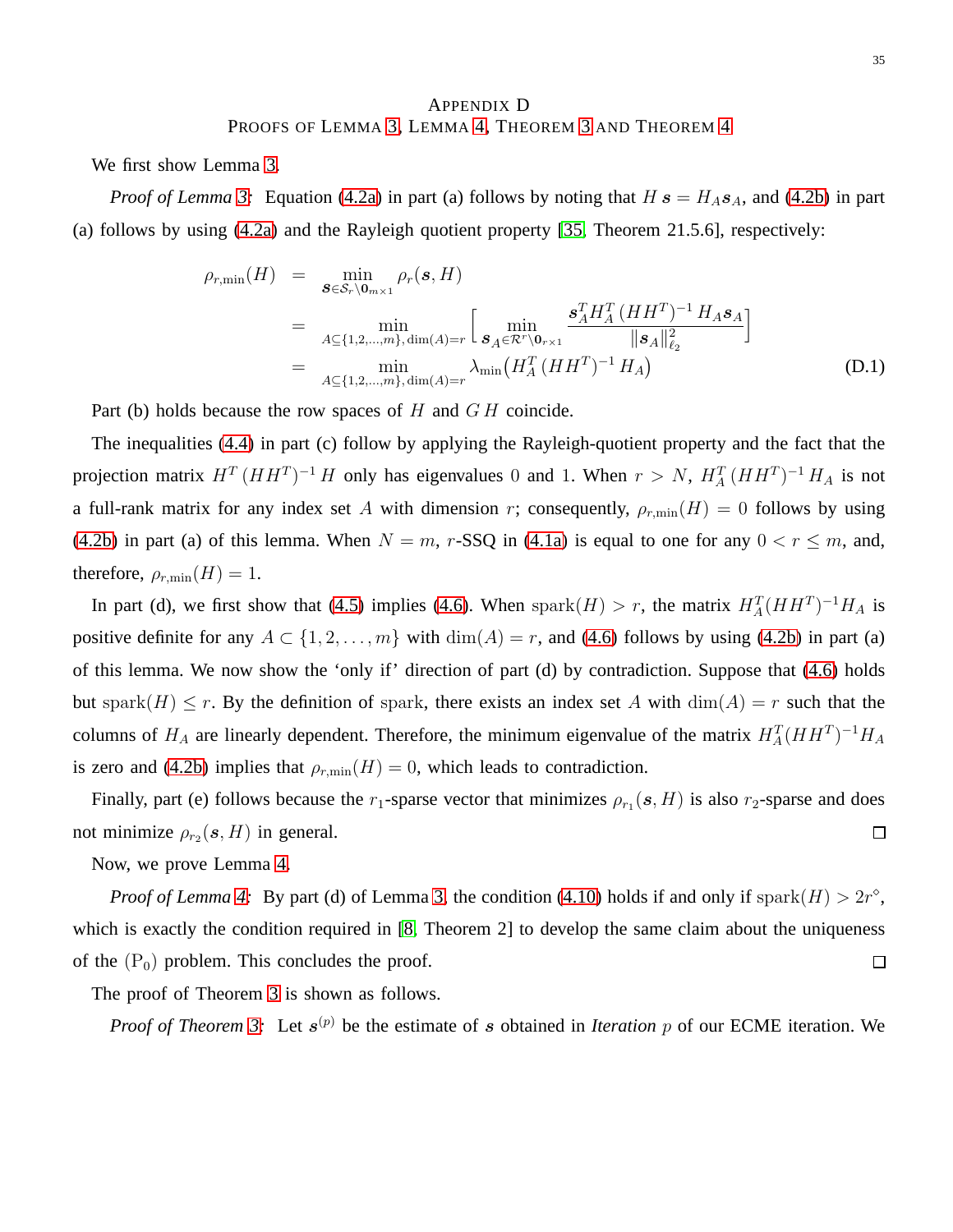# APPENDIX D
## PROOFS OF LEMMA 3, LEMMA 4, THEOREM 3 AND THEOREM 4

We first show Lemma 3.

*Proof of Lemma 3:* Equation (4.2a) in part (a) follows by noting that $H\,\boldsymbol{s} = H_A \boldsymbol{s}_A$, and (4.2b) in part (a) follows by using (4.2a) and the Rayleigh quotient property [35, Theorem 21.5.6], respectively:

$$
\begin{aligned}
\rho_{r,\min}(H) &= \min_{\boldsymbol{s} \in \mathcal{S}_r \backslash \mathbf{0}_{m\times 1}} \rho_r(\boldsymbol{s}, H) \\
&= \min_{A \subseteq \{1,2,\ldots,m\},\, \dim(A)=r} \left[ \min_{\boldsymbol{s}_A \in \mathcal{R}^r \backslash \mathbf{0}_{r\times 1}} \frac{\boldsymbol{s}_A^T H_A^T \,(H H^T)^{-1}\, H_A \boldsymbol{s}_A}{\|\boldsymbol{s}_A\|_{\ell_2}^2} \right] \\
&= \min_{A \subseteq \{1,2,\ldots,m\},\, \dim(A)=r} \lambda_{\min}\big(H_A^T \,(H H^T)^{-1}\, H_A\big)
\end{aligned}
\tag{D.1}
$$

Part (b) holds because the row spaces of $H$ and $G\,H$ coincide.

The inequalities (4.4) in part (c) follow by applying the Rayleigh-quotient property and the fact that the projection matrix $H^T\,(HH^T)^{-1}\,H$ only has eigenvalues 0 and 1. When $r > N$, $H_A^T\,(HH^T)^{-1}\,H_A$ is not a full-rank matrix for any index set $A$ with dimension $r$; consequently, $\rho_{r,\min}(H) = 0$ follows by using (4.2b) in part (a) of this lemma. When $N = m$, $r$-SSQ in (4.1a) is equal to one for any $0 < r \leq m$, and, therefore, $\rho_{r,\min}(H) = 1$.

In part (d), we first show that (4.5) implies (4.6). When $\text{spark}(H) > r$, the matrix $H_A^T(HH^T)^{-1}H_A$ is positive definite for any $A \subset \{1,2,\ldots,m\}$ with $\dim(A) = r$, and (4.6) follows by using (4.2b) in part (a) of this lemma. We now show the 'only if' direction of part (d) by contradiction. Suppose that (4.6) holds but $\text{spark}(H) \leq r$. By the definition of spark, there exists an index set $A$ with $\dim(A) = r$ such that the columns of $H_A$ are linearly dependent. Therefore, the minimum eigenvalue of the matrix $H_A^T(HH^T)^{-1}H_A$ is zero and (4.2b) implies that $\rho_{r,\min}(H) = 0$, which leads to contradiction.

Finally, part (e) follows because the $r_1$-sparse vector that minimizes $\rho_{r_1}(\boldsymbol{s}, H)$ is also $r_2$-sparse and does not minimize $\rho_{r_2}(\boldsymbol{s}, H)$ in general. $\square$

Now, we prove Lemma 4.

*Proof of Lemma 4:* By part (d) of Lemma 3, the condition (4.10) holds if and only if $\text{spark}(H) > 2r^{\diamond}$, which is exactly the condition required in [8, Theorem 2] to develop the same claim about the uniqueness of the $(\text{P}_0)$ problem. This concludes the proof. $\square$

The proof of Theorem 3 is shown as follows.

*Proof of Theorem 3:* Let $\boldsymbol{s}^{(p)}$ be the estimate of $\boldsymbol{s}$ obtained in *Iteration* $p$ of our ECME iteration. We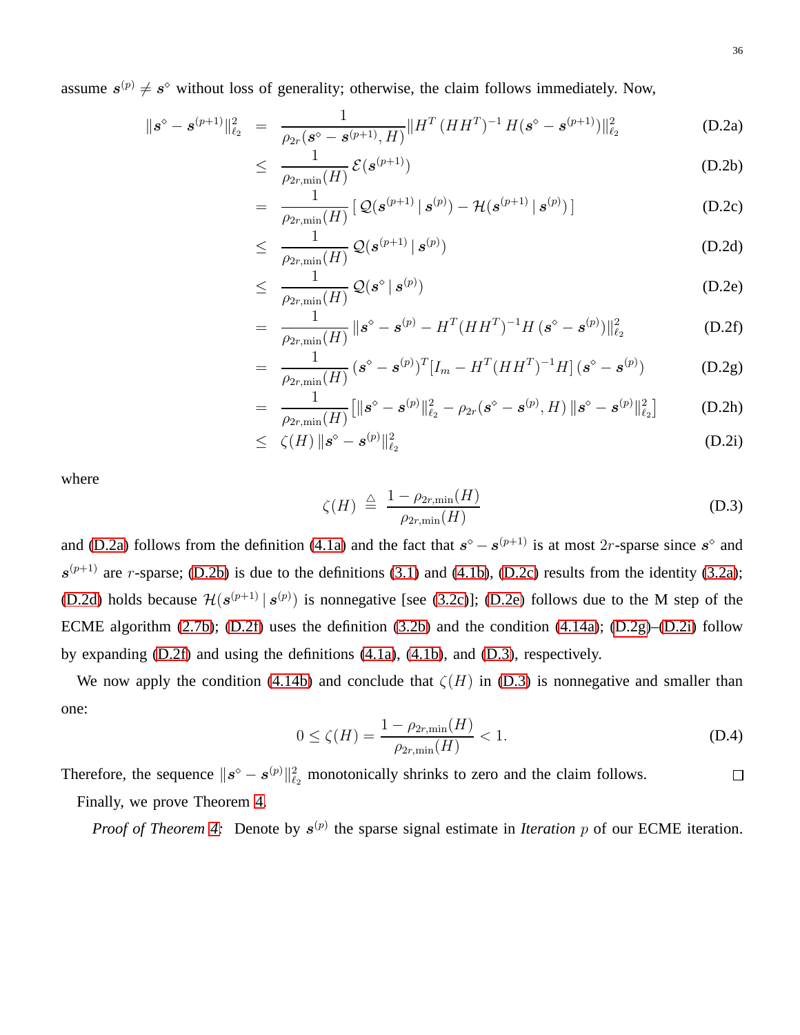assume $\boldsymbol{s}^{(p)} \neq \boldsymbol{s}^\diamond$ without loss of generality; otherwise, the claim follows immediately. Now,

$$
\begin{aligned}
\|\boldsymbol{s}^\diamond - \boldsymbol{s}^{(p+1)}\|_{\ell_2}^2 &= \frac{1}{\rho_{2r}(\boldsymbol{s}^\diamond - \boldsymbol{s}^{(p+1)}, H)} \|H^T\,(HH^T)^{-1}\,H(\boldsymbol{s}^\diamond - \boldsymbol{s}^{(p+1)})\|_{\ell_2}^2 && \text{(D.2a)}\\
&\leq \frac{1}{\rho_{2r,\min}(H)}\,\mathcal{E}(\boldsymbol{s}^{(p+1)}) && \text{(D.2b)}\\
&= \frac{1}{\rho_{2r,\min}(H)}\,[\,\mathcal{Q}(\boldsymbol{s}^{(p+1)}\,|\,\boldsymbol{s}^{(p)}) - \mathcal{H}(\boldsymbol{s}^{(p+1)}\,|\,\boldsymbol{s}^{(p)})\,] && \text{(D.2c)}\\
&\leq \frac{1}{\rho_{2r,\min}(H)}\,\mathcal{Q}(\boldsymbol{s}^{(p+1)}\,|\,\boldsymbol{s}^{(p)}) && \text{(D.2d)}\\
&\leq \frac{1}{\rho_{2r,\min}(H)}\,\mathcal{Q}(\boldsymbol{s}^{\diamond}\,|\,\boldsymbol{s}^{(p)}) && \text{(D.2e)}\\
&= \frac{1}{\rho_{2r,\min}(H)}\,\|\boldsymbol{s}^\diamond - \boldsymbol{s}^{(p)} - H^T(HH^T)^{-1}H\,(\boldsymbol{s}^\diamond - \boldsymbol{s}^{(p)})\|_{\ell_2}^2 && \text{(D.2f)}\\
&= \frac{1}{\rho_{2r,\min}(H)}\,(\boldsymbol{s}^\diamond - \boldsymbol{s}^{(p)})^T[I_m - H^T(HH^T)^{-1}H]\,(\boldsymbol{s}^\diamond - \boldsymbol{s}^{(p)}) && \text{(D.2g)}\\
&= \frac{1}{\rho_{2r,\min}(H)}\big[\|\boldsymbol{s}^\diamond - \boldsymbol{s}^{(p)}\|_{\ell_2}^2 - \rho_{2r}(\boldsymbol{s}^\diamond - \boldsymbol{s}^{(p)}, H)\,\|\boldsymbol{s}^\diamond - \boldsymbol{s}^{(p)}\|_{\ell_2}^2\big] && \text{(D.2h)}\\
&\leq \zeta(H)\,\|\boldsymbol{s}^\diamond - \boldsymbol{s}^{(p)}\|_{\ell_2}^2 && \text{(D.2i)}
\end{aligned}
$$

where

$$
\zeta(H) \triangleq \frac{1 - \rho_{2r,\min}(H)}{\rho_{2r,\min}(H)} \qquad \text{(D.3)}
$$

and (D.2a) follows from the definition (4.1a) and the fact that $\boldsymbol{s}^\diamond - \boldsymbol{s}^{(p+1)}$ is at most $2r$-sparse since $\boldsymbol{s}^\diamond$ and $\boldsymbol{s}^{(p+1)}$ are $r$-sparse; (D.2b) is due to the definitions (3.1) and (4.1b), (D.2c) results from the identity (3.2a); (D.2d) holds because $\mathcal{H}(\boldsymbol{s}^{(p+1)}\,|\,\boldsymbol{s}^{(p)})$ is nonnegative [see (3.2c)]; (D.2e) follows due to the M step of the ECME algorithm (2.7b); (D.2f) uses the definition (3.2b) and the condition (4.14a); (D.2g)–(D.2i) follow by expanding (D.2f) and using the definitions (4.1a), (4.1b), and (D.3), respectively.

We now apply the condition (4.14b) and conclude that $\zeta(H)$ in (D.3) is nonnegative and smaller than one:

$$
0 \leq \zeta(H) = \frac{1 - \rho_{2r,\min}(H)}{\rho_{2r,\min}(H)} < 1. \qquad \text{(D.4)}
$$

Therefore, the sequence $\|\boldsymbol{s}^\diamond - \boldsymbol{s}^{(p)}\|_{\ell_2}^2$ monotonically shrinks to zero and the claim follows. $\square$

Finally, we prove Theorem 4.

*Proof of Theorem 4:* Denote by $\boldsymbol{s}^{(p)}$ the sparse signal estimate in *Iteration* $p$ of our ECME iteration.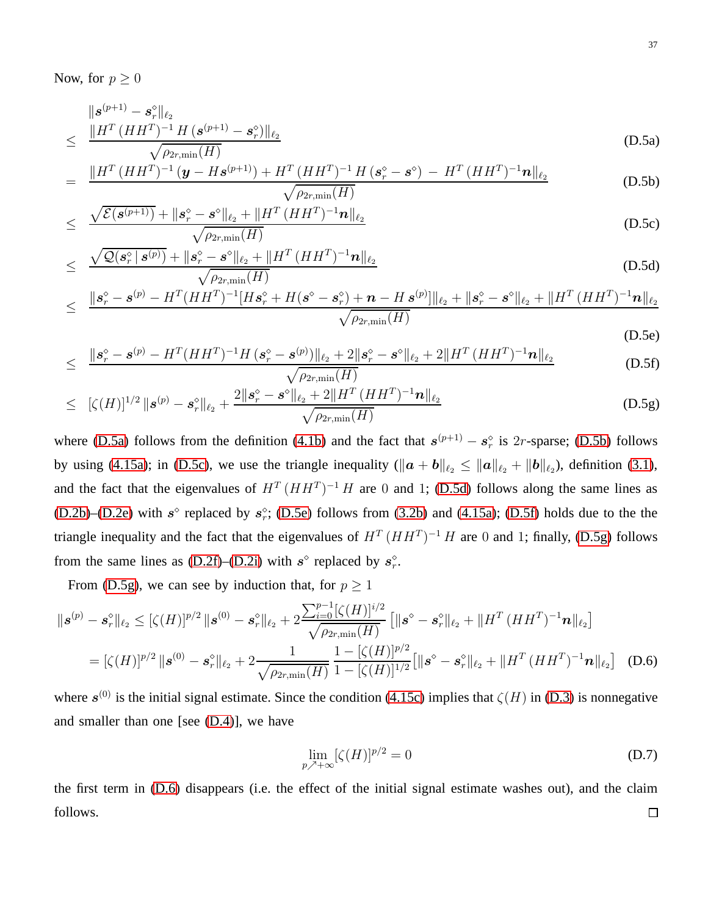Now, for $p \geq 0$

$$
\begin{aligned}
& \|\boldsymbol{s}^{(p+1)} - \boldsymbol{s}_r^\diamond\|_{\ell_2} \\
\leq\ & \frac{\|H^T\,(HH^T)^{-1}\,H\,(\boldsymbol{s}^{(p+1)} - \boldsymbol{s}_r^\diamond)\|_{\ell_2}}{\sqrt{\rho_{2r,\min}(H)}} && \text{(D.5a)}\\
=\ & \frac{\|H^T\,(HH^T)^{-1}\,(\boldsymbol{y} - H\boldsymbol{s}^{(p+1)}) + H^T\,(HH^T)^{-1}\,H\,(\boldsymbol{s}_r^\diamond - \boldsymbol{s}^\diamond)\ -\ H^T\,(HH^T)^{-1}\boldsymbol{n}\|_{\ell_2}}{\sqrt{\rho_{2r,\min}(H)}} && \text{(D.5b)}\\
\leq\ & \frac{\sqrt{\mathcal{E}(\boldsymbol{s}^{(p+1)})} + \|\boldsymbol{s}_r^\diamond - \boldsymbol{s}^\diamond\|_{\ell_2} + \|H^T\,(HH^T)^{-1}\boldsymbol{n}\|_{\ell_2}}{\sqrt{\rho_{2r,\min}(H)}} && \text{(D.5c)}\\
\leq\ & \frac{\sqrt{\mathcal{Q}(\boldsymbol{s}_r^\diamond \mid \boldsymbol{s}^{(p)})} + \|\boldsymbol{s}_r^\diamond - \boldsymbol{s}^\diamond\|_{\ell_2} + \|H^T\,(HH^T)^{-1}\boldsymbol{n}\|_{\ell_2}}{\sqrt{\rho_{2r,\min}(H)}} && \text{(D.5d)}\\
\leq\ & \frac{\|\boldsymbol{s}_r^\diamond - \boldsymbol{s}^{(p)} - H^T(HH^T)^{-1}[H\boldsymbol{s}_r^\diamond + H(\boldsymbol{s}^\diamond - \boldsymbol{s}_r^\diamond) + \boldsymbol{n} - H\,\boldsymbol{s}^{(p)}]\|_{\ell_2} + \|\boldsymbol{s}_r^\diamond - \boldsymbol{s}^\diamond\|_{\ell_2} + \|H^T\,(HH^T)^{-1}\boldsymbol{n}\|_{\ell_2}}{\sqrt{\rho_{2r,\min}(H)}} && \text{(D.5e)}\\
\leq\ & \frac{\|\boldsymbol{s}_r^\diamond - \boldsymbol{s}^{(p)} - H^T(HH^T)^{-1}H\,(\boldsymbol{s}_r^\diamond - \boldsymbol{s}^{(p)})\|_{\ell_2} + 2\|\boldsymbol{s}_r^\diamond - \boldsymbol{s}^\diamond\|_{\ell_2} + 2\|H^T\,(HH^T)^{-1}\boldsymbol{n}\|_{\ell_2}}{\sqrt{\rho_{2r,\min}(H)}} && \text{(D.5f)}\\
\leq\ & [\zeta(H)]^{1/2}\,\|\boldsymbol{s}^{(p)} - \boldsymbol{s}_r^\diamond\|_{\ell_2} + \frac{2\|\boldsymbol{s}_r^\diamond - \boldsymbol{s}^\diamond\|_{\ell_2} + 2\|H^T\,(HH^T)^{-1}\boldsymbol{n}\|_{\ell_2}}{\sqrt{\rho_{2r,\min}(H)}} && \text{(D.5g)}
\end{aligned}
$$

where (D.5a) follows from the definition (4.1b) and the fact that $\boldsymbol{s}^{(p+1)} - \boldsymbol{s}_r^\diamond$ is $2r$-sparse; (D.5b) follows by using (4.15a); in (D.5c), we use the triangle inequality ($\|\boldsymbol{a} + \boldsymbol{b}\|_{\ell_2} \leq \|\boldsymbol{a}\|_{\ell_2} + \|\boldsymbol{b}\|_{\ell_2}$), definition (3.1), and the fact that the eigenvalues of $H^T\,(HH^T)^{-1}\,H$ are 0 and 1; (D.5d) follows along the same lines as (D.2b)–(D.2e) with $\boldsymbol{s}^\diamond$ replaced by $\boldsymbol{s}_r^\diamond$; (D.5e) follows from (3.2b) and (4.15a); (D.5f) holds due to the the triangle inequality and the fact that the eigenvalues of $H^T\,(HH^T)^{-1}\,H$ are 0 and 1; finally, (D.5g) follows from the same lines as (D.2f)–(D.2i) with $\boldsymbol{s}^\diamond$ replaced by $\boldsymbol{s}_r^\diamond$.

From (D.5g), we can see by induction that, for $p \geq 1$

$$
\begin{aligned}
\|\boldsymbol{s}^{(p)} - \boldsymbol{s}_r^\diamond\|_{\ell_2} &\leq [\zeta(H)]^{p/2}\,\|\boldsymbol{s}^{(0)} - \boldsymbol{s}_r^\diamond\|_{\ell_2} + 2\frac{\sum_{i=0}^{p-1}[\zeta(H)]^{i/2}}{\sqrt{\rho_{2r,\min}(H)}}\left[\|\boldsymbol{s}^\diamond - \boldsymbol{s}_r^\diamond\|_{\ell_2} + \|H^T\,(HH^T)^{-1}\boldsymbol{n}\|_{\ell_2}\right]\\
&= [\zeta(H)]^{p/2}\,\|\boldsymbol{s}^{(0)} - \boldsymbol{s}_r^\diamond\|_{\ell_2} + 2\frac{1}{\sqrt{\rho_{2r,\min}(H)}}\,\frac{1 - [\zeta(H)]^{p/2}}{1 - [\zeta(H)]^{1/2}}\left[\|\boldsymbol{s}^\diamond - \boldsymbol{s}_r^\diamond\|_{\ell_2} + \|H^T\,(HH^T)^{-1}\boldsymbol{n}\|_{\ell_2}\right] \qquad \text{(D.6)}
\end{aligned}
$$

where $\boldsymbol{s}^{(0)}$ is the initial signal estimate. Since the condition (4.15c) implies that $\zeta(H)$ in (D.3) is nonnegative and smaller than one [see (D.4)], we have

$$
\lim_{p \nearrow +\infty} [\zeta(H)]^{p/2} = 0 \qquad \text{(D.7)}
$$

the first term in (D.6) disappears (i.e. the effect of the initial signal estimate washes out), and the claim follows. □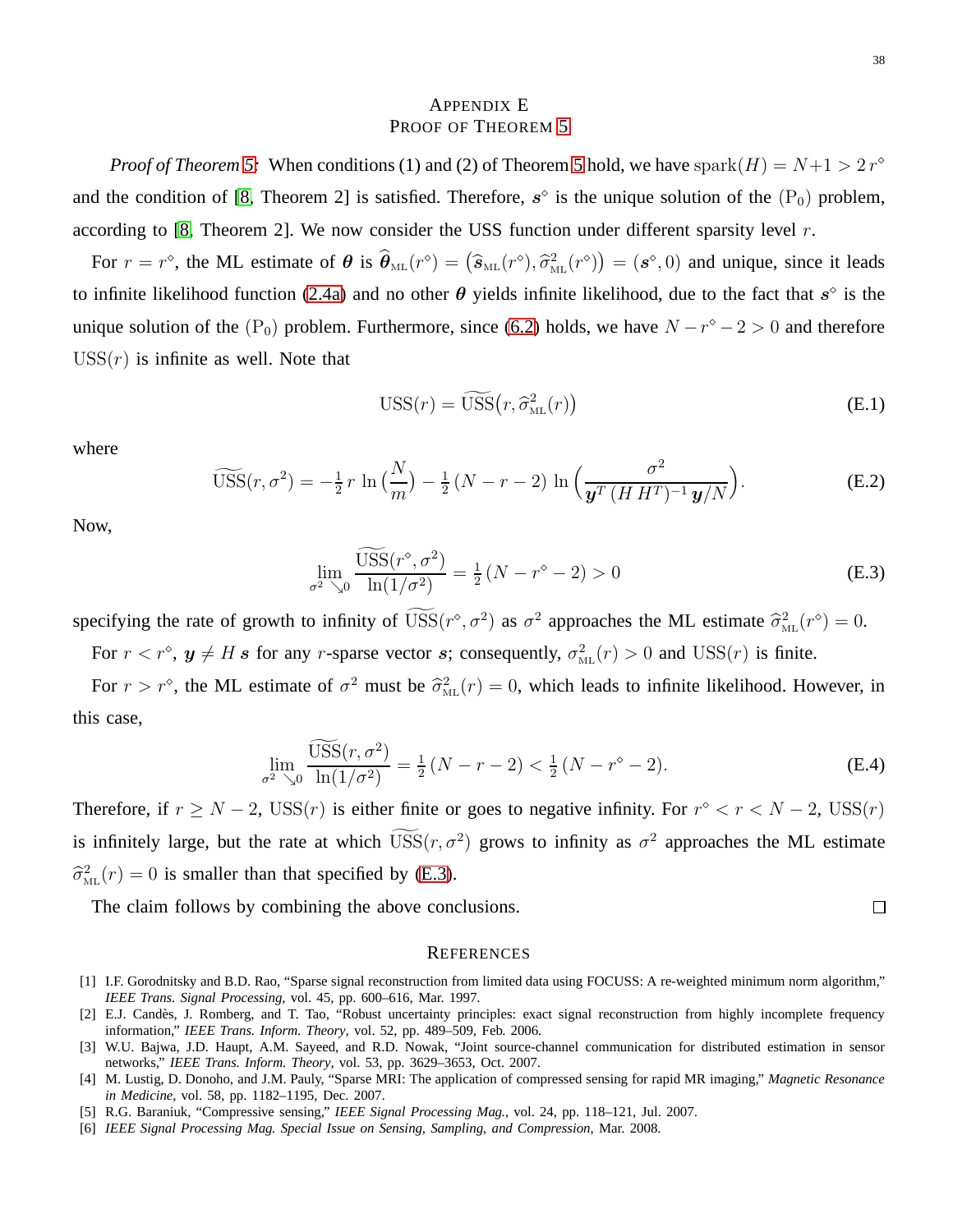# Appendix E
# Proof of Theorem 5

*Proof of Theorem 5:* When conditions (1) and (2) of Theorem 5 hold, we have $\operatorname{spark}(H) = N+1 > 2\,r^\diamond$ and the condition of [8, Theorem 2] is satisfied. Therefore, $\boldsymbol{s}^\diamond$ is the unique solution of the $(\mathrm{P}_0)$ problem, according to [8, Theorem 2]. We now consider the USS function under different sparsity level $r$.

For $r = r^\diamond$, the ML estimate of $\boldsymbol{\theta}$ is $\widehat{\boldsymbol{\theta}}_{\mathrm{ML}}(r^\diamond) = \big(\widehat{\boldsymbol{s}}_{\mathrm{ML}}(r^\diamond), \widehat{\sigma}^2_{\mathrm{ML}}(r^\diamond)\big) = (\boldsymbol{s}^\diamond, 0)$ and unique, since it leads to infinite likelihood function (2.4a) and no other $\boldsymbol{\theta}$ yields infinite likelihood, due to the fact that $\boldsymbol{s}^\diamond$ is the unique solution of the $(\mathrm{P}_0)$ problem. Furthermore, since (6.2) holds, we have $N - r^\diamond - 2 > 0$ and therefore $\mathrm{USS}(r)$ is infinite as well. Note that

$$\mathrm{USS}(r) = \widetilde{\mathrm{USS}}\big(r, \widehat{\sigma}^2_{\mathrm{ML}}(r)\big) \tag{E.1}$$

where

$$\widetilde{\mathrm{USS}}(r, \sigma^2) = -\tfrac{1}{2}\, r\, \ln\Big(\frac{N}{m}\Big) - \tfrac{1}{2}\,(N - r - 2)\, \ln\Big(\frac{\sigma^2}{\boldsymbol{y}^T\,(H\,H^T)^{-1}\,\boldsymbol{y}/N}\Big). \tag{E.2}$$

Now,

$$\lim_{\sigma^2 \searrow 0} \frac{\widetilde{\mathrm{USS}}(r^\diamond, \sigma^2)}{\ln(1/\sigma^2)} = \tfrac{1}{2}\,(N - r^\diamond - 2) > 0 \tag{E.3}$$

specifying the rate of growth to infinity of $\widetilde{\mathrm{USS}}(r^\diamond, \sigma^2)$ as $\sigma^2$ approaches the ML estimate $\widehat{\sigma}^2_{\mathrm{ML}}(r^\diamond) = 0$.

For $r < r^\diamond$, $\boldsymbol{y} \neq H\,\boldsymbol{s}$ for any $r$-sparse vector $\boldsymbol{s}$; consequently, $\sigma^2_{\mathrm{ML}}(r) > 0$ and $\mathrm{USS}(r)$ is finite.

For $r > r^\diamond$, the ML estimate of $\sigma^2$ must be $\widehat{\sigma}^2_{\mathrm{ML}}(r) = 0$, which leads to infinite likelihood. However, in this case,

$$\lim_{\sigma^2 \searrow 0} \frac{\widetilde{\mathrm{USS}}(r, \sigma^2)}{\ln(1/\sigma^2)} = \tfrac{1}{2}\,(N - r - 2) < \tfrac{1}{2}\,(N - r^\diamond - 2). \tag{E.4}$$

Therefore, if $r \geq N - 2$, $\mathrm{USS}(r)$ is either finite or goes to negative infinity. For $r^\diamond < r < N - 2$, $\mathrm{USS}(r)$ is infinitely large, but the rate at which $\widetilde{\mathrm{USS}}(r, \sigma^2)$ grows to infinity as $\sigma^2$ approaches the ML estimate $\widehat{\sigma}^2_{\mathrm{ML}}(r) = 0$ is smaller than that specified by (E.3).

The claim follows by combining the above conclusions. ☐

# References

[1] I.F. Gorodnitsky and B.D. Rao, "Sparse signal reconstruction from limited data using FOCUSS: A re-weighted minimum norm algorithm," *IEEE Trans. Signal Processing*, vol. 45, pp. 600–616, Mar. 1997.

[2] E.J. Candès, J. Romberg, and T. Tao, "Robust uncertainty principles: exact signal reconstruction from highly incomplete frequency information," *IEEE Trans. Inform. Theory*, vol. 52, pp. 489–509, Feb. 2006.

[3] W.U. Bajwa, J.D. Haupt, A.M. Sayeed, and R.D. Nowak, "Joint source-channel communication for distributed estimation in sensor networks," *IEEE Trans. Inform. Theory*, vol. 53, pp. 3629–3653, Oct. 2007.

[4] M. Lustig, D. Donoho, and J.M. Pauly, "Sparse MRI: The application of compressed sensing for rapid MR imaging," *Magnetic Resonance in Medicine*, vol. 58, pp. 1182–1195, Dec. 2007.

[5] R.G. Baraniuk, "Compressive sensing," *IEEE Signal Processing Mag.*, vol. 24, pp. 118–121, Jul. 2007.

[6] *IEEE Signal Processing Mag. Special Issue on Sensing, Sampling, and Compression*, Mar. 2008.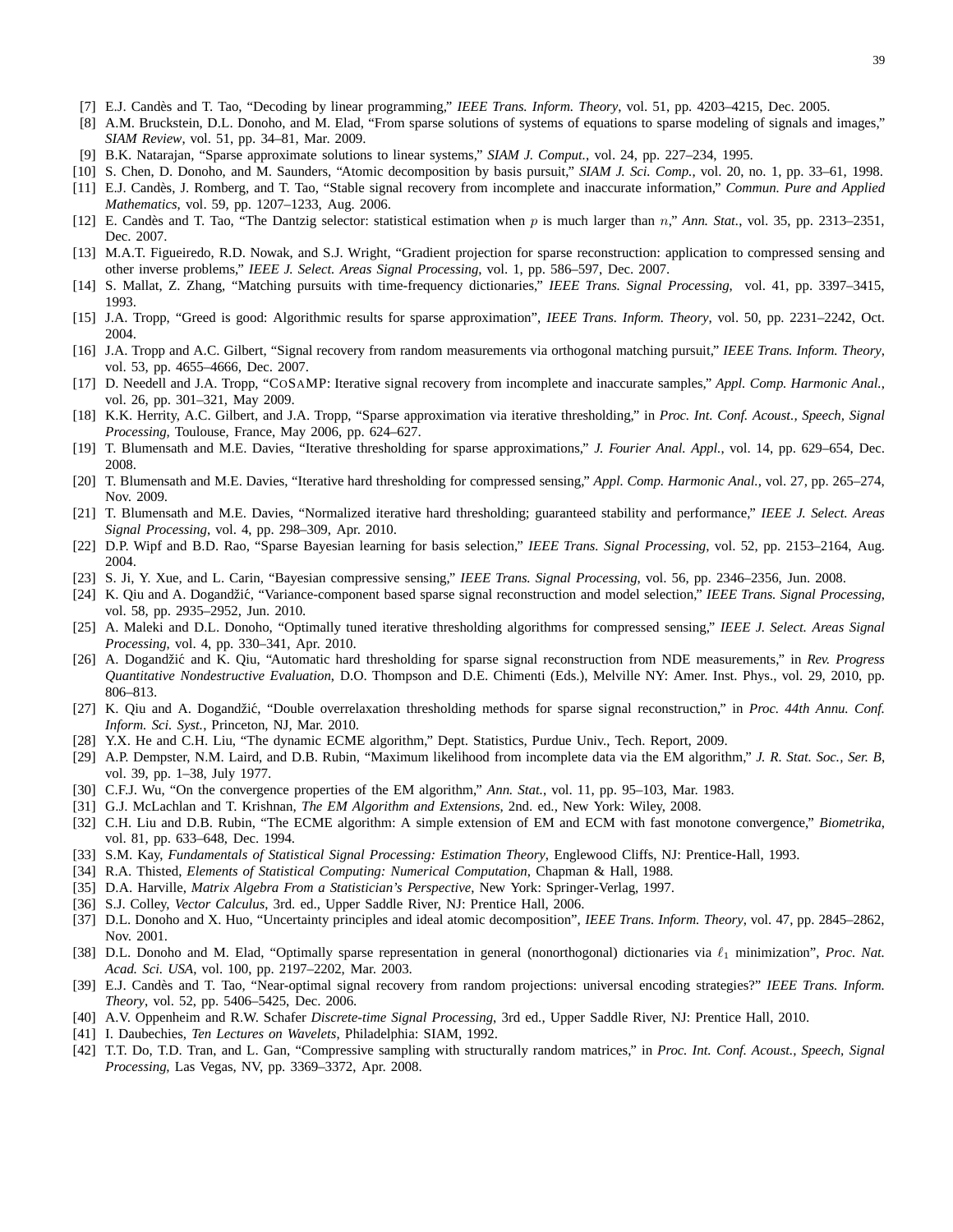[7] E.J. Candès and T. Tao, "Decoding by linear programming," *IEEE Trans. Inform. Theory*, vol. 51, pp. 4203–4215, Dec. 2005.

[8] A.M. Bruckstein, D.L. Donoho, and M. Elad, "From sparse solutions of systems of equations to sparse modeling of signals and images," *SIAM Review*, vol. 51, pp. 34–81, Mar. 2009.

[9] B.K. Natarajan, "Sparse approximate solutions to linear systems," *SIAM J. Comput.*, vol. 24, pp. 227–234, 1995.

[10] S. Chen, D. Donoho, and M. Saunders, "Atomic decomposition by basis pursuit," *SIAM J. Sci. Comp.*, vol. 20, no. 1, pp. 33–61, 1998.

[11] E.J. Candès, J. Romberg, and T. Tao, "Stable signal recovery from incomplete and inaccurate information," *Commun. Pure and Applied Mathematics*, vol. 59, pp. 1207–1233, Aug. 2006.

[12] E. Candès and T. Tao, "The Dantzig selector: statistical estimation when $p$ is much larger than $n$," *Ann. Stat.*, vol. 35, pp. 2313–2351, Dec. 2007.

[13] M.A.T. Figueiredo, R.D. Nowak, and S.J. Wright, "Gradient projection for sparse reconstruction: application to compressed sensing and other inverse problems," *IEEE J. Select. Areas Signal Processing*, vol. 1, pp. 586–597, Dec. 2007.

[14] S. Mallat, Z. Zhang, "Matching pursuits with time-frequency dictionaries," *IEEE Trans. Signal Processing*, vol. 41, pp. 3397–3415, 1993.

[15] J.A. Tropp, "Greed is good: Algorithmic results for sparse approximation", *IEEE Trans. Inform. Theory*, vol. 50, pp. 2231–2242, Oct. 2004.

[16] J.A. Tropp and A.C. Gilbert, "Signal recovery from random measurements via orthogonal matching pursuit," *IEEE Trans. Inform. Theory*, vol. 53, pp. 4655–4666, Dec. 2007.

[17] D. Needell and J.A. Tropp, "CoSaMP: Iterative signal recovery from incomplete and inaccurate samples," *Appl. Comp. Harmonic Anal.*, vol. 26, pp. 301–321, May 2009.

[18] K.K. Herrity, A.C. Gilbert, and J.A. Tropp, "Sparse approximation via iterative thresholding," in *Proc. Int. Conf. Acoust., Speech, Signal Processing*, Toulouse, France, May 2006, pp. 624–627.

[19] T. Blumensath and M.E. Davies, "Iterative thresholding for sparse approximations," *J. Fourier Anal. Appl.*, vol. 14, pp. 629–654, Dec. 2008.

[20] T. Blumensath and M.E. Davies, "Iterative hard thresholding for compressed sensing," *Appl. Comp. Harmonic Anal.*, vol. 27, pp. 265–274, Nov. 2009.

[21] T. Blumensath and M.E. Davies, "Normalized iterative hard thresholding; guaranteed stability and performance," *IEEE J. Select. Areas Signal Processing*, vol. 4, pp. 298–309, Apr. 2010.

[22] D.P. Wipf and B.D. Rao, "Sparse Bayesian learning for basis selection," *IEEE Trans. Signal Processing*, vol. 52, pp. 2153–2164, Aug. 2004.

[23] S. Ji, Y. Xue, and L. Carin, "Bayesian compressive sensing," *IEEE Trans. Signal Processing*, vol. 56, pp. 2346–2356, Jun. 2008.

[24] K. Qiu and A. Dogandžić, "Variance-component based sparse signal reconstruction and model selection," *IEEE Trans. Signal Processing*, vol. 58, pp. 2935–2952, Jun. 2010.

[25] A. Maleki and D.L. Donoho, "Optimally tuned iterative thresholding algorithms for compressed sensing," *IEEE J. Select. Areas Signal Processing*, vol. 4, pp. 330–341, Apr. 2010.

[26] A. Dogandžić and K. Qiu, "Automatic hard thresholding for sparse signal reconstruction from NDE measurements," in *Rev. Progress Quantitative Nondestructive Evaluation*, D.O. Thompson and D.E. Chimenti (Eds.), Melville NY: Amer. Inst. Phys., vol. 29, 2010, pp. 806–813.

[27] K. Qiu and A. Dogandžić, "Double overrelaxation thresholding methods for sparse signal reconstruction," in *Proc. 44th Annu. Conf. Inform. Sci. Syst.*, Princeton, NJ, Mar. 2010.

[28] Y.X. He and C.H. Liu, "The dynamic ECME algorithm," Dept. Statistics, Purdue Univ., Tech. Report, 2009.

[29] A.P. Dempster, N.M. Laird, and D.B. Rubin, "Maximum likelihood from incomplete data via the EM algorithm," *J. R. Stat. Soc., Ser. B*, vol. 39, pp. 1–38, July 1977.

[30] C.F.J. Wu, "On the convergence properties of the EM algorithm," *Ann. Stat.*, vol. 11, pp. 95–103, Mar. 1983.

[31] G.J. McLachlan and T. Krishnan, *The EM Algorithm and Extensions*, 2nd. ed., New York: Wiley, 2008.

[32] C.H. Liu and D.B. Rubin, "The ECME algorithm: A simple extension of EM and ECM with fast monotone convergence," *Biometrika*, vol. 81, pp. 633–648, Dec. 1994.

[33] S.M. Kay, *Fundamentals of Statistical Signal Processing: Estimation Theory*, Englewood Cliffs, NJ: Prentice-Hall, 1993.

[34] R.A. Thisted, *Elements of Statistical Computing: Numerical Computation*, Chapman & Hall, 1988.

[35] D.A. Harville, *Matrix Algebra From a Statistician's Perspective*, New York: Springer-Verlag, 1997.

[36] S.J. Colley, *Vector Calculus*, 3rd. ed., Upper Saddle River, NJ: Prentice Hall, 2006.

[37] D.L. Donoho and X. Huo, "Uncertainty principles and ideal atomic decomposition", *IEEE Trans. Inform. Theory*, vol. 47, pp. 2845–2862, Nov. 2001.

[38] D.L. Donoho and M. Elad, "Optimally sparse representation in general (nonorthogonal) dictionaries via $\ell_1$ minimization", *Proc. Nat. Acad. Sci. USA*, vol. 100, pp. 2197–2202, Mar. 2003.

[39] E.J. Candès and T. Tao, "Near-optimal signal recovery from random projections: universal encoding strategies?" *IEEE Trans. Inform. Theory*, vol. 52, pp. 5406–5425, Dec. 2006.

[40] A.V. Oppenheim and R.W. Schafer *Discrete-time Signal Processing*, 3rd ed., Upper Saddle River, NJ: Prentice Hall, 2010.

[41] I. Daubechies, *Ten Lectures on Wavelets*, Philadelphia: SIAM, 1992.

[42] T.T. Do, T.D. Tran, and L. Gan, "Compressive sampling with structurally random matrices," in *Proc. Int. Conf. Acoust., Speech, Signal Processing*, Las Vegas, NV, pp. 3369–3372, Apr. 2008.